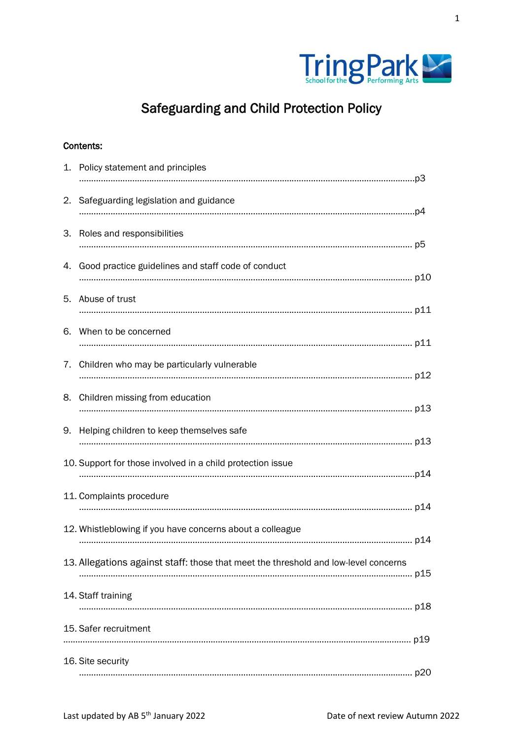# Safeguarding and Child Protection Policy

**Contents:**

1. Policy statement and principles ....................................................................................................p3
2. Safeguarding legislation and guidance ....................................................................................................p4
3. Roles and responsibilities .................................................................................................... p5
4. Good practice guidelines and staff code of conduct .................................................................................................... p10
5. Abuse of trust .................................................................................................... p11
6. When to be concerned .................................................................................................... p11
7. Children who may be particularly vulnerable .................................................................................................... p12
8. Children missing from education .................................................................................................... p13
9. Helping children to keep themselves safe .................................................................................................... p13
10. Support for those involved in a child protection issue ....................................................................................................p14
11. Complaints procedure .................................................................................................... p14
12. Whistleblowing if you have concerns about a colleague .................................................................................................... p14
13. Allegations against staff: those that meet the threshold and low-level concerns .................................................................................................... p15
14. Staff training .................................................................................................... p18
15. Safer recruitment .................................................................................................... p19
16. Site security .................................................................................................... p20

Last updated by AB 5th January 2022 — Date of next review Autumn 2022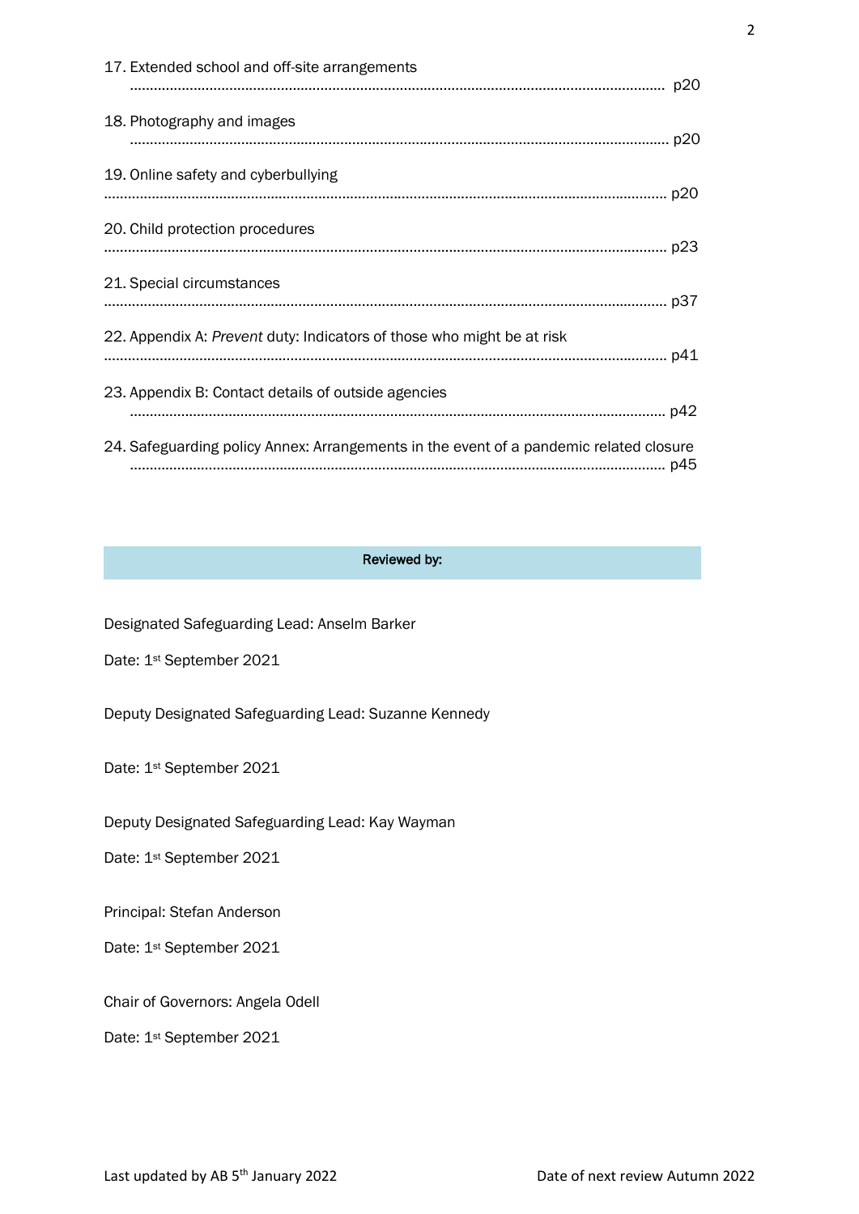17. Extended school and off-site arrangements ........................................................................................................................ p20

18. Photography and images ........................................................................................................................ p20

19. Online safety and cyberbullying ........................................................................................................................ p20

20. Child protection procedures ........................................................................................................................ p23

21. Special circumstances ........................................................................................................................ p37

22. Appendix A: *Prevent* duty: Indicators of those who might be at risk ........................................................................................................................ p41

23. Appendix B: Contact details of outside agencies ........................................................................................................................ p42

24. Safeguarding policy Annex: Arrangements in the event of a pandemic related closure ........................................................................................................................ p45

**Reviewed by:**

Designated Safeguarding Lead: Anselm Barker

Date: 1st September 2021

Deputy Designated Safeguarding Lead: Suzanne Kennedy

Date: 1st September 2021

Deputy Designated Safeguarding Lead: Kay Wayman

Date: 1st September 2021

Principal: Stefan Anderson

Date: 1st September 2021

Chair of Governors: Angela Odell

Date: 1st September 2021

Last updated by AB 5th January 2022 Date of next review Autumn 2022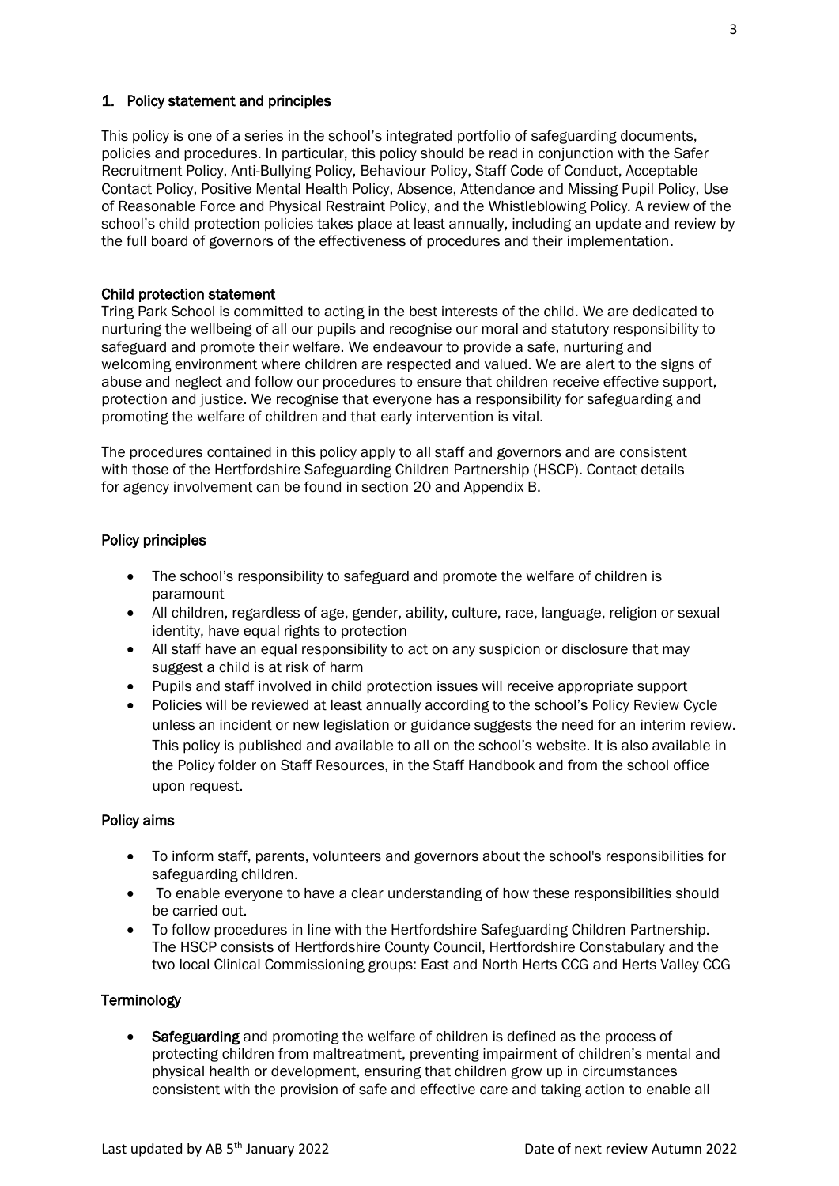## 1. Policy statement and principles

This policy is one of a series in the school's integrated portfolio of safeguarding documents, policies and procedures. In particular, this policy should be read in conjunction with the Safer Recruitment Policy, Anti-Bullying Policy, Behaviour Policy, Staff Code of Conduct, Acceptable Contact Policy, Positive Mental Health Policy, Absence, Attendance and Missing Pupil Policy, Use of Reasonable Force and Physical Restraint Policy, and the Whistleblowing Policy. A review of the school's child protection policies takes place at least annually, including an update and review by the full board of governors of the effectiveness of procedures and their implementation.

### Child protection statement

Tring Park School is committed to acting in the best interests of the child. We are dedicated to nurturing the wellbeing of all our pupils and recognise our moral and statutory responsibility to safeguard and promote their welfare. We endeavour to provide a safe, nurturing and welcoming environment where children are respected and valued. We are alert to the signs of abuse and neglect and follow our procedures to ensure that children receive effective support, protection and justice. We recognise that everyone has a responsibility for safeguarding and promoting the welfare of children and that early intervention is vital.

The procedures contained in this policy apply to all staff and governors and are consistent with those of the Hertfordshire Safeguarding Children Partnership (HSCP). Contact details for agency involvement can be found in section 20 and Appendix B.

### Policy principles

- The school's responsibility to safeguard and promote the welfare of children is paramount
- All children, regardless of age, gender, ability, culture, race, language, religion or sexual identity, have equal rights to protection
- All staff have an equal responsibility to act on any suspicion or disclosure that may suggest a child is at risk of harm
- Pupils and staff involved in child protection issues will receive appropriate support
- Policies will be reviewed at least annually according to the school's Policy Review Cycle unless an incident or new legislation or guidance suggests the need for an interim review. This policy is published and available to all on the school's website. It is also available in the Policy folder on Staff Resources, in the Staff Handbook and from the school office upon request.

### Policy aims

- To inform staff, parents, volunteers and governors about the school's responsibilities for safeguarding children.
- To enable everyone to have a clear understanding of how these responsibilities should be carried out.
- To follow procedures in line with the Hertfordshire Safeguarding Children Partnership. The HSCP consists of Hertfordshire County Council, Hertfordshire Constabulary and the two local Clinical Commissioning groups: East and North Herts CCG and Herts Valley CCG

### Terminology

- **Safeguarding** and promoting the welfare of children is defined as the process of protecting children from maltreatment, preventing impairment of children's mental and physical health or development, ensuring that children grow up in circumstances consistent with the provision of safe and effective care and taking action to enable all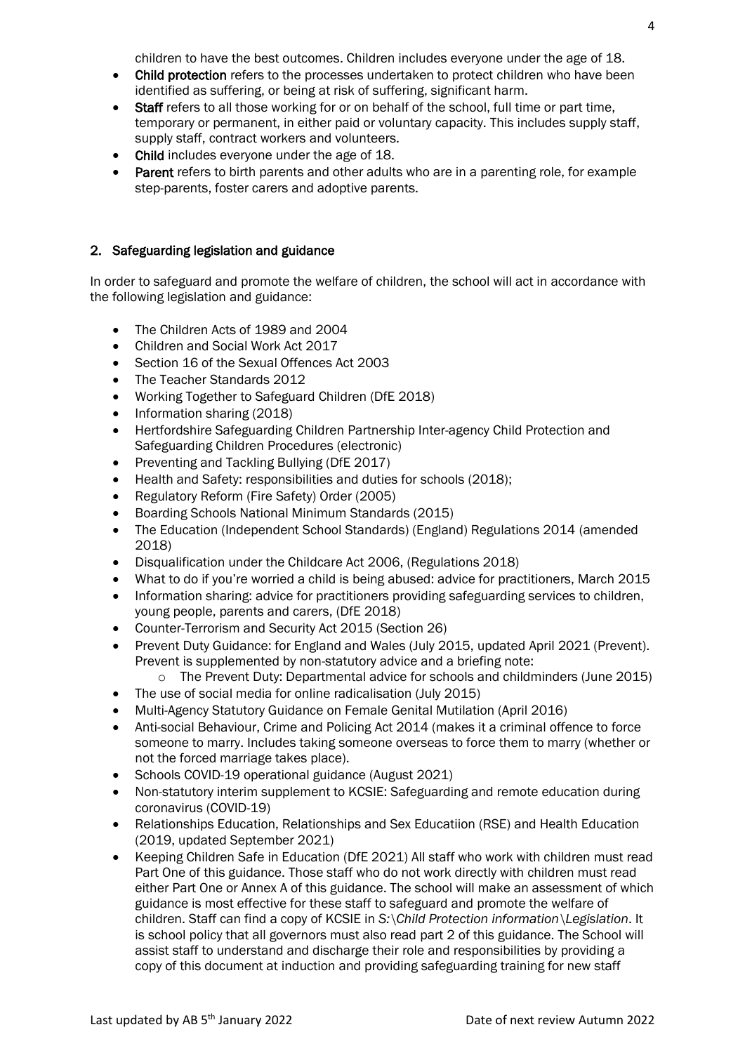children to have the best outcomes. Children includes everyone under the age of 18.

- **Child protection** refers to the processes undertaken to protect children who have been identified as suffering, or being at risk of suffering, significant harm.
- **Staff** refers to all those working for or on behalf of the school, full time or part time, temporary or permanent, in either paid or voluntary capacity. This includes supply staff, supply staff, contract workers and volunteers.
- **Child** includes everyone under the age of 18.
- **Parent** refers to birth parents and other adults who are in a parenting role, for example step-parents, foster carers and adoptive parents.

## 2. Safeguarding legislation and guidance

In order to safeguard and promote the welfare of children, the school will act in accordance with the following legislation and guidance:

- The Children Acts of 1989 and 2004
- Children and Social Work Act 2017
- Section 16 of the Sexual Offences Act 2003
- The Teacher Standards 2012
- Working Together to Safeguard Children (DfE 2018)
- Information sharing (2018)
- Hertfordshire Safeguarding Children Partnership Inter-agency Child Protection and Safeguarding Children Procedures (electronic)
- Preventing and Tackling Bullying (DfE 2017)
- Health and Safety: responsibilities and duties for schools (2018);
- Regulatory Reform (Fire Safety) Order (2005)
- Boarding Schools National Minimum Standards (2015)
- The Education (Independent School Standards) (England) Regulations 2014 (amended 2018)
- Disqualification under the Childcare Act 2006, (Regulations 2018)
- What to do if you're worried a child is being abused: advice for practitioners, March 2015
- Information sharing: advice for practitioners providing safeguarding services to children, young people, parents and carers, (DfE 2018)
- Counter-Terrorism and Security Act 2015 (Section 26)
- Prevent Duty Guidance: for England and Wales (July 2015, updated April 2021 (Prevent). Prevent is supplemented by non-statutory advice and a briefing note:
  - The Prevent Duty: Departmental advice for schools and childminders (June 2015)
- The use of social media for online radicalisation (July 2015)
- Multi-Agency Statutory Guidance on Female Genital Mutilation (April 2016)
- Anti-social Behaviour, Crime and Policing Act 2014 (makes it a criminal offence to force someone to marry. Includes taking someone overseas to force them to marry (whether or not the forced marriage takes place).
- Schools COVID-19 operational guidance (August 2021)
- Non-statutory interim supplement to KCSIE: Safeguarding and remote education during coronavirus (COVID-19)
- Relationships Education, Relationships and Sex Educatiion (RSE) and Health Education (2019, updated September 2021)
- Keeping Children Safe in Education (DfE 2021) All staff who work with children must read Part One of this guidance. Those staff who do not work directly with children must read either Part One or Annex A of this guidance. The school will make an assessment of which guidance is most effective for these staff to safeguard and promote the welfare of children. Staff can find a copy of KCSIE in *S:\Child Protection information\Legislation*. It is school policy that all governors must also read part 2 of this guidance. The School will assist staff to understand and discharge their role and responsibilities by providing a copy of this document at induction and providing safeguarding training for new staff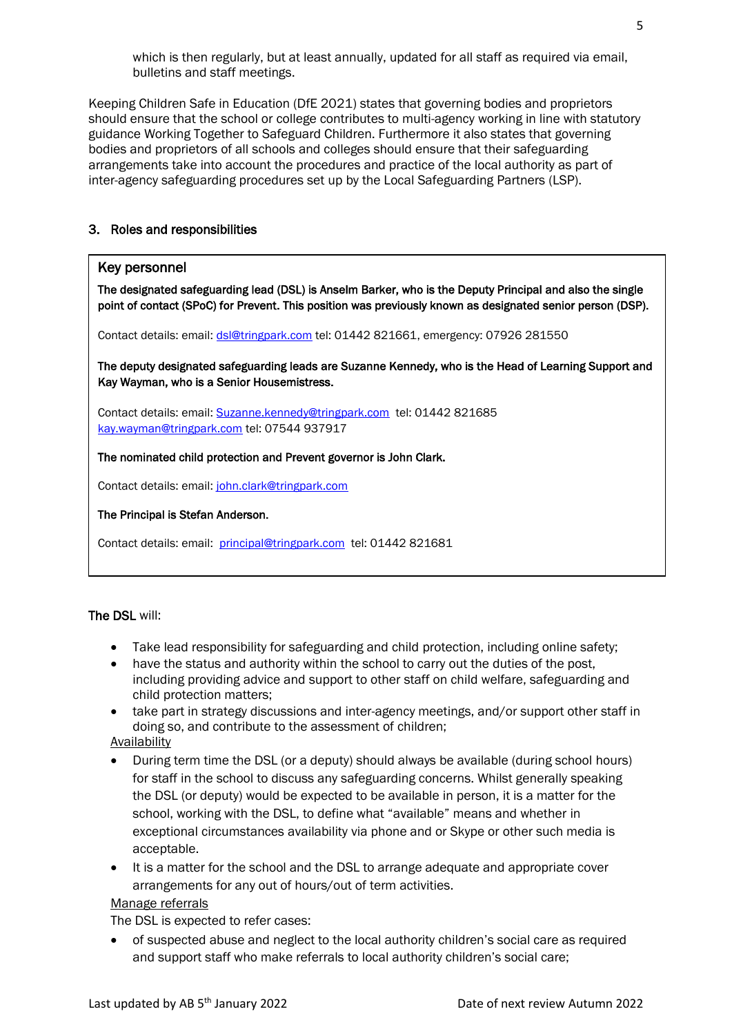which is then regularly, but at least annually, updated for all staff as required via email, bulletins and staff meetings.

Keeping Children Safe in Education (DfE 2021) states that governing bodies and proprietors should ensure that the school or college contributes to multi-agency working in line with statutory guidance Working Together to Safeguard Children. Furthermore it also states that governing bodies and proprietors of all schools and colleges should ensure that their safeguarding arrangements take into account the procedures and practice of the local authority as part of inter-agency safeguarding procedures set up by the Local Safeguarding Partners (LSP).

## 3. Roles and responsibilities

### Key personnel

**The designated safeguarding lead (DSL) is Anselm Barker, who is the Deputy Principal and also the single point of contact (SPoC) for Prevent. This position was previously known as designated senior person (DSP).**

Contact details: email: dsl@tringpark.com tel: 01442 821661, emergency: 07926 281550

**The deputy designated safeguarding leads are Suzanne Kennedy, who is the Head of Learning Support and Kay Wayman, who is a Senior Housemistress.**

Contact details: email: Suzanne.kennedy@tringpark.com tel: 01442 821685
kay.wayman@tringpark.com tel: 07544 937917

**The nominated child protection and Prevent governor is John Clark.**

Contact details: email: john.clark@tringpark.com

**The Principal is Stefan Anderson.**

Contact details: email: principal@tringpark.com tel: 01442 821681

**The DSL** will:

- Take lead responsibility for safeguarding and child protection, including online safety;
- have the status and authority within the school to carry out the duties of the post, including providing advice and support to other staff on child welfare, safeguarding and child protection matters;
- take part in strategy discussions and inter-agency meetings, and/or support other staff in doing so, and contribute to the assessment of children;

Availability

- During term time the DSL (or a deputy) should always be available (during school hours) for staff in the school to discuss any safeguarding concerns. Whilst generally speaking the DSL (or deputy) would be expected to be available in person, it is a matter for the school, working with the DSL, to define what "available" means and whether in exceptional circumstances availability via phone and or Skype or other such media is acceptable.
- It is a matter for the school and the DSL to arrange adequate and appropriate cover arrangements for any out of hours/out of term activities.

Manage referrals

The DSL is expected to refer cases:

- of suspected abuse and neglect to the local authority children's social care as required and support staff who make referrals to local authority children's social care;

Last updated by AB 5th January 2022 Date of next review Autumn 2022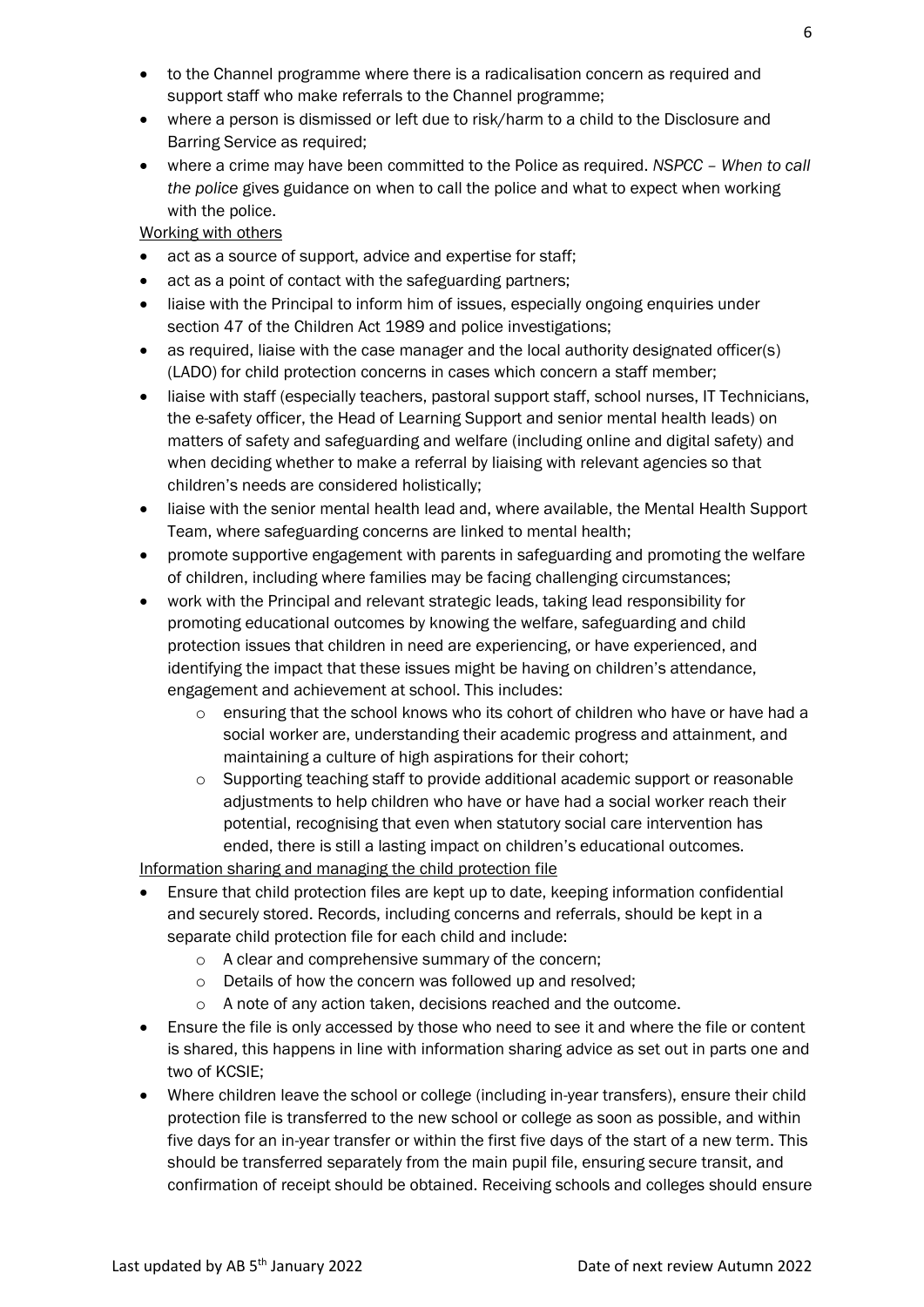- to the Channel programme where there is a radicalisation concern as required and support staff who make referrals to the Channel programme;
- where a person is dismissed or left due to risk/harm to a child to the Disclosure and Barring Service as required;
- where a crime may have been committed to the Police as required. *NSPCC – When to call the police* gives guidance on when to call the police and what to expect when working with the police.

<u>Working with others</u>

- act as a source of support, advice and expertise for staff;
- act as a point of contact with the safeguarding partners;
- liaise with the Principal to inform him of issues, especially ongoing enquiries under section 47 of the Children Act 1989 and police investigations;
- as required, liaise with the case manager and the local authority designated officer(s) (LADO) for child protection concerns in cases which concern a staff member;
- liaise with staff (especially teachers, pastoral support staff, school nurses, IT Technicians, the e-safety officer, the Head of Learning Support and senior mental health leads) on matters of safety and safeguarding and welfare (including online and digital safety) and when deciding whether to make a referral by liaising with relevant agencies so that children's needs are considered holistically;
- liaise with the senior mental health lead and, where available, the Mental Health Support Team, where safeguarding concerns are linked to mental health;
- promote supportive engagement with parents in safeguarding and promoting the welfare of children, including where families may be facing challenging circumstances;
- work with the Principal and relevant strategic leads, taking lead responsibility for promoting educational outcomes by knowing the welfare, safeguarding and child protection issues that children in need are experiencing, or have experienced, and identifying the impact that these issues might be having on children's attendance, engagement and achievement at school. This includes:
  - ensuring that the school knows who its cohort of children who have or have had a social worker are, understanding their academic progress and attainment, and maintaining a culture of high aspirations for their cohort;
  - Supporting teaching staff to provide additional academic support or reasonable adjustments to help children who have or have had a social worker reach their potential, recognising that even when statutory social care intervention has ended, there is still a lasting impact on children's educational outcomes.

<u>Information sharing and managing the child protection file</u>

- Ensure that child protection files are kept up to date, keeping information confidential and securely stored. Records, including concerns and referrals, should be kept in a separate child protection file for each child and include:
  - A clear and comprehensive summary of the concern;
  - Details of how the concern was followed up and resolved;
  - A note of any action taken, decisions reached and the outcome.
- Ensure the file is only accessed by those who need to see it and where the file or content is shared, this happens in line with information sharing advice as set out in parts one and two of KCSIE;
- Where children leave the school or college (including in-year transfers), ensure their child protection file is transferred to the new school or college as soon as possible, and within five days for an in-year transfer or within the first five days of the start of a new term. This should be transferred separately from the main pupil file, ensuring secure transit, and confirmation of receipt should be obtained. Receiving schools and colleges should ensure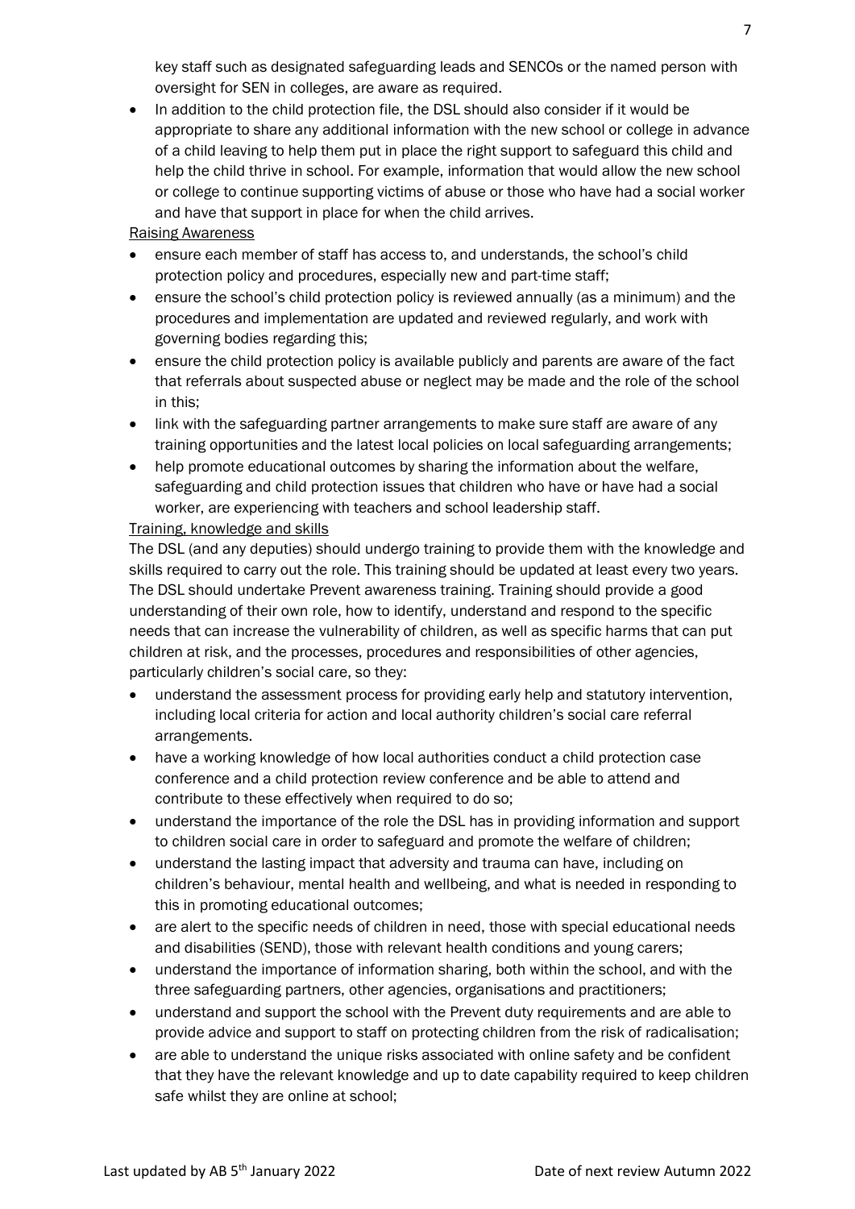key staff such as designated safeguarding leads and SENCOs or the named person with oversight for SEN in colleges, are aware as required.

- In addition to the child protection file, the DSL should also consider if it would be appropriate to share any additional information with the new school or college in advance of a child leaving to help them put in place the right support to safeguard this child and help the child thrive in school. For example, information that would allow the new school or college to continue supporting victims of abuse or those who have had a social worker and have that support in place for when the child arrives.

Raising Awareness

- ensure each member of staff has access to, and understands, the school's child protection policy and procedures, especially new and part-time staff;
- ensure the school's child protection policy is reviewed annually (as a minimum) and the procedures and implementation are updated and reviewed regularly, and work with governing bodies regarding this;
- ensure the child protection policy is available publicly and parents are aware of the fact that referrals about suspected abuse or neglect may be made and the role of the school in this;
- link with the safeguarding partner arrangements to make sure staff are aware of any training opportunities and the latest local policies on local safeguarding arrangements;
- help promote educational outcomes by sharing the information about the welfare, safeguarding and child protection issues that children who have or have had a social worker, are experiencing with teachers and school leadership staff.

Training, knowledge and skills

The DSL (and any deputies) should undergo training to provide them with the knowledge and skills required to carry out the role. This training should be updated at least every two years. The DSL should undertake Prevent awareness training. Training should provide a good understanding of their own role, how to identify, understand and respond to the specific needs that can increase the vulnerability of children, as well as specific harms that can put children at risk, and the processes, procedures and responsibilities of other agencies, particularly children's social care, so they:

- understand the assessment process for providing early help and statutory intervention, including local criteria for action and local authority children's social care referral arrangements.
- have a working knowledge of how local authorities conduct a child protection case conference and a child protection review conference and be able to attend and contribute to these effectively when required to do so;
- understand the importance of the role the DSL has in providing information and support to children social care in order to safeguard and promote the welfare of children;
- understand the lasting impact that adversity and trauma can have, including on children's behaviour, mental health and wellbeing, and what is needed in responding to this in promoting educational outcomes;
- are alert to the specific needs of children in need, those with special educational needs and disabilities (SEND), those with relevant health conditions and young carers;
- understand the importance of information sharing, both within the school, and with the three safeguarding partners, other agencies, organisations and practitioners;
- understand and support the school with the Prevent duty requirements and are able to provide advice and support to staff on protecting children from the risk of radicalisation;
- are able to understand the unique risks associated with online safety and be confident that they have the relevant knowledge and up to date capability required to keep children safe whilst they are online at school;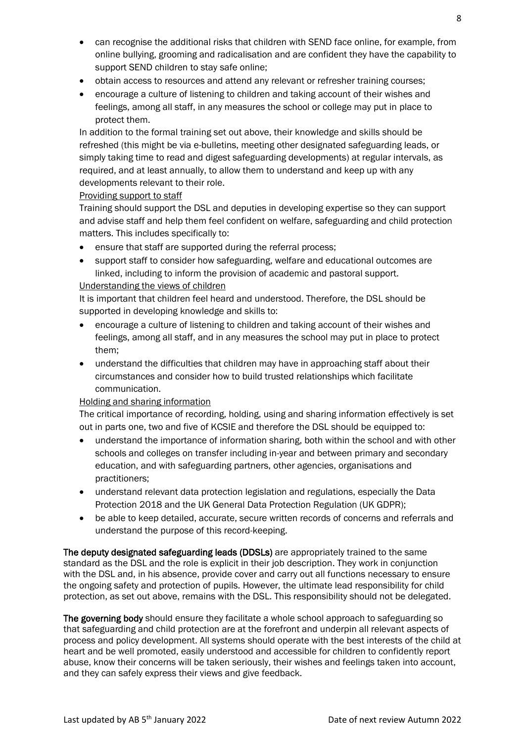- can recognise the additional risks that children with SEND face online, for example, from online bullying, grooming and radicalisation and are confident they have the capability to support SEND children to stay safe online;
- obtain access to resources and attend any relevant or refresher training courses;
- encourage a culture of listening to children and taking account of their wishes and feelings, among all staff, in any measures the school or college may put in place to protect them.

In addition to the formal training set out above, their knowledge and skills should be refreshed (this might be via e-bulletins, meeting other designated safeguarding leads, or simply taking time to read and digest safeguarding developments) at regular intervals, as required, and at least annually, to allow them to understand and keep up with any developments relevant to their role.

<u>Providing support to staff</u>

Training should support the DSL and deputies in developing expertise so they can support and advise staff and help them feel confident on welfare, safeguarding and child protection matters. This includes specifically to:

- ensure that staff are supported during the referral process;
- support staff to consider how safeguarding, welfare and educational outcomes are linked, including to inform the provision of academic and pastoral support.

<u>Understanding the views of children</u>

It is important that children feel heard and understood. Therefore, the DSL should be supported in developing knowledge and skills to:

- encourage a culture of listening to children and taking account of their wishes and feelings, among all staff, and in any measures the school may put in place to protect them;
- understand the difficulties that children may have in approaching staff about their circumstances and consider how to build trusted relationships which facilitate communication.

<u>Holding and sharing information</u>

The critical importance of recording, holding, using and sharing information effectively is set out in parts one, two and five of KCSIE and therefore the DSL should be equipped to:

- understand the importance of information sharing, both within the school and with other schools and colleges on transfer including in-year and between primary and secondary education, and with safeguarding partners, other agencies, organisations and practitioners;
- understand relevant data protection legislation and regulations, especially the Data Protection 2018 and the UK General Data Protection Regulation (UK GDPR);
- be able to keep detailed, accurate, secure written records of concerns and referrals and understand the purpose of this record-keeping.

**The deputy designated safeguarding leads (DDSLs)** are appropriately trained to the same standard as the DSL and the role is explicit in their job description. They work in conjunction with the DSL and, in his absence, provide cover and carry out all functions necessary to ensure the ongoing safety and protection of pupils. However, the ultimate lead responsibility for child protection, as set out above, remains with the DSL. This responsibility should not be delegated.

**The governing body** should ensure they facilitate a whole school approach to safeguarding so that safeguarding and child protection are at the forefront and underpin all relevant aspects of process and policy development. All systems should operate with the best interests of the child at heart and be well promoted, easily understood and accessible for children to confidently report abuse, know their concerns will be taken seriously, their wishes and feelings taken into account, and they can safely express their views and give feedback.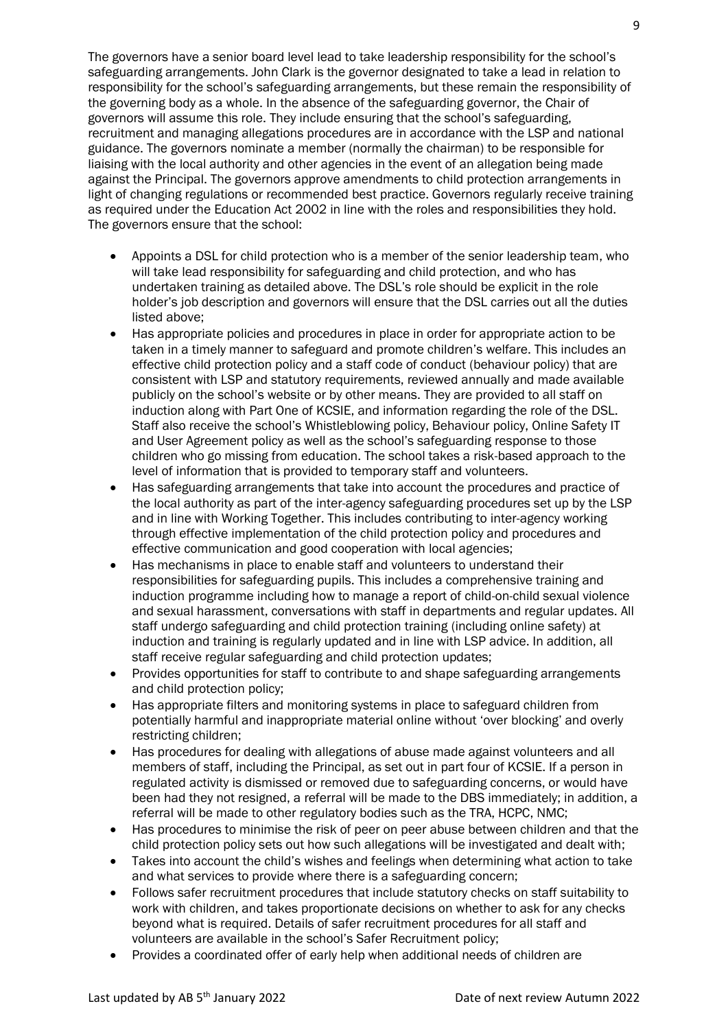The governors have a senior board level lead to take leadership responsibility for the school's safeguarding arrangements. John Clark is the governor designated to take a lead in relation to responsibility for the school's safeguarding arrangements, but these remain the responsibility of the governing body as a whole. In the absence of the safeguarding governor, the Chair of governors will assume this role. They include ensuring that the school's safeguarding, recruitment and managing allegations procedures are in accordance with the LSP and national guidance. The governors nominate a member (normally the chairman) to be responsible for liaising with the local authority and other agencies in the event of an allegation being made against the Principal. The governors approve amendments to child protection arrangements in light of changing regulations or recommended best practice. Governors regularly receive training as required under the Education Act 2002 in line with the roles and responsibilities they hold. The governors ensure that the school:

- Appoints a DSL for child protection who is a member of the senior leadership team, who will take lead responsibility for safeguarding and child protection, and who has undertaken training as detailed above. The DSL's role should be explicit in the role holder's job description and governors will ensure that the DSL carries out all the duties listed above;
- Has appropriate policies and procedures in place in order for appropriate action to be taken in a timely manner to safeguard and promote children's welfare. This includes an effective child protection policy and a staff code of conduct (behaviour policy) that are consistent with LSP and statutory requirements, reviewed annually and made available publicly on the school's website or by other means. They are provided to all staff on induction along with Part One of KCSIE, and information regarding the role of the DSL. Staff also receive the school's Whistleblowing policy, Behaviour policy, Online Safety IT and User Agreement policy as well as the school's safeguarding response to those children who go missing from education. The school takes a risk-based approach to the level of information that is provided to temporary staff and volunteers.
- Has safeguarding arrangements that take into account the procedures and practice of the local authority as part of the inter-agency safeguarding procedures set up by the LSP and in line with Working Together. This includes contributing to inter-agency working through effective implementation of the child protection policy and procedures and effective communication and good cooperation with local agencies;
- Has mechanisms in place to enable staff and volunteers to understand their responsibilities for safeguarding pupils. This includes a comprehensive training and induction programme including how to manage a report of child-on-child sexual violence and sexual harassment, conversations with staff in departments and regular updates. All staff undergo safeguarding and child protection training (including online safety) at induction and training is regularly updated and in line with LSP advice. In addition, all staff receive regular safeguarding and child protection updates;
- Provides opportunities for staff to contribute to and shape safeguarding arrangements and child protection policy;
- Has appropriate filters and monitoring systems in place to safeguard children from potentially harmful and inappropriate material online without 'over blocking' and overly restricting children;
- Has procedures for dealing with allegations of abuse made against volunteers and all members of staff, including the Principal, as set out in part four of KCSIE. If a person in regulated activity is dismissed or removed due to safeguarding concerns, or would have been had they not resigned, a referral will be made to the DBS immediately; in addition, a referral will be made to other regulatory bodies such as the TRA, HCPC, NMC;
- Has procedures to minimise the risk of peer on peer abuse between children and that the child protection policy sets out how such allegations will be investigated and dealt with;
- Takes into account the child's wishes and feelings when determining what action to take and what services to provide where there is a safeguarding concern;
- Follows safer recruitment procedures that include statutory checks on staff suitability to work with children, and takes proportionate decisions on whether to ask for any checks beyond what is required. Details of safer recruitment procedures for all staff and volunteers are available in the school's Safer Recruitment policy;
- Provides a coordinated offer of early help when additional needs of children are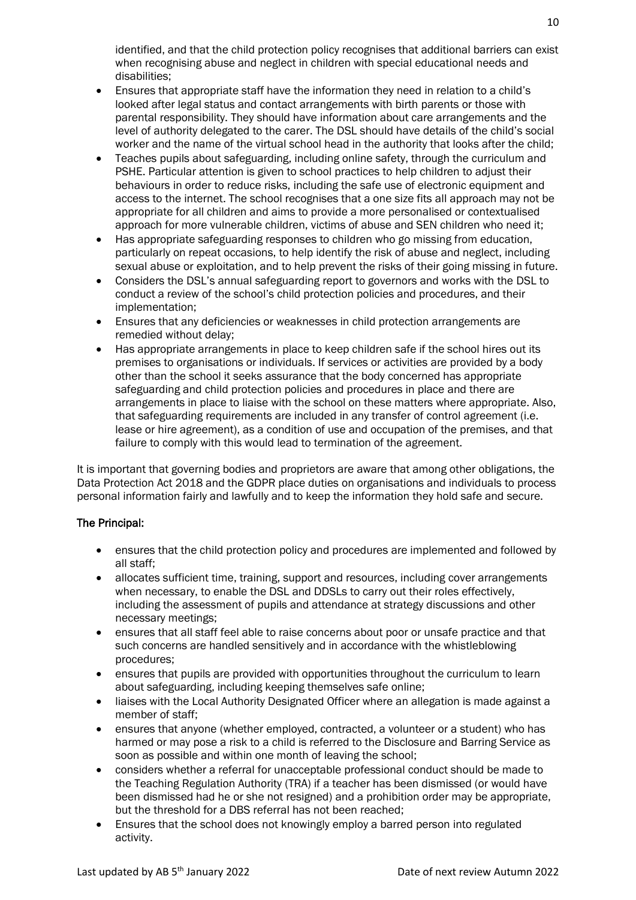identified, and that the child protection policy recognises that additional barriers can exist when recognising abuse and neglect in children with special educational needs and disabilities;

- Ensures that appropriate staff have the information they need in relation to a child's looked after legal status and contact arrangements with birth parents or those with parental responsibility. They should have information about care arrangements and the level of authority delegated to the carer. The DSL should have details of the child's social worker and the name of the virtual school head in the authority that looks after the child;
- Teaches pupils about safeguarding, including online safety, through the curriculum and PSHE. Particular attention is given to school practices to help children to adjust their behaviours in order to reduce risks, including the safe use of electronic equipment and access to the internet. The school recognises that a one size fits all approach may not be appropriate for all children and aims to provide a more personalised or contextualised approach for more vulnerable children, victims of abuse and SEN children who need it;
- Has appropriate safeguarding responses to children who go missing from education, particularly on repeat occasions, to help identify the risk of abuse and neglect, including sexual abuse or exploitation, and to help prevent the risks of their going missing in future.
- Considers the DSL's annual safeguarding report to governors and works with the DSL to conduct a review of the school's child protection policies and procedures, and their implementation;
- Ensures that any deficiencies or weaknesses in child protection arrangements are remedied without delay;
- Has appropriate arrangements in place to keep children safe if the school hires out its premises to organisations or individuals. If services or activities are provided by a body other than the school it seeks assurance that the body concerned has appropriate safeguarding and child protection policies and procedures in place and there are arrangements in place to liaise with the school on these matters where appropriate. Also, that safeguarding requirements are included in any transfer of control agreement (i.e. lease or hire agreement), as a condition of use and occupation of the premises, and that failure to comply with this would lead to termination of the agreement.

It is important that governing bodies and proprietors are aware that among other obligations, the Data Protection Act 2018 and the GDPR place duties on organisations and individuals to process personal information fairly and lawfully and to keep the information they hold safe and secure.

## The Principal:

- ensures that the child protection policy and procedures are implemented and followed by all staff;
- allocates sufficient time, training, support and resources, including cover arrangements when necessary, to enable the DSL and DDSLs to carry out their roles effectively, including the assessment of pupils and attendance at strategy discussions and other necessary meetings;
- ensures that all staff feel able to raise concerns about poor or unsafe practice and that such concerns are handled sensitively and in accordance with the whistleblowing procedures;
- ensures that pupils are provided with opportunities throughout the curriculum to learn about safeguarding, including keeping themselves safe online;
- liaises with the Local Authority Designated Officer where an allegation is made against a member of staff;
- ensures that anyone (whether employed, contracted, a volunteer or a student) who has harmed or may pose a risk to a child is referred to the Disclosure and Barring Service as soon as possible and within one month of leaving the school;
- considers whether a referral for unacceptable professional conduct should be made to the Teaching Regulation Authority (TRA) if a teacher has been dismissed (or would have been dismissed had he or she not resigned) and a prohibition order may be appropriate, but the threshold for a DBS referral has not been reached;
- Ensures that the school does not knowingly employ a barred person into regulated activity.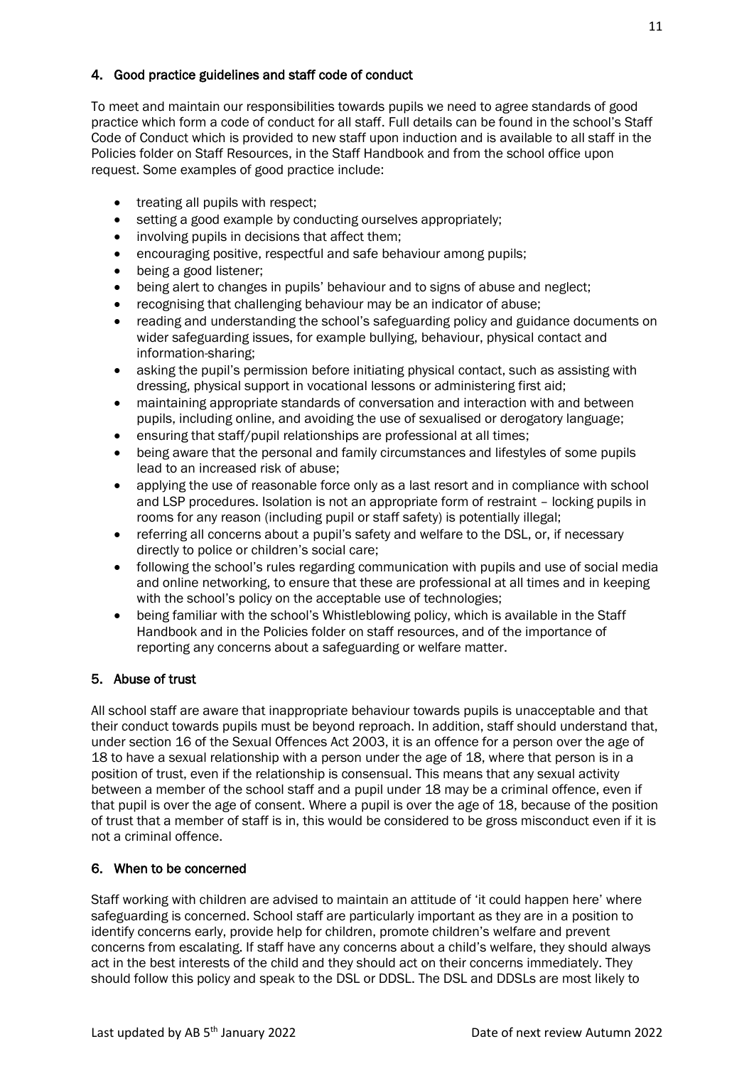## 4. Good practice guidelines and staff code of conduct

To meet and maintain our responsibilities towards pupils we need to agree standards of good practice which form a code of conduct for all staff. Full details can be found in the school's Staff Code of Conduct which is provided to new staff upon induction and is available to all staff in the Policies folder on Staff Resources, in the Staff Handbook and from the school office upon request. Some examples of good practice include:

- treating all pupils with respect;
- setting a good example by conducting ourselves appropriately;
- involving pupils in decisions that affect them;
- encouraging positive, respectful and safe behaviour among pupils;
- being a good listener;
- being alert to changes in pupils' behaviour and to signs of abuse and neglect;
- recognising that challenging behaviour may be an indicator of abuse;
- reading and understanding the school's safeguarding policy and guidance documents on wider safeguarding issues, for example bullying, behaviour, physical contact and information-sharing;
- asking the pupil's permission before initiating physical contact, such as assisting with dressing, physical support in vocational lessons or administering first aid;
- maintaining appropriate standards of conversation and interaction with and between pupils, including online, and avoiding the use of sexualised or derogatory language;
- ensuring that staff/pupil relationships are professional at all times;
- being aware that the personal and family circumstances and lifestyles of some pupils lead to an increased risk of abuse;
- applying the use of reasonable force only as a last resort and in compliance with school and LSP procedures. Isolation is not an appropriate form of restraint – locking pupils in rooms for any reason (including pupil or staff safety) is potentially illegal;
- referring all concerns about a pupil's safety and welfare to the DSL, or, if necessary directly to police or children's social care;
- following the school's rules regarding communication with pupils and use of social media and online networking, to ensure that these are professional at all times and in keeping with the school's policy on the acceptable use of technologies;
- being familiar with the school's Whistleblowing policy, which is available in the Staff Handbook and in the Policies folder on staff resources, and of the importance of reporting any concerns about a safeguarding or welfare matter.

## 5. Abuse of trust

All school staff are aware that inappropriate behaviour towards pupils is unacceptable and that their conduct towards pupils must be beyond reproach. In addition, staff should understand that, under section 16 of the Sexual Offences Act 2003, it is an offence for a person over the age of 18 to have a sexual relationship with a person under the age of 18, where that person is in a position of trust, even if the relationship is consensual. This means that any sexual activity between a member of the school staff and a pupil under 18 may be a criminal offence, even if that pupil is over the age of consent. Where a pupil is over the age of 18, because of the position of trust that a member of staff is in, this would be considered to be gross misconduct even if it is not a criminal offence.

## 6. When to be concerned

Staff working with children are advised to maintain an attitude of 'it could happen here' where safeguarding is concerned. School staff are particularly important as they are in a position to identify concerns early, provide help for children, promote children's welfare and prevent concerns from escalating. If staff have any concerns about a child's welfare, they should always act in the best interests of the child and they should act on their concerns immediately. They should follow this policy and speak to the DSL or DDSL. The DSL and DDSLs are most likely to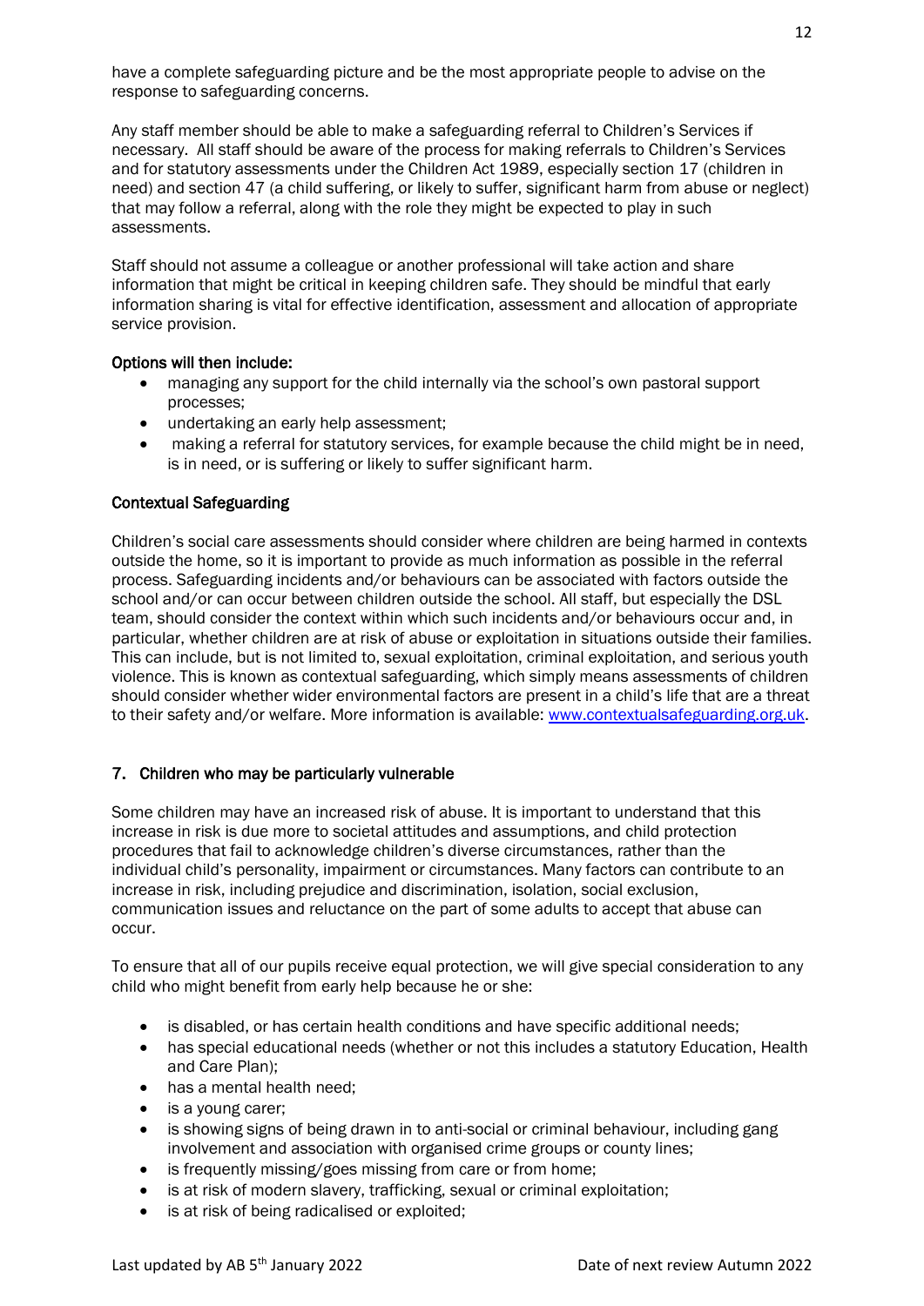have a complete safeguarding picture and be the most appropriate people to advise on the response to safeguarding concerns.

Any staff member should be able to make a safeguarding referral to Children's Services if necessary. All staff should be aware of the process for making referrals to Children's Services and for statutory assessments under the Children Act 1989, especially section 17 (children in need) and section 47 (a child suffering, or likely to suffer, significant harm from abuse or neglect) that may follow a referral, along with the role they might be expected to play in such assessments.

Staff should not assume a colleague or another professional will take action and share information that might be critical in keeping children safe. They should be mindful that early information sharing is vital for effective identification, assessment and allocation of appropriate service provision.

**Options will then include:**

- managing any support for the child internally via the school's own pastoral support processes;
- undertaking an early help assessment;
- making a referral for statutory services, for example because the child might be in need, is in need, or is suffering or likely to suffer significant harm.

**Contextual Safeguarding**

Children's social care assessments should consider where children are being harmed in contexts outside the home, so it is important to provide as much information as possible in the referral process. Safeguarding incidents and/or behaviours can be associated with factors outside the school and/or can occur between children outside the school. All staff, but especially the DSL team, should consider the context within which such incidents and/or behaviours occur and, in particular, whether children are at risk of abuse or exploitation in situations outside their families. This can include, but is not limited to, sexual exploitation, criminal exploitation, and serious youth violence. This is known as contextual safeguarding, which simply means assessments of children should consider whether wider environmental factors are present in a child's life that are a threat to their safety and/or welfare. More information is available: [www.contextualsafeguarding.org.uk](http://www.contextualsafeguarding.org.uk).

## 7. Children who may be particularly vulnerable

Some children may have an increased risk of abuse. It is important to understand that this increase in risk is due more to societal attitudes and assumptions, and child protection procedures that fail to acknowledge children's diverse circumstances, rather than the individual child's personality, impairment or circumstances. Many factors can contribute to an increase in risk, including prejudice and discrimination, isolation, social exclusion, communication issues and reluctance on the part of some adults to accept that abuse can occur.

To ensure that all of our pupils receive equal protection, we will give special consideration to any child who might benefit from early help because he or she:

- is disabled, or has certain health conditions and have specific additional needs;
- has special educational needs (whether or not this includes a statutory Education, Health and Care Plan);
- has a mental health need;
- is a young carer;
- is showing signs of being drawn in to anti-social or criminal behaviour, including gang involvement and association with organised crime groups or county lines;
- is frequently missing/goes missing from care or from home;
- is at risk of modern slavery, trafficking, sexual or criminal exploitation;
- is at risk of being radicalised or exploited;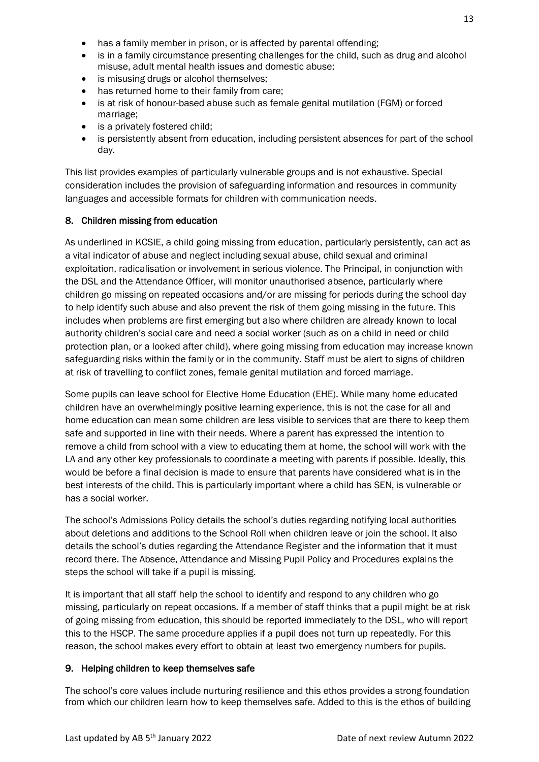- has a family member in prison, or is affected by parental offending;
- is in a family circumstance presenting challenges for the child, such as drug and alcohol misuse, adult mental health issues and domestic abuse;
- is misusing drugs or alcohol themselves;
- has returned home to their family from care;
- is at risk of honour-based abuse such as female genital mutilation (FGM) or forced marriage;
- is a privately fostered child;
- is persistently absent from education, including persistent absences for part of the school day.

This list provides examples of particularly vulnerable groups and is not exhaustive. Special consideration includes the provision of safeguarding information and resources in community languages and accessible formats for children with communication needs.

## 8. Children missing from education

As underlined in KCSIE, a child going missing from education, particularly persistently, can act as a vital indicator of abuse and neglect including sexual abuse, child sexual and criminal exploitation, radicalisation or involvement in serious violence. The Principal, in conjunction with the DSL and the Attendance Officer, will monitor unauthorised absence, particularly where children go missing on repeated occasions and/or are missing for periods during the school day to help identify such abuse and also prevent the risk of them going missing in the future. This includes when problems are first emerging but also where children are already known to local authority children's social care and need a social worker (such as on a child in need or child protection plan, or a looked after child), where going missing from education may increase known safeguarding risks within the family or in the community. Staff must be alert to signs of children at risk of travelling to conflict zones, female genital mutilation and forced marriage.

Some pupils can leave school for Elective Home Education (EHE). While many home educated children have an overwhelmingly positive learning experience, this is not the case for all and home education can mean some children are less visible to services that are there to keep them safe and supported in line with their needs. Where a parent has expressed the intention to remove a child from school with a view to educating them at home, the school will work with the LA and any other key professionals to coordinate a meeting with parents if possible. Ideally, this would be before a final decision is made to ensure that parents have considered what is in the best interests of the child. This is particularly important where a child has SEN, is vulnerable or has a social worker.

The school's Admissions Policy details the school's duties regarding notifying local authorities about deletions and additions to the School Roll when children leave or join the school. It also details the school's duties regarding the Attendance Register and the information that it must record there. The Absence, Attendance and Missing Pupil Policy and Procedures explains the steps the school will take if a pupil is missing.

It is important that all staff help the school to identify and respond to any children who go missing, particularly on repeat occasions. If a member of staff thinks that a pupil might be at risk of going missing from education, this should be reported immediately to the DSL, who will report this to the HSCP. The same procedure applies if a pupil does not turn up repeatedly. For this reason, the school makes every effort to obtain at least two emergency numbers for pupils.

## 9. Helping children to keep themselves safe

The school's core values include nurturing resilience and this ethos provides a strong foundation from which our children learn how to keep themselves safe. Added to this is the ethos of building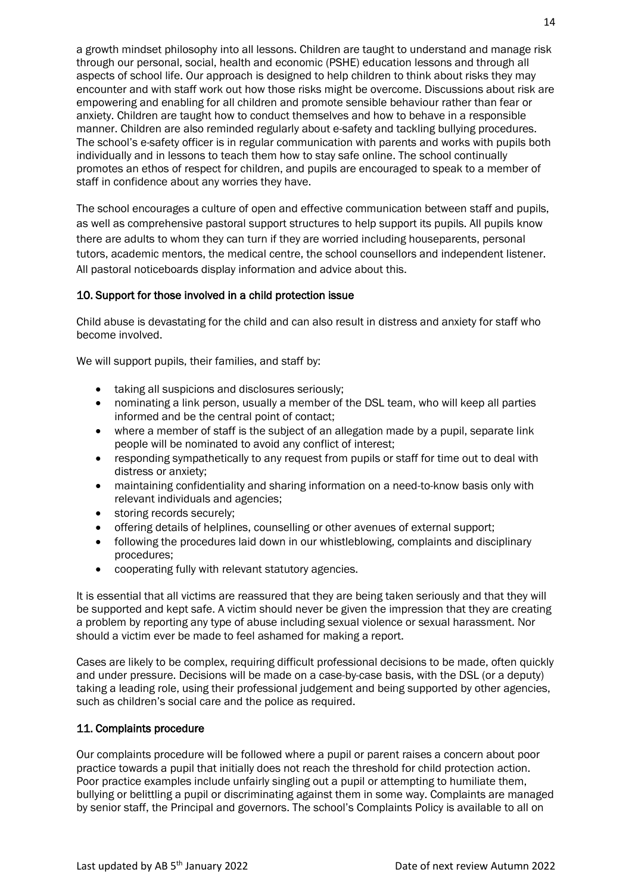a growth mindset philosophy into all lessons. Children are taught to understand and manage risk through our personal, social, health and economic (PSHE) education lessons and through all aspects of school life. Our approach is designed to help children to think about risks they may encounter and with staff work out how those risks might be overcome. Discussions about risk are empowering and enabling for all children and promote sensible behaviour rather than fear or anxiety. Children are taught how to conduct themselves and how to behave in a responsible manner. Children are also reminded regularly about e-safety and tackling bullying procedures. The school's e-safety officer is in regular communication with parents and works with pupils both individually and in lessons to teach them how to stay safe online. The school continually promotes an ethos of respect for children, and pupils are encouraged to speak to a member of staff in confidence about any worries they have.

The school encourages a culture of open and effective communication between staff and pupils, as well as comprehensive pastoral support structures to help support its pupils. All pupils know there are adults to whom they can turn if they are worried including houseparents, personal tutors, academic mentors, the medical centre, the school counsellors and independent listener. All pastoral noticeboards display information and advice about this.

## 10. Support for those involved in a child protection issue

Child abuse is devastating for the child and can also result in distress and anxiety for staff who become involved.

We will support pupils, their families, and staff by:

- taking all suspicions and disclosures seriously;
- nominating a link person, usually a member of the DSL team, who will keep all parties informed and be the central point of contact;
- where a member of staff is the subject of an allegation made by a pupil, separate link people will be nominated to avoid any conflict of interest;
- responding sympathetically to any request from pupils or staff for time out to deal with distress or anxiety;
- maintaining confidentiality and sharing information on a need-to-know basis only with relevant individuals and agencies;
- storing records securely;
- offering details of helplines, counselling or other avenues of external support;
- following the procedures laid down in our whistleblowing, complaints and disciplinary procedures;
- cooperating fully with relevant statutory agencies.

It is essential that all victims are reassured that they are being taken seriously and that they will be supported and kept safe. A victim should never be given the impression that they are creating a problem by reporting any type of abuse including sexual violence or sexual harassment. Nor should a victim ever be made to feel ashamed for making a report.

Cases are likely to be complex, requiring difficult professional decisions to be made, often quickly and under pressure. Decisions will be made on a case-by-case basis, with the DSL (or a deputy) taking a leading role, using their professional judgement and being supported by other agencies, such as children's social care and the police as required.

## 11. Complaints procedure

Our complaints procedure will be followed where a pupil or parent raises a concern about poor practice towards a pupil that initially does not reach the threshold for child protection action. Poor practice examples include unfairly singling out a pupil or attempting to humiliate them, bullying or belittling a pupil or discriminating against them in some way. Complaints are managed by senior staff, the Principal and governors. The school's Complaints Policy is available to all on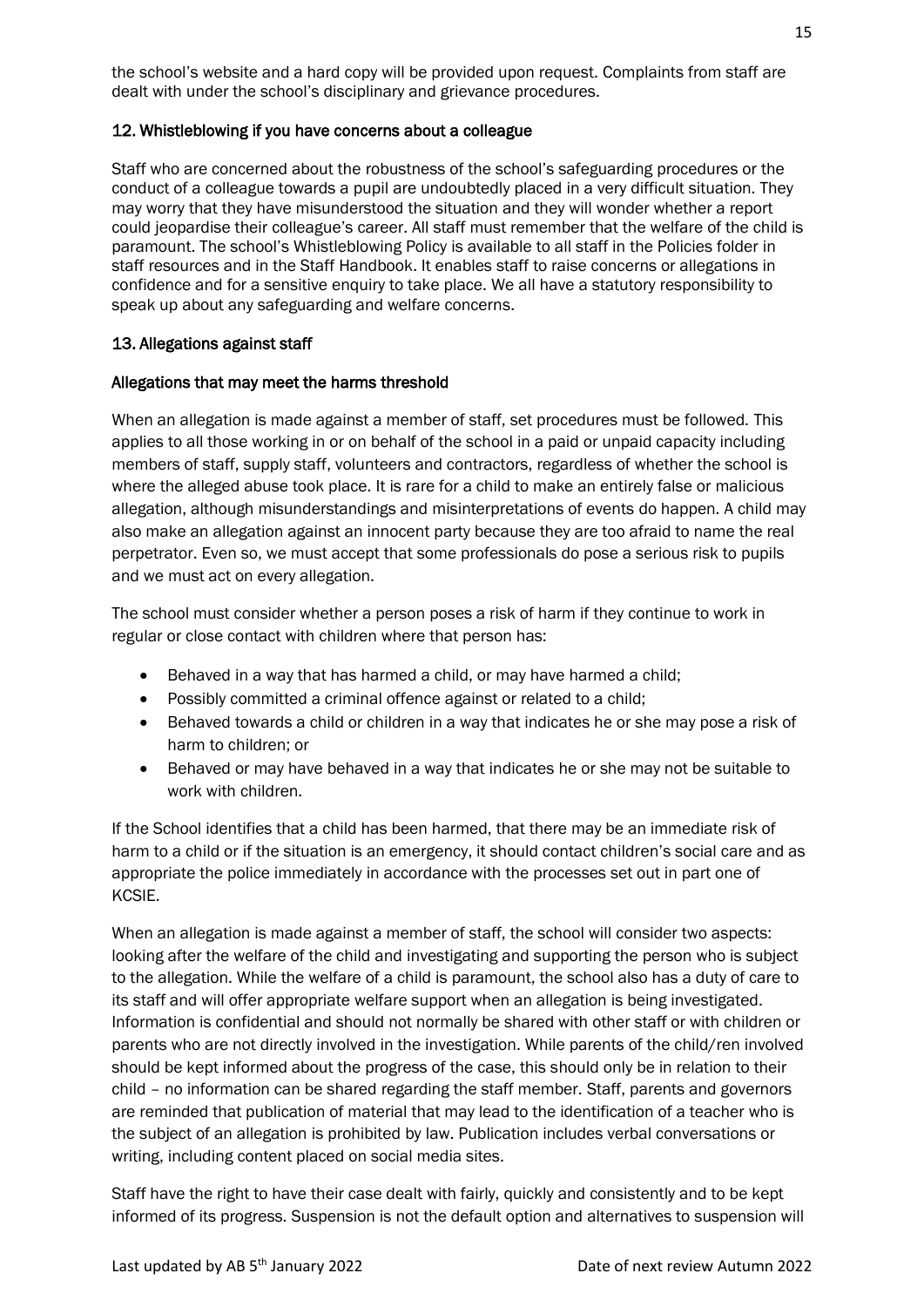the school's website and a hard copy will be provided upon request. Complaints from staff are dealt with under the school's disciplinary and grievance procedures.

### 12. Whistleblowing if you have concerns about a colleague

Staff who are concerned about the robustness of the school's safeguarding procedures or the conduct of a colleague towards a pupil are undoubtedly placed in a very difficult situation. They may worry that they have misunderstood the situation and they will wonder whether a report could jeopardise their colleague's career. All staff must remember that the welfare of the child is paramount. The school's Whistleblowing Policy is available to all staff in the Policies folder in staff resources and in the Staff Handbook. It enables staff to raise concerns or allegations in confidence and for a sensitive enquiry to take place. We all have a statutory responsibility to speak up about any safeguarding and welfare concerns.

### 13. Allegations against staff

#### Allegations that may meet the harms threshold

When an allegation is made against a member of staff, set procedures must be followed. This applies to all those working in or on behalf of the school in a paid or unpaid capacity including members of staff, supply staff, volunteers and contractors, regardless of whether the school is where the alleged abuse took place. It is rare for a child to make an entirely false or malicious allegation, although misunderstandings and misinterpretations of events do happen. A child may also make an allegation against an innocent party because they are too afraid to name the real perpetrator. Even so, we must accept that some professionals do pose a serious risk to pupils and we must act on every allegation.

The school must consider whether a person poses a risk of harm if they continue to work in regular or close contact with children where that person has:

- Behaved in a way that has harmed a child, or may have harmed a child;
- Possibly committed a criminal offence against or related to a child;
- Behaved towards a child or children in a way that indicates he or she may pose a risk of harm to children; or
- Behaved or may have behaved in a way that indicates he or she may not be suitable to work with children.

If the School identifies that a child has been harmed, that there may be an immediate risk of harm to a child or if the situation is an emergency, it should contact children's social care and as appropriate the police immediately in accordance with the processes set out in part one of KCSIE.

When an allegation is made against a member of staff, the school will consider two aspects: looking after the welfare of the child and investigating and supporting the person who is subject to the allegation. While the welfare of a child is paramount, the school also has a duty of care to its staff and will offer appropriate welfare support when an allegation is being investigated. Information is confidential and should not normally be shared with other staff or with children or parents who are not directly involved in the investigation. While parents of the child/ren involved should be kept informed about the progress of the case, this should only be in relation to their child – no information can be shared regarding the staff member. Staff, parents and governors are reminded that publication of material that may lead to the identification of a teacher who is the subject of an allegation is prohibited by law. Publication includes verbal conversations or writing, including content placed on social media sites.

Staff have the right to have their case dealt with fairly, quickly and consistently and to be kept informed of its progress. Suspension is not the default option and alternatives to suspension will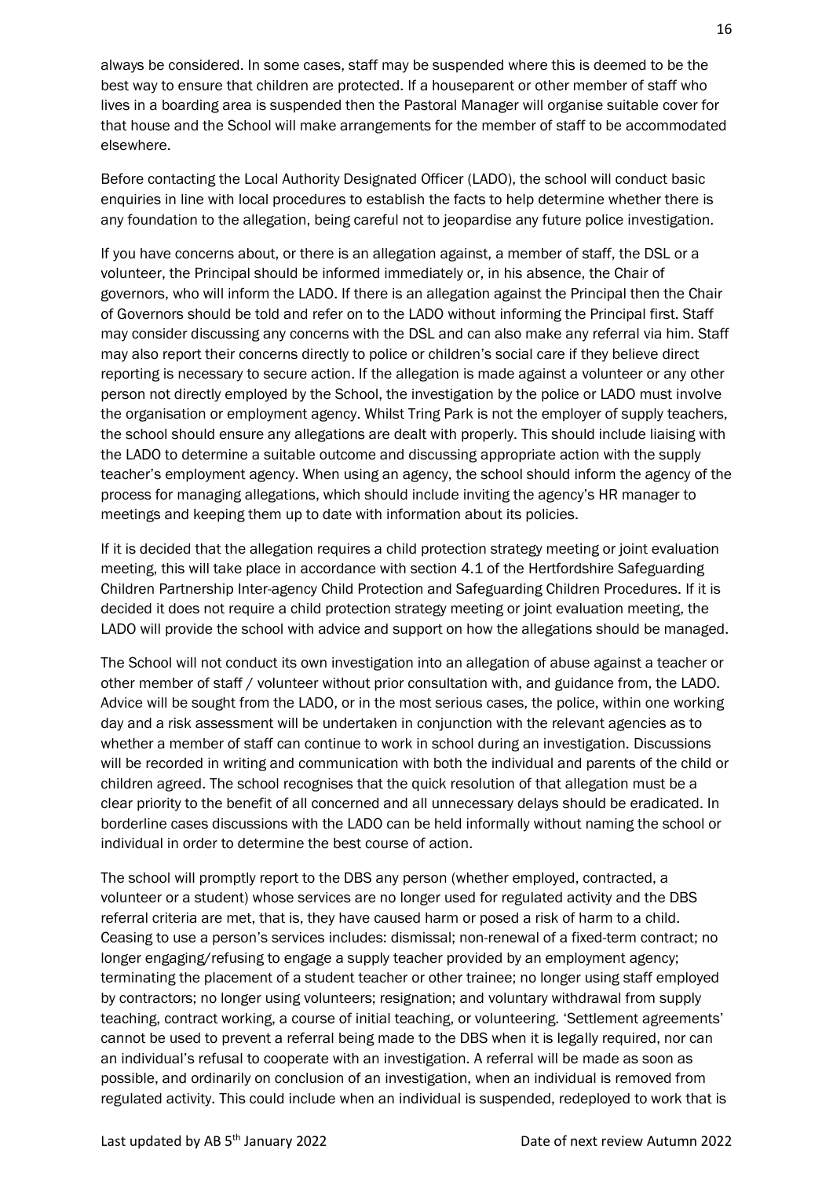always be considered. In some cases, staff may be suspended where this is deemed to be the best way to ensure that children are protected. If a houseparent or other member of staff who lives in a boarding area is suspended then the Pastoral Manager will organise suitable cover for that house and the School will make arrangements for the member of staff to be accommodated elsewhere.

Before contacting the Local Authority Designated Officer (LADO), the school will conduct basic enquiries in line with local procedures to establish the facts to help determine whether there is any foundation to the allegation, being careful not to jeopardise any future police investigation.

If you have concerns about, or there is an allegation against, a member of staff, the DSL or a volunteer, the Principal should be informed immediately or, in his absence, the Chair of governors, who will inform the LADO. If there is an allegation against the Principal then the Chair of Governors should be told and refer on to the LADO without informing the Principal first. Staff may consider discussing any concerns with the DSL and can also make any referral via him. Staff may also report their concerns directly to police or children's social care if they believe direct reporting is necessary to secure action. If the allegation is made against a volunteer or any other person not directly employed by the School, the investigation by the police or LADO must involve the organisation or employment agency. Whilst Tring Park is not the employer of supply teachers, the school should ensure any allegations are dealt with properly. This should include liaising with the LADO to determine a suitable outcome and discussing appropriate action with the supply teacher's employment agency. When using an agency, the school should inform the agency of the process for managing allegations, which should include inviting the agency's HR manager to meetings and keeping them up to date with information about its policies.

If it is decided that the allegation requires a child protection strategy meeting or joint evaluation meeting, this will take place in accordance with section 4.1 of the Hertfordshire Safeguarding Children Partnership Inter-agency Child Protection and Safeguarding Children Procedures. If it is decided it does not require a child protection strategy meeting or joint evaluation meeting, the LADO will provide the school with advice and support on how the allegations should be managed.

The School will not conduct its own investigation into an allegation of abuse against a teacher or other member of staff / volunteer without prior consultation with, and guidance from, the LADO. Advice will be sought from the LADO, or in the most serious cases, the police, within one working day and a risk assessment will be undertaken in conjunction with the relevant agencies as to whether a member of staff can continue to work in school during an investigation. Discussions will be recorded in writing and communication with both the individual and parents of the child or children agreed. The school recognises that the quick resolution of that allegation must be a clear priority to the benefit of all concerned and all unnecessary delays should be eradicated. In borderline cases discussions with the LADO can be held informally without naming the school or individual in order to determine the best course of action.

The school will promptly report to the DBS any person (whether employed, contracted, a volunteer or a student) whose services are no longer used for regulated activity and the DBS referral criteria are met, that is, they have caused harm or posed a risk of harm to a child. Ceasing to use a person's services includes: dismissal; non-renewal of a fixed-term contract; no longer engaging/refusing to engage a supply teacher provided by an employment agency; terminating the placement of a student teacher or other trainee; no longer using staff employed by contractors; no longer using volunteers; resignation; and voluntary withdrawal from supply teaching, contract working, a course of initial teaching, or volunteering. 'Settlement agreements' cannot be used to prevent a referral being made to the DBS when it is legally required, nor can an individual's refusal to cooperate with an investigation. A referral will be made as soon as possible, and ordinarily on conclusion of an investigation, when an individual is removed from regulated activity. This could include when an individual is suspended, redeployed to work that is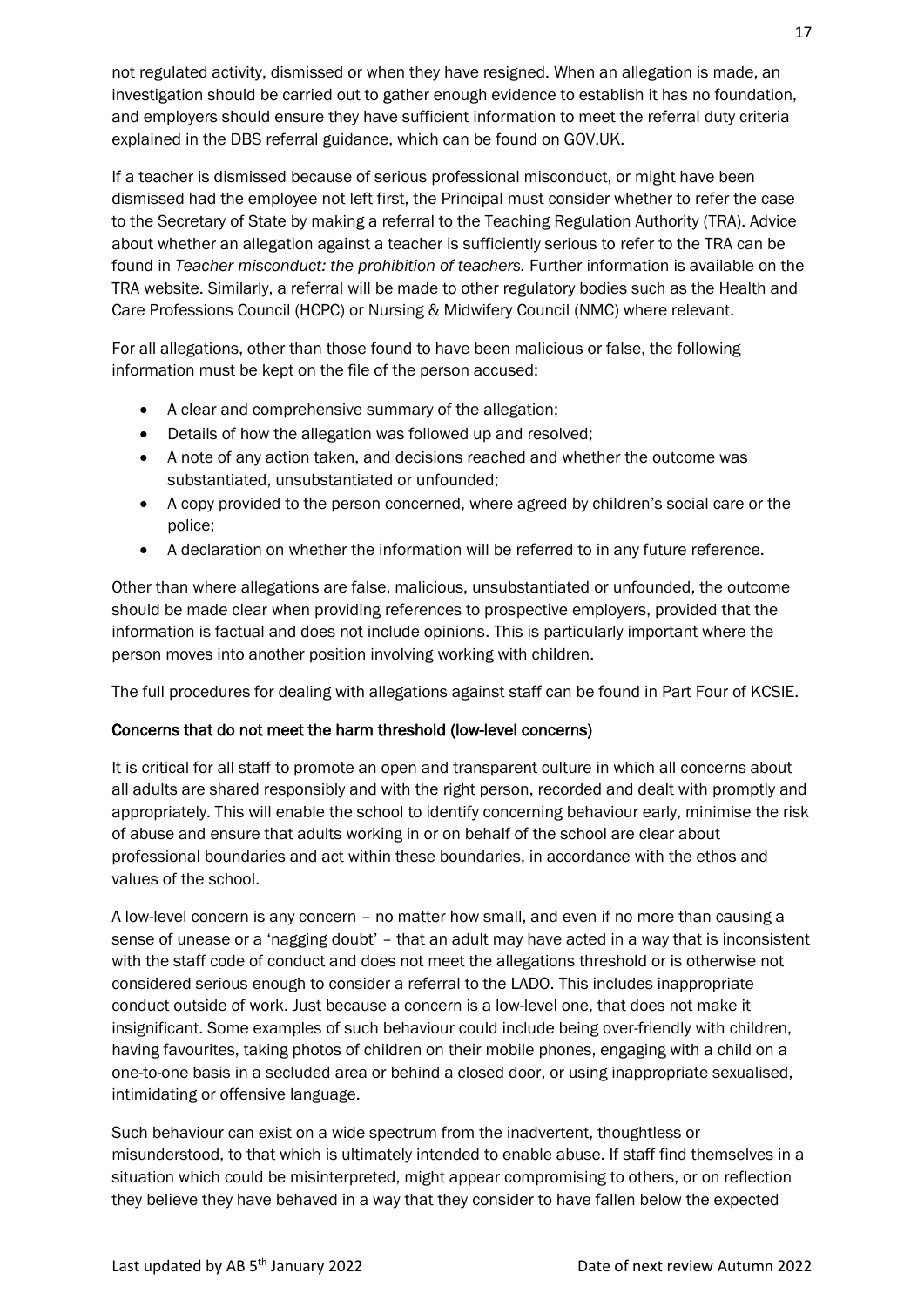not regulated activity, dismissed or when they have resigned. When an allegation is made, an investigation should be carried out to gather enough evidence to establish it has no foundation, and employers should ensure they have sufficient information to meet the referral duty criteria explained in the DBS referral guidance, which can be found on GOV.UK.

If a teacher is dismissed because of serious professional misconduct, or might have been dismissed had the employee not left first, the Principal must consider whether to refer the case to the Secretary of State by making a referral to the Teaching Regulation Authority (TRA). Advice about whether an allegation against a teacher is sufficiently serious to refer to the TRA can be found in *Teacher misconduct: the prohibition of teachers.* Further information is available on the TRA website. Similarly, a referral will be made to other regulatory bodies such as the Health and Care Professions Council (HCPC) or Nursing & Midwifery Council (NMC) where relevant.

For all allegations, other than those found to have been malicious or false, the following information must be kept on the file of the person accused:

- A clear and comprehensive summary of the allegation;
- Details of how the allegation was followed up and resolved;
- A note of any action taken, and decisions reached and whether the outcome was substantiated, unsubstantiated or unfounded;
- A copy provided to the person concerned, where agreed by children's social care or the police;
- A declaration on whether the information will be referred to in any future reference.

Other than where allegations are false, malicious, unsubstantiated or unfounded, the outcome should be made clear when providing references to prospective employers, provided that the information is factual and does not include opinions. This is particularly important where the person moves into another position involving working with children.

The full procedures for dealing with allegations against staff can be found in Part Four of KCSIE.

### Concerns that do not meet the harm threshold (low-level concerns)

It is critical for all staff to promote an open and transparent culture in which all concerns about all adults are shared responsibly and with the right person, recorded and dealt with promptly and appropriately. This will enable the school to identify concerning behaviour early, minimise the risk of abuse and ensure that adults working in or on behalf of the school are clear about professional boundaries and act within these boundaries, in accordance with the ethos and values of the school.

A low-level concern is any concern – no matter how small, and even if no more than causing a sense of unease or a 'nagging doubt' – that an adult may have acted in a way that is inconsistent with the staff code of conduct and does not meet the allegations threshold or is otherwise not considered serious enough to consider a referral to the LADO. This includes inappropriate conduct outside of work. Just because a concern is a low-level one, that does not make it insignificant. Some examples of such behaviour could include being over-friendly with children, having favourites, taking photos of children on their mobile phones, engaging with a child on a one-to-one basis in a secluded area or behind a closed door, or using inappropriate sexualised, intimidating or offensive language.

Such behaviour can exist on a wide spectrum from the inadvertent, thoughtless or misunderstood, to that which is ultimately intended to enable abuse. If staff find themselves in a situation which could be misinterpreted, might appear compromising to others, or on reflection they believe they have behaved in a way that they consider to have fallen below the expected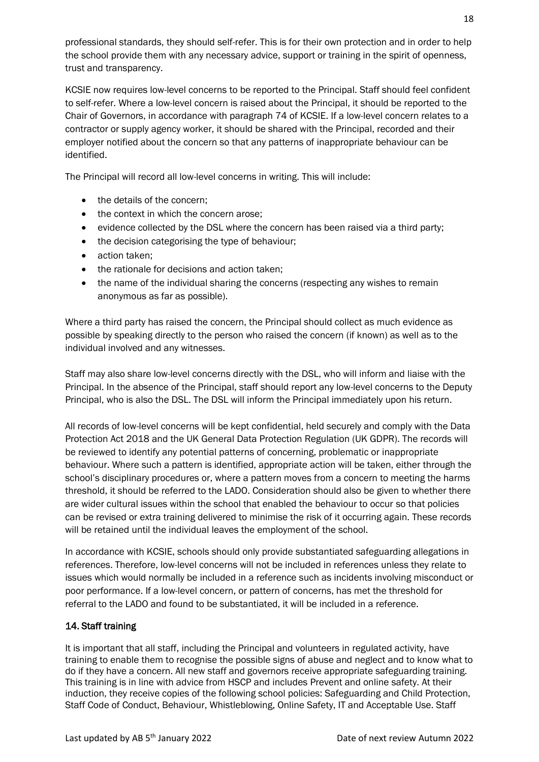professional standards, they should self-refer. This is for their own protection and in order to help the school provide them with any necessary advice, support or training in the spirit of openness, trust and transparency.

KCSIE now requires low-level concerns to be reported to the Principal. Staff should feel confident to self-refer. Where a low-level concern is raised about the Principal, it should be reported to the Chair of Governors, in accordance with paragraph 74 of KCSIE. If a low-level concern relates to a contractor or supply agency worker, it should be shared with the Principal, recorded and their employer notified about the concern so that any patterns of inappropriate behaviour can be identified.

The Principal will record all low-level concerns in writing. This will include:

- the details of the concern;
- the context in which the concern arose;
- evidence collected by the DSL where the concern has been raised via a third party;
- the decision categorising the type of behaviour;
- action taken;
- the rationale for decisions and action taken;
- the name of the individual sharing the concerns (respecting any wishes to remain anonymous as far as possible).

Where a third party has raised the concern, the Principal should collect as much evidence as possible by speaking directly to the person who raised the concern (if known) as well as to the individual involved and any witnesses.

Staff may also share low-level concerns directly with the DSL, who will inform and liaise with the Principal. In the absence of the Principal, staff should report any low-level concerns to the Deputy Principal, who is also the DSL. The DSL will inform the Principal immediately upon his return.

All records of low-level concerns will be kept confidential, held securely and comply with the Data Protection Act 2018 and the UK General Data Protection Regulation (UK GDPR). The records will be reviewed to identify any potential patterns of concerning, problematic or inappropriate behaviour. Where such a pattern is identified, appropriate action will be taken, either through the school's disciplinary procedures or, where a pattern moves from a concern to meeting the harms threshold, it should be referred to the LADO. Consideration should also be given to whether there are wider cultural issues within the school that enabled the behaviour to occur so that policies can be revised or extra training delivered to minimise the risk of it occurring again. These records will be retained until the individual leaves the employment of the school.

In accordance with KCSIE, schools should only provide substantiated safeguarding allegations in references. Therefore, low-level concerns will not be included in references unless they relate to issues which would normally be included in a reference such as incidents involving misconduct or poor performance. If a low-level concern, or pattern of concerns, has met the threshold for referral to the LADO and found to be substantiated, it will be included in a reference.

## 14. Staff training

It is important that all staff, including the Principal and volunteers in regulated activity, have training to enable them to recognise the possible signs of abuse and neglect and to know what to do if they have a concern. All new staff and governors receive appropriate safeguarding training. This training is in line with advice from HSCP and includes Prevent and online safety. At their induction, they receive copies of the following school policies: Safeguarding and Child Protection, Staff Code of Conduct, Behaviour, Whistleblowing, Online Safety, IT and Acceptable Use. Staff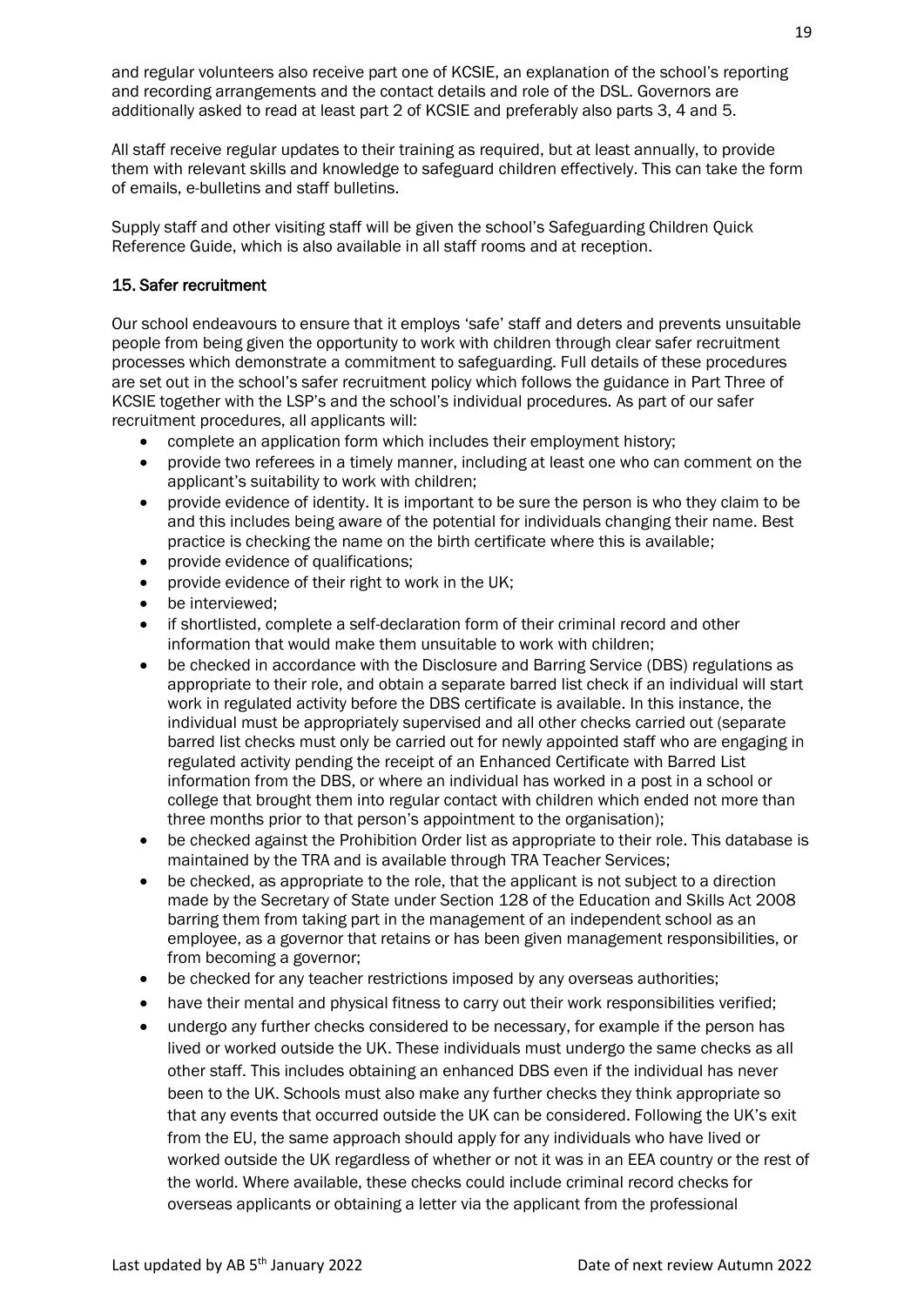and regular volunteers also receive part one of KCSIE, an explanation of the school's reporting and recording arrangements and the contact details and role of the DSL. Governors are additionally asked to read at least part 2 of KCSIE and preferably also parts 3, 4 and 5.

All staff receive regular updates to their training as required, but at least annually, to provide them with relevant skills and knowledge to safeguard children effectively. This can take the form of emails, e-bulletins and staff bulletins.

Supply staff and other visiting staff will be given the school's Safeguarding Children Quick Reference Guide, which is also available in all staff rooms and at reception.

### 15. Safer recruitment

Our school endeavours to ensure that it employs 'safe' staff and deters and prevents unsuitable people from being given the opportunity to work with children through clear safer recruitment processes which demonstrate a commitment to safeguarding. Full details of these procedures are set out in the school's safer recruitment policy which follows the guidance in Part Three of KCSIE together with the LSP's and the school's individual procedures. As part of our safer recruitment procedures, all applicants will:

- complete an application form which includes their employment history;
- provide two referees in a timely manner, including at least one who can comment on the applicant's suitability to work with children;
- provide evidence of identity. It is important to be sure the person is who they claim to be and this includes being aware of the potential for individuals changing their name. Best practice is checking the name on the birth certificate where this is available;
- provide evidence of qualifications;
- provide evidence of their right to work in the UK;
- be interviewed;
- if shortlisted, complete a self-declaration form of their criminal record and other information that would make them unsuitable to work with children;
- be checked in accordance with the Disclosure and Barring Service (DBS) regulations as appropriate to their role, and obtain a separate barred list check if an individual will start work in regulated activity before the DBS certificate is available. In this instance, the individual must be appropriately supervised and all other checks carried out (separate barred list checks must only be carried out for newly appointed staff who are engaging in regulated activity pending the receipt of an Enhanced Certificate with Barred List information from the DBS, or where an individual has worked in a post in a school or college that brought them into regular contact with children which ended not more than three months prior to that person's appointment to the organisation);
- be checked against the Prohibition Order list as appropriate to their role. This database is maintained by the TRA and is available through TRA Teacher Services;
- be checked, as appropriate to the role, that the applicant is not subject to a direction made by the Secretary of State under Section 128 of the Education and Skills Act 2008 barring them from taking part in the management of an independent school as an employee, as a governor that retains or has been given management responsibilities, or from becoming a governor;
- be checked for any teacher restrictions imposed by any overseas authorities;
- have their mental and physical fitness to carry out their work responsibilities verified;
- undergo any further checks considered to be necessary, for example if the person has lived or worked outside the UK. These individuals must undergo the same checks as all other staff. This includes obtaining an enhanced DBS even if the individual has never been to the UK. Schools must also make any further checks they think appropriate so that any events that occurred outside the UK can be considered. Following the UK's exit from the EU, the same approach should apply for any individuals who have lived or worked outside the UK regardless of whether or not it was in an EEA country or the rest of the world. Where available, these checks could include criminal record checks for overseas applicants or obtaining a letter via the applicant from the professional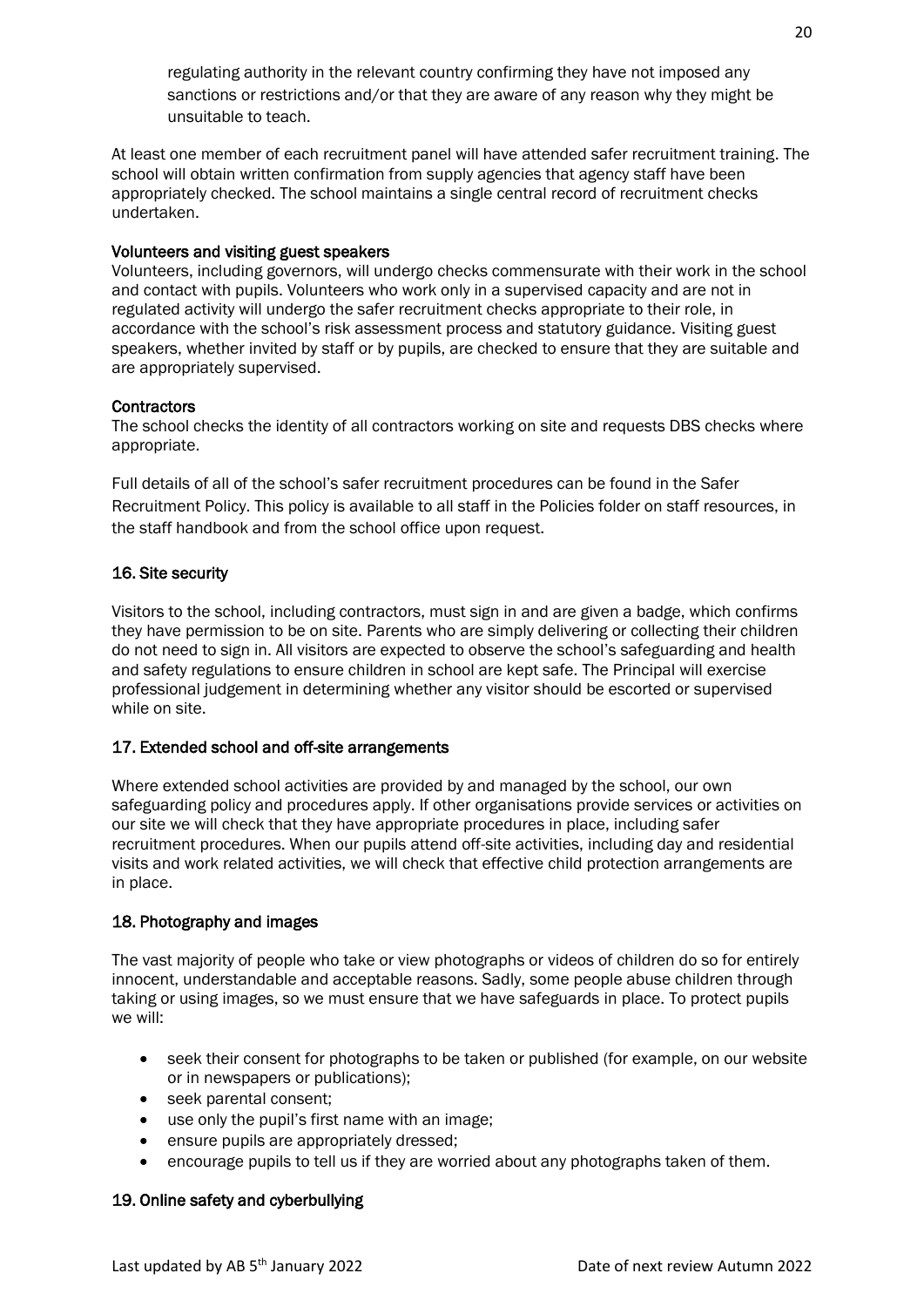regulating authority in the relevant country confirming they have not imposed any sanctions or restrictions and/or that they are aware of any reason why they might be unsuitable to teach.

At least one member of each recruitment panel will have attended safer recruitment training. The school will obtain written confirmation from supply agencies that agency staff have been appropriately checked. The school maintains a single central record of recruitment checks undertaken.

### Volunteers and visiting guest speakers

Volunteers, including governors, will undergo checks commensurate with their work in the school and contact with pupils. Volunteers who work only in a supervised capacity and are not in regulated activity will undergo the safer recruitment checks appropriate to their role, in accordance with the school's risk assessment process and statutory guidance. Visiting guest speakers, whether invited by staff or by pupils, are checked to ensure that they are suitable and are appropriately supervised.

### Contractors

The school checks the identity of all contractors working on site and requests DBS checks where appropriate.

Full details of all of the school's safer recruitment procedures can be found in the Safer Recruitment Policy. This policy is available to all staff in the Policies folder on staff resources, in the staff handbook and from the school office upon request.

## 16. Site security

Visitors to the school, including contractors, must sign in and are given a badge, which confirms they have permission to be on site. Parents who are simply delivering or collecting their children do not need to sign in. All visitors are expected to observe the school's safeguarding and health and safety regulations to ensure children in school are kept safe. The Principal will exercise professional judgement in determining whether any visitor should be escorted or supervised while on site.

## 17. Extended school and off-site arrangements

Where extended school activities are provided by and managed by the school, our own safeguarding policy and procedures apply. If other organisations provide services or activities on our site we will check that they have appropriate procedures in place, including safer recruitment procedures. When our pupils attend off-site activities, including day and residential visits and work related activities, we will check that effective child protection arrangements are in place.

## 18. Photography and images

The vast majority of people who take or view photographs or videos of children do so for entirely innocent, understandable and acceptable reasons. Sadly, some people abuse children through taking or using images, so we must ensure that we have safeguards in place. To protect pupils we will:

- seek their consent for photographs to be taken or published (for example, on our website or in newspapers or publications);
- seek parental consent;
- use only the pupil's first name with an image;
- ensure pupils are appropriately dressed;
- encourage pupils to tell us if they are worried about any photographs taken of them.

## 19. Online safety and cyberbullying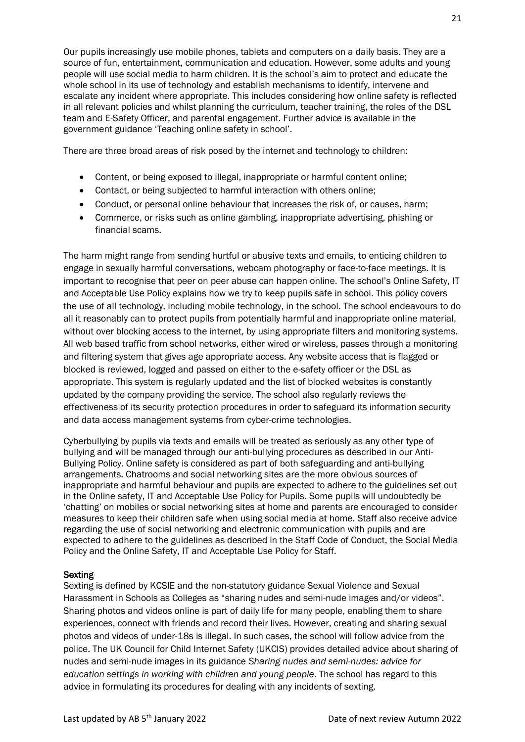Our pupils increasingly use mobile phones, tablets and computers on a daily basis. They are a source of fun, entertainment, communication and education. However, some adults and young people will use social media to harm children. It is the school's aim to protect and educate the whole school in its use of technology and establish mechanisms to identify, intervene and escalate any incident where appropriate. This includes considering how online safety is reflected in all relevant policies and whilst planning the curriculum, teacher training, the roles of the DSL team and E-Safety Officer, and parental engagement. Further advice is available in the government guidance 'Teaching online safety in school'.

There are three broad areas of risk posed by the internet and technology to children:

- Content, or being exposed to illegal, inappropriate or harmful content online;
- Contact, or being subjected to harmful interaction with others online;
- Conduct, or personal online behaviour that increases the risk of, or causes, harm;
- Commerce, or risks such as online gambling, inappropriate advertising, phishing or financial scams.

The harm might range from sending hurtful or abusive texts and emails, to enticing children to engage in sexually harmful conversations, webcam photography or face-to-face meetings. It is important to recognise that peer on peer abuse can happen online. The school's Online Safety, IT and Acceptable Use Policy explains how we try to keep pupils safe in school. This policy covers the use of all technology, including mobile technology, in the school. The school endeavours to do all it reasonably can to protect pupils from potentially harmful and inappropriate online material, without over blocking access to the internet, by using appropriate filters and monitoring systems. All web based traffic from school networks, either wired or wireless, passes through a monitoring and filtering system that gives age appropriate access. Any website access that is flagged or blocked is reviewed, logged and passed on either to the e-safety officer or the DSL as appropriate. This system is regularly updated and the list of blocked websites is constantly updated by the company providing the service. The school also regularly reviews the effectiveness of its security protection procedures in order to safeguard its information security and data access management systems from cyber-crime technologies.

Cyberbullying by pupils via texts and emails will be treated as seriously as any other type of bullying and will be managed through our anti-bullying procedures as described in our Anti-Bullying Policy. Online safety is considered as part of both safeguarding and anti-bullying arrangements. Chatrooms and social networking sites are the more obvious sources of inappropriate and harmful behaviour and pupils are expected to adhere to the guidelines set out in the Online safety, IT and Acceptable Use Policy for Pupils. Some pupils will undoubtedly be 'chatting' on mobiles or social networking sites at home and parents are encouraged to consider measures to keep their children safe when using social media at home. Staff also receive advice regarding the use of social networking and electronic communication with pupils and are expected to adhere to the guidelines as described in the Staff Code of Conduct, the Social Media Policy and the Online Safety, IT and Acceptable Use Policy for Staff.

### Sexting

Sexting is defined by KCSIE and the non-statutory guidance Sexual Violence and Sexual Harassment in Schools as Colleges as "sharing nudes and semi-nude images and/or videos". Sharing photos and videos online is part of daily life for many people, enabling them to share experiences, connect with friends and record their lives. However, creating and sharing sexual photos and videos of under-18s is illegal. In such cases, the school will follow advice from the police. The UK Council for Child Internet Safety (UKCIS) provides detailed advice about sharing of nudes and semi-nude images in its guidance *Sharing nudes and semi-nudes: advice for education settings in working with children and young people*. The school has regard to this advice in formulating its procedures for dealing with any incidents of sexting.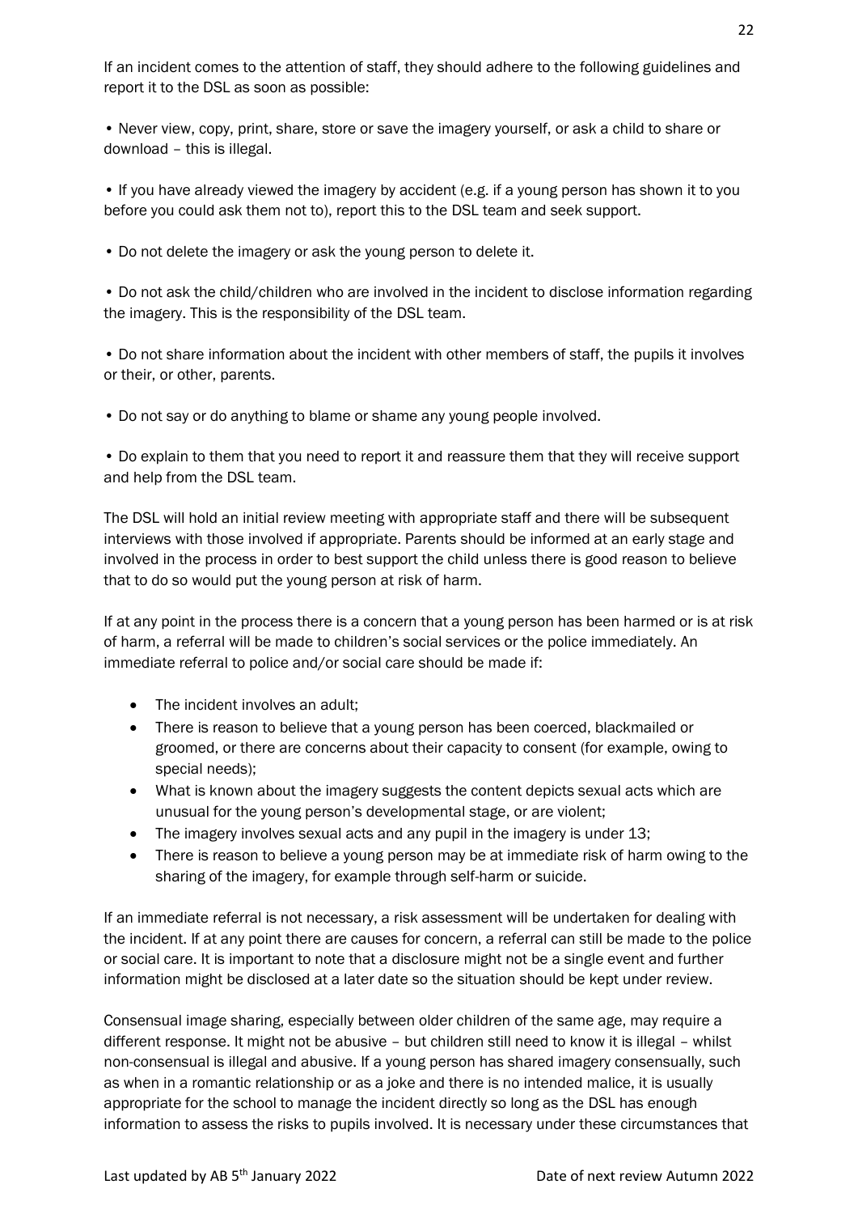If an incident comes to the attention of staff, they should adhere to the following guidelines and report it to the DSL as soon as possible:

• Never view, copy, print, share, store or save the imagery yourself, or ask a child to share or download – this is illegal.

• If you have already viewed the imagery by accident (e.g. if a young person has shown it to you before you could ask them not to), report this to the DSL team and seek support.

• Do not delete the imagery or ask the young person to delete it.

• Do not ask the child/children who are involved in the incident to disclose information regarding the imagery. This is the responsibility of the DSL team.

• Do not share information about the incident with other members of staff, the pupils it involves or their, or other, parents.

• Do not say or do anything to blame or shame any young people involved.

• Do explain to them that you need to report it and reassure them that they will receive support and help from the DSL team.

The DSL will hold an initial review meeting with appropriate staff and there will be subsequent interviews with those involved if appropriate. Parents should be informed at an early stage and involved in the process in order to best support the child unless there is good reason to believe that to do so would put the young person at risk of harm.

If at any point in the process there is a concern that a young person has been harmed or is at risk of harm, a referral will be made to children's social services or the police immediately. An immediate referral to police and/or social care should be made if:

- The incident involves an adult;
- There is reason to believe that a young person has been coerced, blackmailed or groomed, or there are concerns about their capacity to consent (for example, owing to special needs);
- What is known about the imagery suggests the content depicts sexual acts which are unusual for the young person's developmental stage, or are violent;
- The imagery involves sexual acts and any pupil in the imagery is under 13;
- There is reason to believe a young person may be at immediate risk of harm owing to the sharing of the imagery, for example through self-harm or suicide.

If an immediate referral is not necessary, a risk assessment will be undertaken for dealing with the incident. If at any point there are causes for concern, a referral can still be made to the police or social care. It is important to note that a disclosure might not be a single event and further information might be disclosed at a later date so the situation should be kept under review.

Consensual image sharing, especially between older children of the same age, may require a different response. It might not be abusive – but children still need to know it is illegal – whilst non-consensual is illegal and abusive. If a young person has shared imagery consensually, such as when in a romantic relationship or as a joke and there is no intended malice, it is usually appropriate for the school to manage the incident directly so long as the DSL has enough information to assess the risks to pupils involved. It is necessary under these circumstances that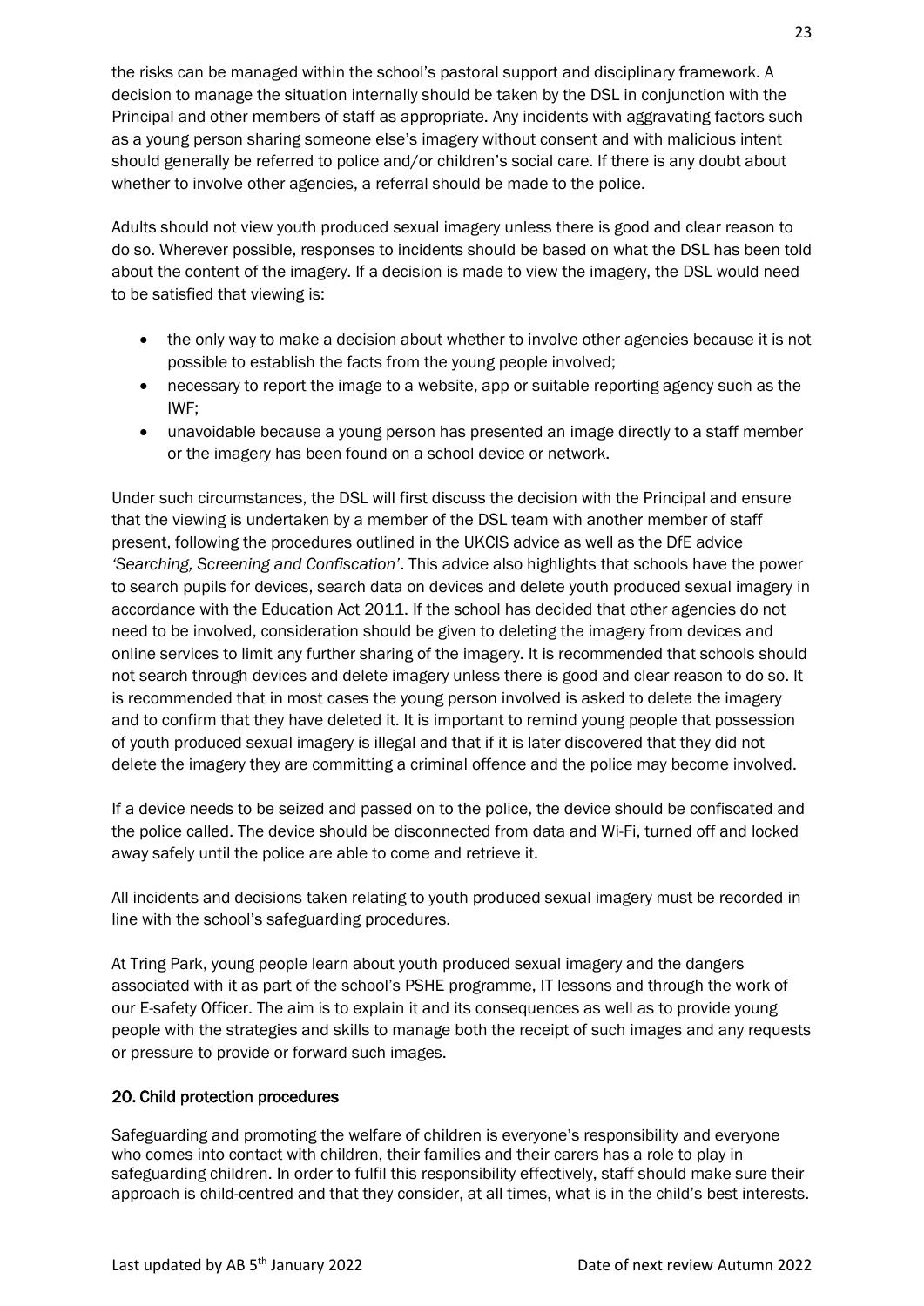the risks can be managed within the school's pastoral support and disciplinary framework. A decision to manage the situation internally should be taken by the DSL in conjunction with the Principal and other members of staff as appropriate. Any incidents with aggravating factors such as a young person sharing someone else's imagery without consent and with malicious intent should generally be referred to police and/or children's social care. If there is any doubt about whether to involve other agencies, a referral should be made to the police.

Adults should not view youth produced sexual imagery unless there is good and clear reason to do so. Wherever possible, responses to incidents should be based on what the DSL has been told about the content of the imagery. If a decision is made to view the imagery, the DSL would need to be satisfied that viewing is:

- the only way to make a decision about whether to involve other agencies because it is not possible to establish the facts from the young people involved;
- necessary to report the image to a website, app or suitable reporting agency such as the IWF;
- unavoidable because a young person has presented an image directly to a staff member or the imagery has been found on a school device or network.

Under such circumstances, the DSL will first discuss the decision with the Principal and ensure that the viewing is undertaken by a member of the DSL team with another member of staff present, following the procedures outlined in the UKCIS advice as well as the DfE advice *'Searching, Screening and Confiscation'*. This advice also highlights that schools have the power to search pupils for devices, search data on devices and delete youth produced sexual imagery in accordance with the Education Act 2011. If the school has decided that other agencies do not need to be involved, consideration should be given to deleting the imagery from devices and online services to limit any further sharing of the imagery. It is recommended that schools should not search through devices and delete imagery unless there is good and clear reason to do so. It is recommended that in most cases the young person involved is asked to delete the imagery and to confirm that they have deleted it. It is important to remind young people that possession of youth produced sexual imagery is illegal and that if it is later discovered that they did not delete the imagery they are committing a criminal offence and the police may become involved.

If a device needs to be seized and passed on to the police, the device should be confiscated and the police called. The device should be disconnected from data and Wi-Fi, turned off and locked away safely until the police are able to come and retrieve it.

All incidents and decisions taken relating to youth produced sexual imagery must be recorded in line with the school's safeguarding procedures.

At Tring Park, young people learn about youth produced sexual imagery and the dangers associated with it as part of the school's PSHE programme, IT lessons and through the work of our E-safety Officer. The aim is to explain it and its consequences as well as to provide young people with the strategies and skills to manage both the receipt of such images and any requests or pressure to provide or forward such images.

## 20. Child protection procedures

Safeguarding and promoting the welfare of children is everyone's responsibility and everyone who comes into contact with children, their families and their carers has a role to play in safeguarding children. In order to fulfil this responsibility effectively, staff should make sure their approach is child-centred and that they consider, at all times, what is in the child's best interests.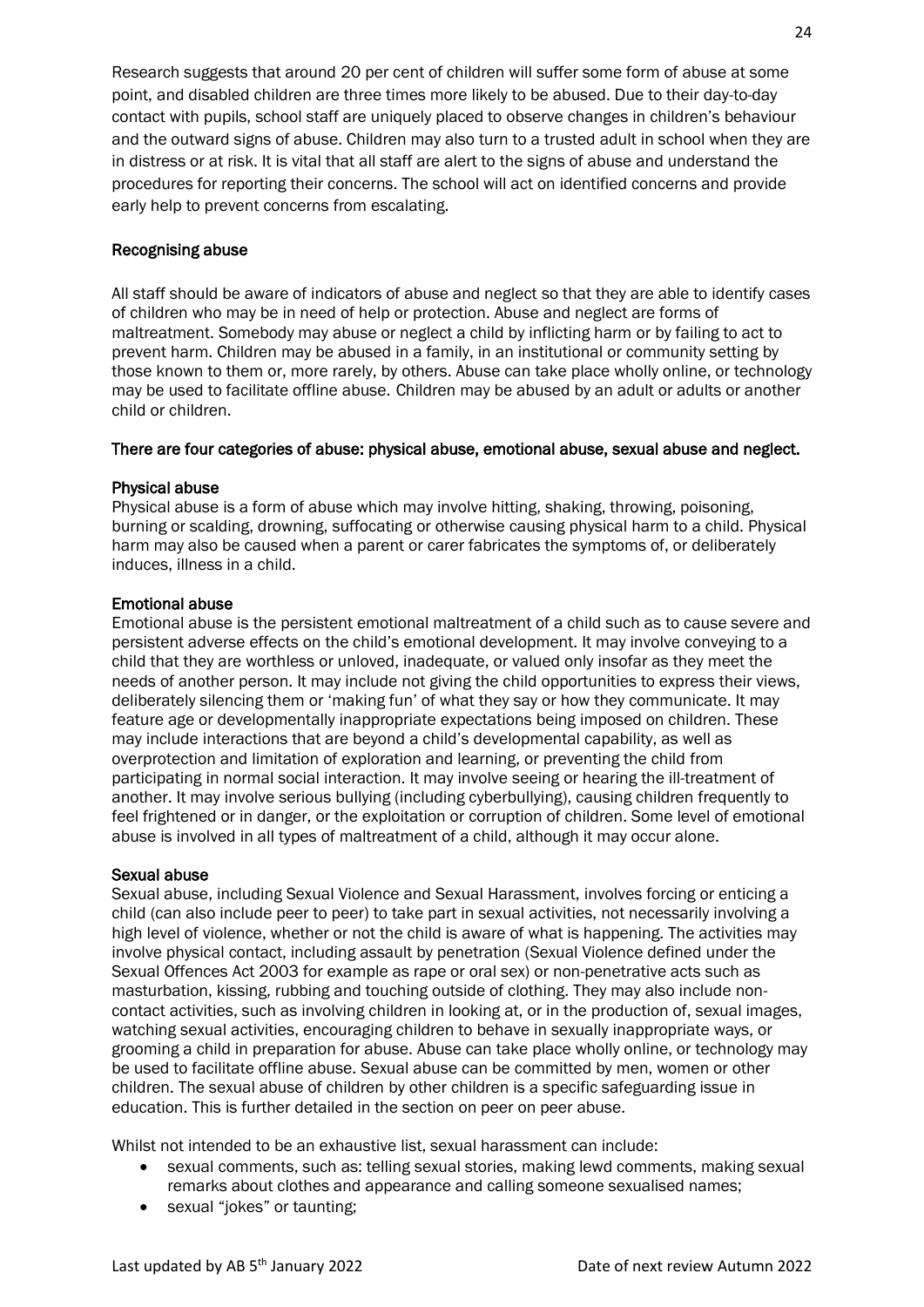Research suggests that around 20 per cent of children will suffer some form of abuse at some point, and disabled children are three times more likely to be abused. Due to their day-to-day contact with pupils, school staff are uniquely placed to observe changes in children's behaviour and the outward signs of abuse. Children may also turn to a trusted adult in school when they are in distress or at risk. It is vital that all staff are alert to the signs of abuse and understand the procedures for reporting their concerns. The school will act on identified concerns and provide early help to prevent concerns from escalating.

## Recognising abuse

All staff should be aware of indicators of abuse and neglect so that they are able to identify cases of children who may be in need of help or protection. Abuse and neglect are forms of maltreatment. Somebody may abuse or neglect a child by inflicting harm or by failing to act to prevent harm. Children may be abused in a family, in an institutional or community setting by those known to them or, more rarely, by others. Abuse can take place wholly online, or technology may be used to facilitate offline abuse. Children may be abused by an adult or adults or another child or children.

**There are four categories of abuse: physical abuse, emotional abuse, sexual abuse and neglect.**

### Physical abuse

Physical abuse is a form of abuse which may involve hitting, shaking, throwing, poisoning, burning or scalding, drowning, suffocating or otherwise causing physical harm to a child. Physical harm may also be caused when a parent or carer fabricates the symptoms of, or deliberately induces, illness in a child.

### Emotional abuse

Emotional abuse is the persistent emotional maltreatment of a child such as to cause severe and persistent adverse effects on the child's emotional development. It may involve conveying to a child that they are worthless or unloved, inadequate, or valued only insofar as they meet the needs of another person. It may include not giving the child opportunities to express their views, deliberately silencing them or 'making fun' of what they say or how they communicate. It may feature age or developmentally inappropriate expectations being imposed on children. These may include interactions that are beyond a child's developmental capability, as well as overprotection and limitation of exploration and learning, or preventing the child from participating in normal social interaction. It may involve seeing or hearing the ill-treatment of another. It may involve serious bullying (including cyberbullying), causing children frequently to feel frightened or in danger, or the exploitation or corruption of children. Some level of emotional abuse is involved in all types of maltreatment of a child, although it may occur alone.

### Sexual abuse

Sexual abuse, including Sexual Violence and Sexual Harassment, involves forcing or enticing a child (can also include peer to peer) to take part in sexual activities, not necessarily involving a high level of violence, whether or not the child is aware of what is happening. The activities may involve physical contact, including assault by penetration (Sexual Violence defined under the Sexual Offences Act 2003 for example as rape or oral sex) or non-penetrative acts such as masturbation, kissing, rubbing and touching outside of clothing. They may also include non-contact activities, such as involving children in looking at, or in the production of, sexual images, watching sexual activities, encouraging children to behave in sexually inappropriate ways, or grooming a child in preparation for abuse. Abuse can take place wholly online, or technology may be used to facilitate offline abuse. Sexual abuse can be committed by men, women or other children. The sexual abuse of children by other children is a specific safeguarding issue in education. This is further detailed in the section on peer on peer abuse.

Whilst not intended to be an exhaustive list, sexual harassment can include:

- sexual comments, such as: telling sexual stories, making lewd comments, making sexual remarks about clothes and appearance and calling someone sexualised names;
- sexual "jokes" or taunting;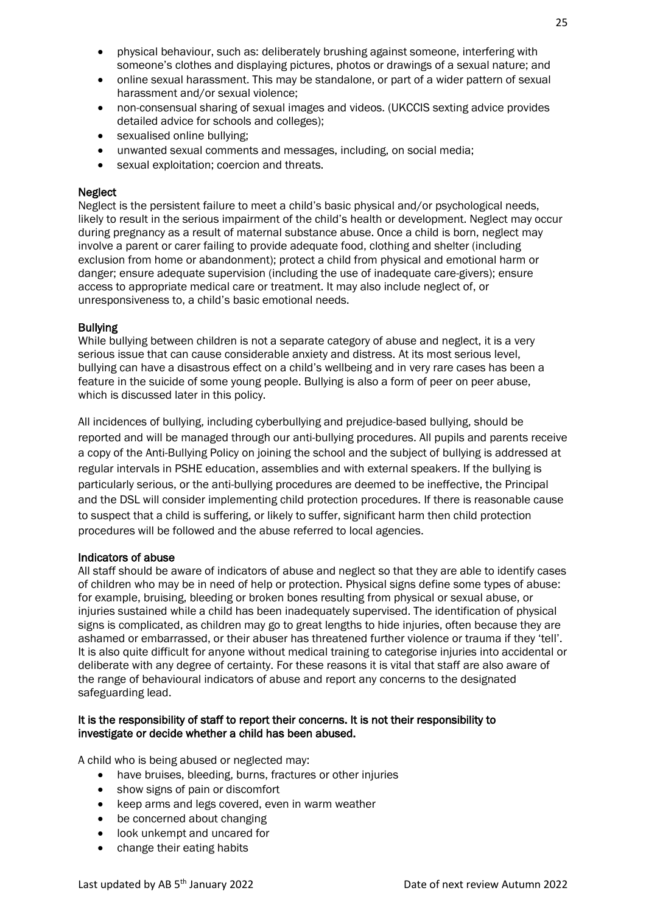- physical behaviour, such as: deliberately brushing against someone, interfering with someone's clothes and displaying pictures, photos or drawings of a sexual nature; and
- online sexual harassment. This may be standalone, or part of a wider pattern of sexual harassment and/or sexual violence;
- non-consensual sharing of sexual images and videos. (UKCCIS sexting advice provides detailed advice for schools and colleges);
- sexualised online bullying;
- unwanted sexual comments and messages, including, on social media;
- sexual exploitation; coercion and threats.

### Neglect

Neglect is the persistent failure to meet a child's basic physical and/or psychological needs, likely to result in the serious impairment of the child's health or development. Neglect may occur during pregnancy as a result of maternal substance abuse. Once a child is born, neglect may involve a parent or carer failing to provide adequate food, clothing and shelter (including exclusion from home or abandonment); protect a child from physical and emotional harm or danger; ensure adequate supervision (including the use of inadequate care-givers); ensure access to appropriate medical care or treatment. It may also include neglect of, or unresponsiveness to, a child's basic emotional needs.

### Bullying

While bullying between children is not a separate category of abuse and neglect, it is a very serious issue that can cause considerable anxiety and distress. At its most serious level, bullying can have a disastrous effect on a child's wellbeing and in very rare cases has been a feature in the suicide of some young people. Bullying is also a form of peer on peer abuse, which is discussed later in this policy.

All incidences of bullying, including cyberbullying and prejudice-based bullying, should be reported and will be managed through our anti-bullying procedures. All pupils and parents receive a copy of the Anti-Bullying Policy on joining the school and the subject of bullying is addressed at regular intervals in PSHE education, assemblies and with external speakers. If the bullying is particularly serious, or the anti-bullying procedures are deemed to be ineffective, the Principal and the DSL will consider implementing child protection procedures. If there is reasonable cause to suspect that a child is suffering, or likely to suffer, significant harm then child protection procedures will be followed and the abuse referred to local agencies.

### Indicators of abuse

All staff should be aware of indicators of abuse and neglect so that they are able to identify cases of children who may be in need of help or protection. Physical signs define some types of abuse: for example, bruising, bleeding or broken bones resulting from physical or sexual abuse, or injuries sustained while a child has been inadequately supervised. The identification of physical signs is complicated, as children may go to great lengths to hide injuries, often because they are ashamed or embarrassed, or their abuser has threatened further violence or trauma if they 'tell'. It is also quite difficult for anyone without medical training to categorise injuries into accidental or deliberate with any degree of certainty. For these reasons it is vital that staff are also aware of the range of behavioural indicators of abuse and report any concerns to the designated safeguarding lead.

**It is the responsibility of staff to report their concerns. It is not their responsibility to investigate or decide whether a child has been abused.**

A child who is being abused or neglected may:

- have bruises, bleeding, burns, fractures or other injuries
- show signs of pain or discomfort
- keep arms and legs covered, even in warm weather
- be concerned about changing
- look unkempt and uncared for
- change their eating habits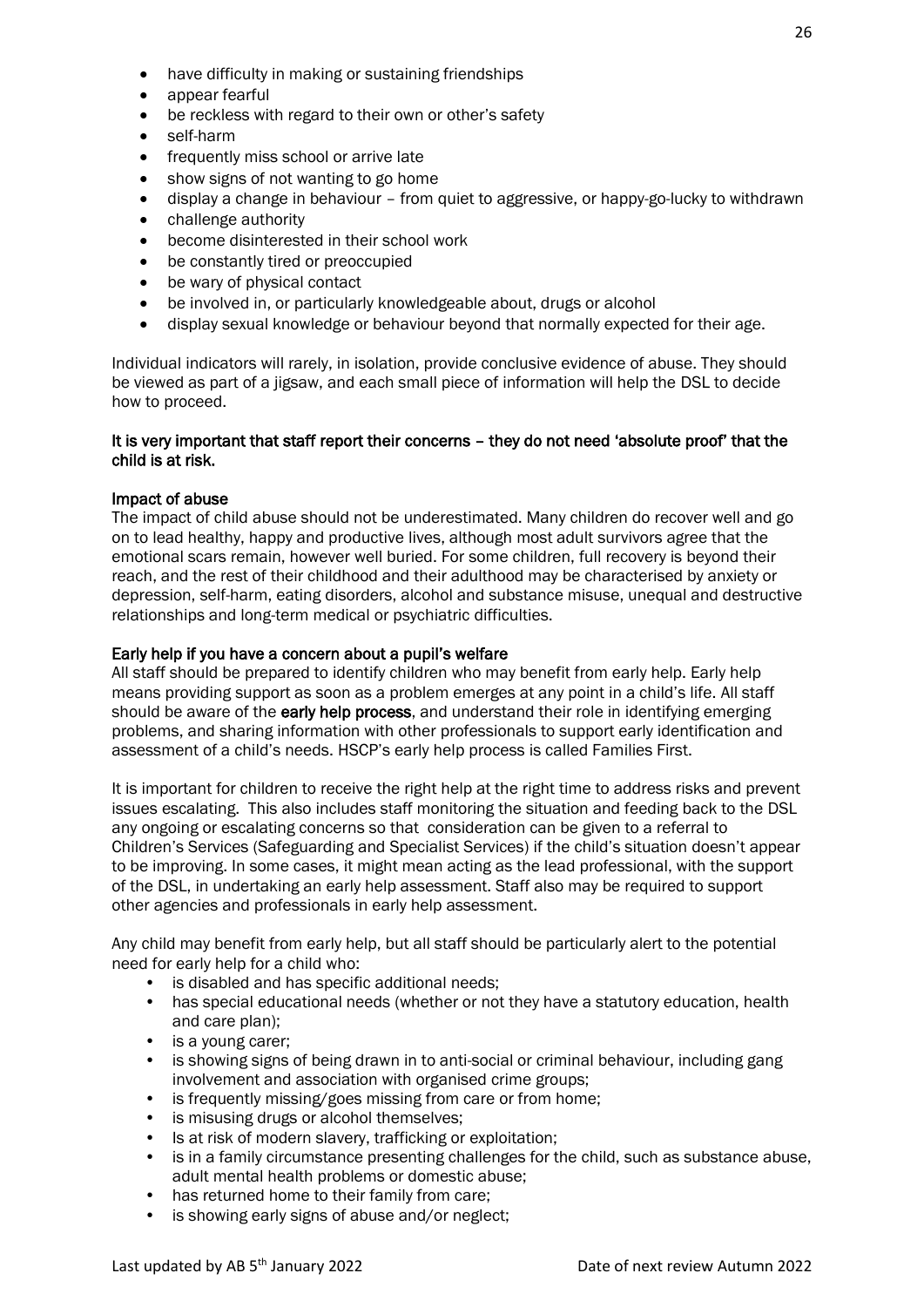- have difficulty in making or sustaining friendships
- appear fearful
- be reckless with regard to their own or other's safety
- self-harm
- frequently miss school or arrive late
- show signs of not wanting to go home
- display a change in behaviour – from quiet to aggressive, or happy-go-lucky to withdrawn
- challenge authority
- become disinterested in their school work
- be constantly tired or preoccupied
- be wary of physical contact
- be involved in, or particularly knowledgeable about, drugs or alcohol
- display sexual knowledge or behaviour beyond that normally expected for their age.

Individual indicators will rarely, in isolation, provide conclusive evidence of abuse. They should be viewed as part of a jigsaw, and each small piece of information will help the DSL to decide how to proceed.

**It is very important that staff report their concerns – they do not need 'absolute proof' that the child is at risk.**

**Impact of abuse**

The impact of child abuse should not be underestimated. Many children do recover well and go on to lead healthy, happy and productive lives, although most adult survivors agree that the emotional scars remain, however well buried. For some children, full recovery is beyond their reach, and the rest of their childhood and their adulthood may be characterised by anxiety or depression, self-harm, eating disorders, alcohol and substance misuse, unequal and destructive relationships and long-term medical or psychiatric difficulties.

**Early help if you have a concern about a pupil's welfare**

All staff should be prepared to identify children who may benefit from early help. Early help means providing support as soon as a problem emerges at any point in a child's life. All staff should be aware of the **early help process**, and understand their role in identifying emerging problems, and sharing information with other professionals to support early identification and assessment of a child's needs. HSCP's early help process is called Families First.

It is important for children to receive the right help at the right time to address risks and prevent issues escalating. This also includes staff monitoring the situation and feeding back to the DSL any ongoing or escalating concerns so that consideration can be given to a referral to Children's Services (Safeguarding and Specialist Services) if the child's situation doesn't appear to be improving. In some cases, it might mean acting as the lead professional, with the support of the DSL, in undertaking an early help assessment. Staff also may be required to support other agencies and professionals in early help assessment.

Any child may benefit from early help, but all staff should be particularly alert to the potential need for early help for a child who:

- is disabled and has specific additional needs;
- has special educational needs (whether or not they have a statutory education, health and care plan);
- is a young carer;
- is showing signs of being drawn in to anti-social or criminal behaviour, including gang involvement and association with organised crime groups;
- is frequently missing/goes missing from care or from home;
- is misusing drugs or alcohol themselves;
- Is at risk of modern slavery, trafficking or exploitation;
- is in a family circumstance presenting challenges for the child, such as substance abuse, adult mental health problems or domestic abuse;
- has returned home to their family from care;
- is showing early signs of abuse and/or neglect;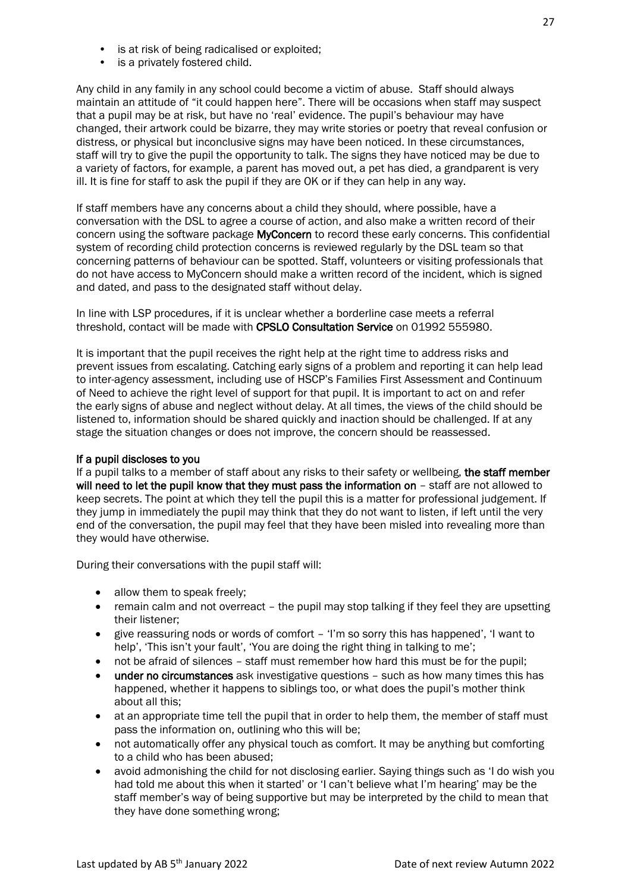- is at risk of being radicalised or exploited;
- is a privately fostered child.

Any child in any family in any school could become a victim of abuse. Staff should always maintain an attitude of "it could happen here". There will be occasions when staff may suspect that a pupil may be at risk, but have no 'real' evidence. The pupil's behaviour may have changed, their artwork could be bizarre, they may write stories or poetry that reveal confusion or distress, or physical but inconclusive signs may have been noticed. In these circumstances, staff will try to give the pupil the opportunity to talk. The signs they have noticed may be due to a variety of factors, for example, a parent has moved out, a pet has died, a grandparent is very ill. It is fine for staff to ask the pupil if they are OK or if they can help in any way.

If staff members have any concerns about a child they should, where possible, have a conversation with the DSL to agree a course of action, and also make a written record of their concern using the software package **MyConcern** to record these early concerns. This confidential system of recording child protection concerns is reviewed regularly by the DSL team so that concerning patterns of behaviour can be spotted. Staff, volunteers or visiting professionals that do not have access to MyConcern should make a written record of the incident, which is signed and dated, and pass to the designated staff without delay.

In line with LSP procedures, if it is unclear whether a borderline case meets a referral threshold, contact will be made with **CPSLO Consultation Service** on 01992 555980.

It is important that the pupil receives the right help at the right time to address risks and prevent issues from escalating. Catching early signs of a problem and reporting it can help lead to inter-agency assessment, including use of HSCP's Families First Assessment and Continuum of Need to achieve the right level of support for that pupil. It is important to act on and refer the early signs of abuse and neglect without delay. At all times, the views of the child should be listened to, information should be shared quickly and inaction should be challenged. If at any stage the situation changes or does not improve, the concern should be reassessed.

**If a pupil discloses to you**

If a pupil talks to a member of staff about any risks to their safety or wellbeing, **the staff member will need to let the pupil know that they must pass the information on** – staff are not allowed to keep secrets. The point at which they tell the pupil this is a matter for professional judgement. If they jump in immediately the pupil may think that they do not want to listen, if left until the very end of the conversation, the pupil may feel that they have been misled into revealing more than they would have otherwise.

During their conversations with the pupil staff will:

- allow them to speak freely;
- remain calm and not overreact – the pupil may stop talking if they feel they are upsetting their listener;
- give reassuring nods or words of comfort – 'I'm so sorry this has happened', 'I want to help', 'This isn't your fault', 'You are doing the right thing in talking to me';
- not be afraid of silences – staff must remember how hard this must be for the pupil;
- **under no circumstances** ask investigative questions – such as how many times this has happened, whether it happens to siblings too, or what does the pupil's mother think about all this;
- at an appropriate time tell the pupil that in order to help them, the member of staff must pass the information on, outlining who this will be;
- not automatically offer any physical touch as comfort. It may be anything but comforting to a child who has been abused;
- avoid admonishing the child for not disclosing earlier. Saying things such as 'I do wish you had told me about this when it started' or 'I can't believe what I'm hearing' may be the staff member's way of being supportive but may be interpreted by the child to mean that they have done something wrong;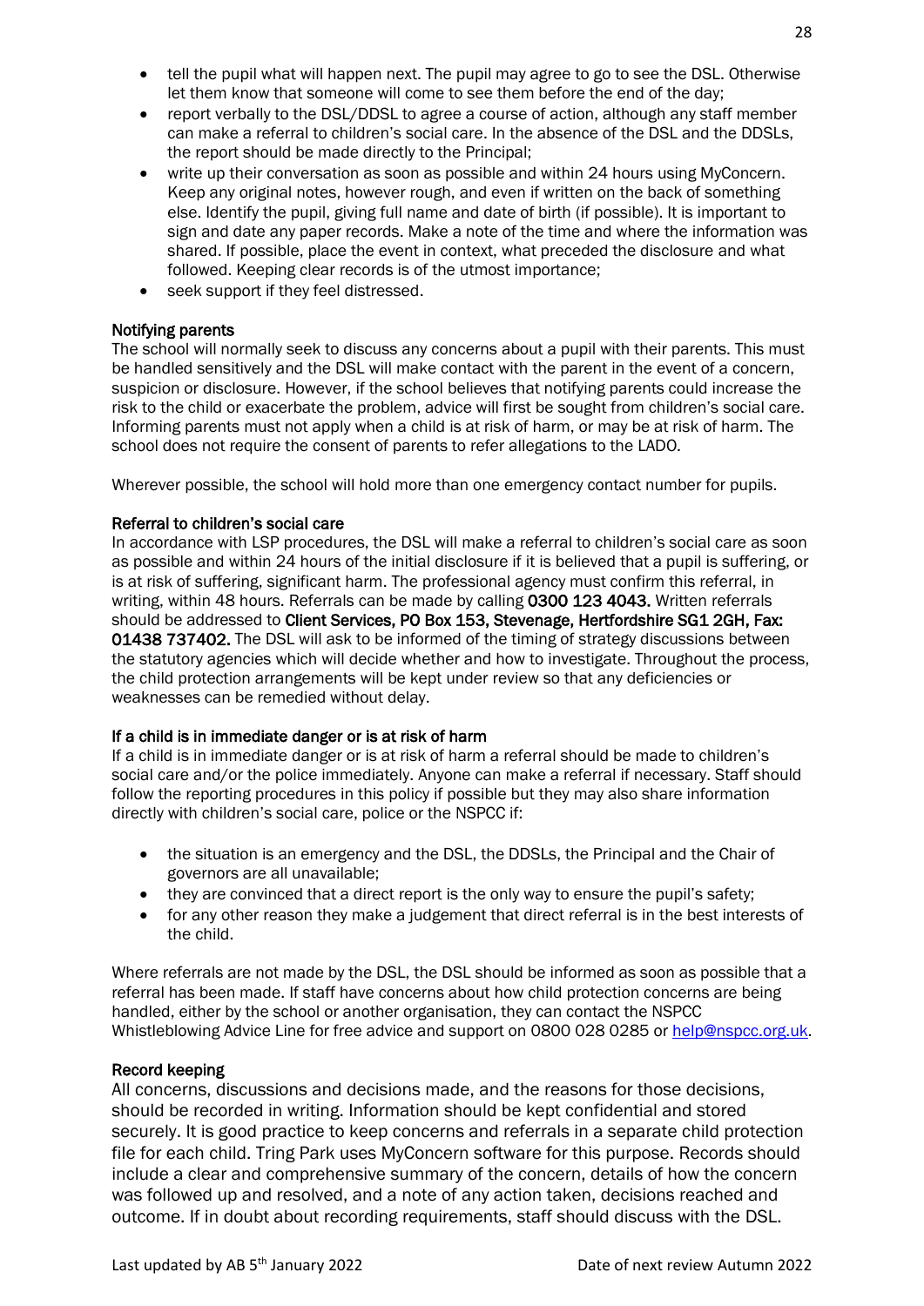- tell the pupil what will happen next. The pupil may agree to go to see the DSL. Otherwise let them know that someone will come to see them before the end of the day;
- report verbally to the DSL/DDSL to agree a course of action, although any staff member can make a referral to children's social care. In the absence of the DSL and the DDSLs, the report should be made directly to the Principal;
- write up their conversation as soon as possible and within 24 hours using MyConcern. Keep any original notes, however rough, and even if written on the back of something else. Identify the pupil, giving full name and date of birth (if possible). It is important to sign and date any paper records. Make a note of the time and where the information was shared. If possible, place the event in context, what preceded the disclosure and what followed. Keeping clear records is of the utmost importance;
- seek support if they feel distressed.

### Notifying parents

The school will normally seek to discuss any concerns about a pupil with their parents. This must be handled sensitively and the DSL will make contact with the parent in the event of a concern, suspicion or disclosure. However, if the school believes that notifying parents could increase the risk to the child or exacerbate the problem, advice will first be sought from children's social care. Informing parents must not apply when a child is at risk of harm, or may be at risk of harm. The school does not require the consent of parents to refer allegations to the LADO.

Wherever possible, the school will hold more than one emergency contact number for pupils.

### Referral to children's social care

In accordance with LSP procedures, the DSL will make a referral to children's social care as soon as possible and within 24 hours of the initial disclosure if it is believed that a pupil is suffering, or is at risk of suffering, significant harm. The professional agency must confirm this referral, in writing, within 48 hours. Referrals can be made by calling **0300 123 4043.** Written referrals should be addressed to **Client Services, PO Box 153, Stevenage, Hertfordshire SG1 2GH, Fax: 01438 737402.** The DSL will ask to be informed of the timing of strategy discussions between the statutory agencies which will decide whether and how to investigate. Throughout the process, the child protection arrangements will be kept under review so that any deficiencies or weaknesses can be remedied without delay.

### If a child is in immediate danger or is at risk of harm

If a child is in immediate danger or is at risk of harm a referral should be made to children's social care and/or the police immediately. Anyone can make a referral if necessary. Staff should follow the reporting procedures in this policy if possible but they may also share information directly with children's social care, police or the NSPCC if:

- the situation is an emergency and the DSL, the DDSLs, the Principal and the Chair of governors are all unavailable;
- they are convinced that a direct report is the only way to ensure the pupil's safety;
- for any other reason they make a judgement that direct referral is in the best interests of the child.

Where referrals are not made by the DSL, the DSL should be informed as soon as possible that a referral has been made. If staff have concerns about how child protection concerns are being handled, either by the school or another organisation, they can contact the NSPCC Whistleblowing Advice Line for free advice and support on 0800 028 0285 or help@nspcc.org.uk.

### Record keeping

All concerns, discussions and decisions made, and the reasons for those decisions, should be recorded in writing. Information should be kept confidential and stored securely. It is good practice to keep concerns and referrals in a separate child protection file for each child. Tring Park uses MyConcern software for this purpose. Records should include a clear and comprehensive summary of the concern, details of how the concern was followed up and resolved, and a note of any action taken, decisions reached and outcome. If in doubt about recording requirements, staff should discuss with the DSL.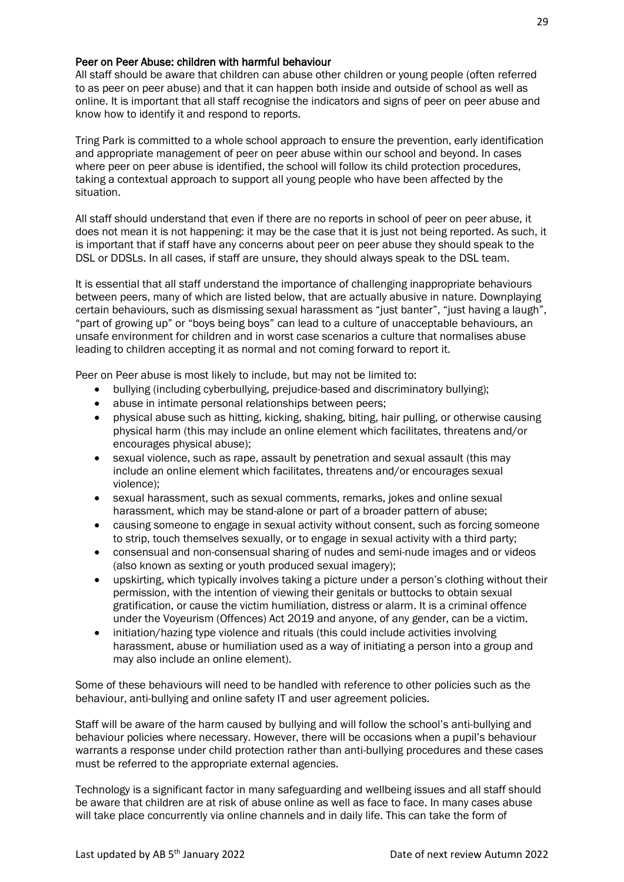### Peer on Peer Abuse: children with harmful behaviour

All staff should be aware that children can abuse other children or young people (often referred to as peer on peer abuse) and that it can happen both inside and outside of school as well as online. It is important that all staff recognise the indicators and signs of peer on peer abuse and know how to identify it and respond to reports.

Tring Park is committed to a whole school approach to ensure the prevention, early identification and appropriate management of peer on peer abuse within our school and beyond. In cases where peer on peer abuse is identified, the school will follow its child protection procedures, taking a contextual approach to support all young people who have been affected by the situation.

All staff should understand that even if there are no reports in school of peer on peer abuse, it does not mean it is not happening: it may be the case that it is just not being reported. As such, it is important that if staff have any concerns about peer on peer abuse they should speak to the DSL or DDSLs. In all cases, if staff are unsure, they should always speak to the DSL team.

It is essential that all staff understand the importance of challenging inappropriate behaviours between peers, many of which are listed below, that are actually abusive in nature. Downplaying certain behaviours, such as dismissing sexual harassment as "just banter", "just having a laugh", "part of growing up" or "boys being boys" can lead to a culture of unacceptable behaviours, an unsafe environment for children and in worst case scenarios a culture that normalises abuse leading to children accepting it as normal and not coming forward to report it.

Peer on Peer abuse is most likely to include, but may not be limited to:

- bullying (including cyberbullying, prejudice-based and discriminatory bullying);
- abuse in intimate personal relationships between peers;
- physical abuse such as hitting, kicking, shaking, biting, hair pulling, or otherwise causing physical harm (this may include an online element which facilitates, threatens and/or encourages physical abuse);
- sexual violence, such as rape, assault by penetration and sexual assault (this may include an online element which facilitates, threatens and/or encourages sexual violence);
- sexual harassment, such as sexual comments, remarks, jokes and online sexual harassment, which may be stand-alone or part of a broader pattern of abuse;
- causing someone to engage in sexual activity without consent, such as forcing someone to strip, touch themselves sexually, or to engage in sexual activity with a third party;
- consensual and non-consensual sharing of nudes and semi-nude images and or videos (also known as sexting or youth produced sexual imagery);
- upskirting, which typically involves taking a picture under a person's clothing without their permission, with the intention of viewing their genitals or buttocks to obtain sexual gratification, or cause the victim humiliation, distress or alarm. It is a criminal offence under the Voyeurism (Offences) Act 2019 and anyone, of any gender, can be a victim.
- initiation/hazing type violence and rituals (this could include activities involving harassment, abuse or humiliation used as a way of initiating a person into a group and may also include an online element).

Some of these behaviours will need to be handled with reference to other policies such as the behaviour, anti-bullying and online safety IT and user agreement policies.

Staff will be aware of the harm caused by bullying and will follow the school's anti-bullying and behaviour policies where necessary. However, there will be occasions when a pupil's behaviour warrants a response under child protection rather than anti-bullying procedures and these cases must be referred to the appropriate external agencies.

Technology is a significant factor in many safeguarding and wellbeing issues and all staff should be aware that children are at risk of abuse online as well as face to face. In many cases abuse will take place concurrently via online channels and in daily life. This can take the form of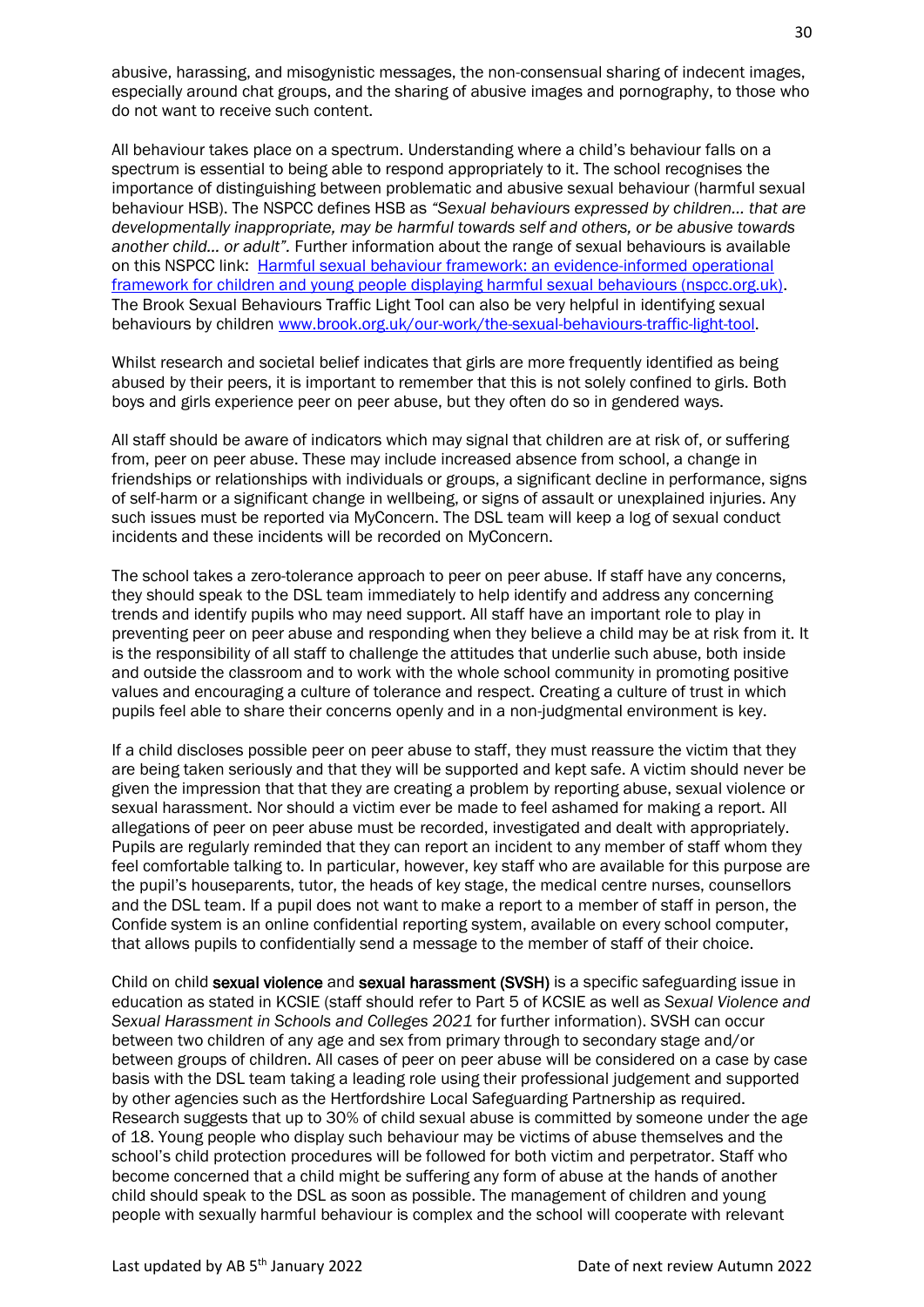abusive, harassing, and misogynistic messages, the non-consensual sharing of indecent images, especially around chat groups, and the sharing of abusive images and pornography, to those who do not want to receive such content.

All behaviour takes place on a spectrum. Understanding where a child's behaviour falls on a spectrum is essential to being able to respond appropriately to it. The school recognises the importance of distinguishing between problematic and abusive sexual behaviour (harmful sexual behaviour HSB). The NSPCC defines HSB as *"Sexual behaviours expressed by children... that are developmentally inappropriate, may be harmful towards self and others, or be abusive towards another child… or adult".* Further information about the range of sexual behaviours is available on this NSPCC link: [Harmful sexual behaviour framework: an evidence-informed operational framework for children and young people displaying harmful sexual behaviours (nspcc.org.uk)](https://www.nspcc.org.uk). The Brook Sexual Behaviours Traffic Light Tool can also be very helpful in identifying sexual behaviours by children [www.brook.org.uk/our-work/the-sexual-behaviours-traffic-light-tool](http://www.brook.org.uk/our-work/the-sexual-behaviours-traffic-light-tool).

Whilst research and societal belief indicates that girls are more frequently identified as being abused by their peers, it is important to remember that this is not solely confined to girls. Both boys and girls experience peer on peer abuse, but they often do so in gendered ways.

All staff should be aware of indicators which may signal that children are at risk of, or suffering from, peer on peer abuse. These may include increased absence from school, a change in friendships or relationships with individuals or groups, a significant decline in performance, signs of self-harm or a significant change in wellbeing, or signs of assault or unexplained injuries. Any such issues must be reported via MyConcern. The DSL team will keep a log of sexual conduct incidents and these incidents will be recorded on MyConcern.

The school takes a zero-tolerance approach to peer on peer abuse. If staff have any concerns, they should speak to the DSL team immediately to help identify and address any concerning trends and identify pupils who may need support. All staff have an important role to play in preventing peer on peer abuse and responding when they believe a child may be at risk from it. It is the responsibility of all staff to challenge the attitudes that underlie such abuse, both inside and outside the classroom and to work with the whole school community in promoting positive values and encouraging a culture of tolerance and respect. Creating a culture of trust in which pupils feel able to share their concerns openly and in a non-judgmental environment is key.

If a child discloses possible peer on peer abuse to staff, they must reassure the victim that they are being taken seriously and that they will be supported and kept safe. A victim should never be given the impression that that they are creating a problem by reporting abuse, sexual violence or sexual harassment. Nor should a victim ever be made to feel ashamed for making a report. All allegations of peer on peer abuse must be recorded, investigated and dealt with appropriately. Pupils are regularly reminded that they can report an incident to any member of staff whom they feel comfortable talking to. In particular, however, key staff who are available for this purpose are the pupil's houseparents, tutor, the heads of key stage, the medical centre nurses, counsellors and the DSL team. If a pupil does not want to make a report to a member of staff in person, the Confide system is an online confidential reporting system, available on every school computer, that allows pupils to confidentially send a message to the member of staff of their choice.

Child on child **sexual violence** and **sexual harassment (SVSH)** is a specific safeguarding issue in education as stated in KCSIE (staff should refer to Part 5 of KCSIE as well as *Sexual Violence and Sexual Harassment in Schools and Colleges 2021* for further information). SVSH can occur between two children of any age and sex from primary through to secondary stage and/or between groups of children. All cases of peer on peer abuse will be considered on a case by case basis with the DSL team taking a leading role using their professional judgement and supported by other agencies such as the Hertfordshire Local Safeguarding Partnership as required. Research suggests that up to 30% of child sexual abuse is committed by someone under the age of 18. Young people who display such behaviour may be victims of abuse themselves and the school's child protection procedures will be followed for both victim and perpetrator. Staff who become concerned that a child might be suffering any form of abuse at the hands of another child should speak to the DSL as soon as possible. The management of children and young people with sexually harmful behaviour is complex and the school will cooperate with relevant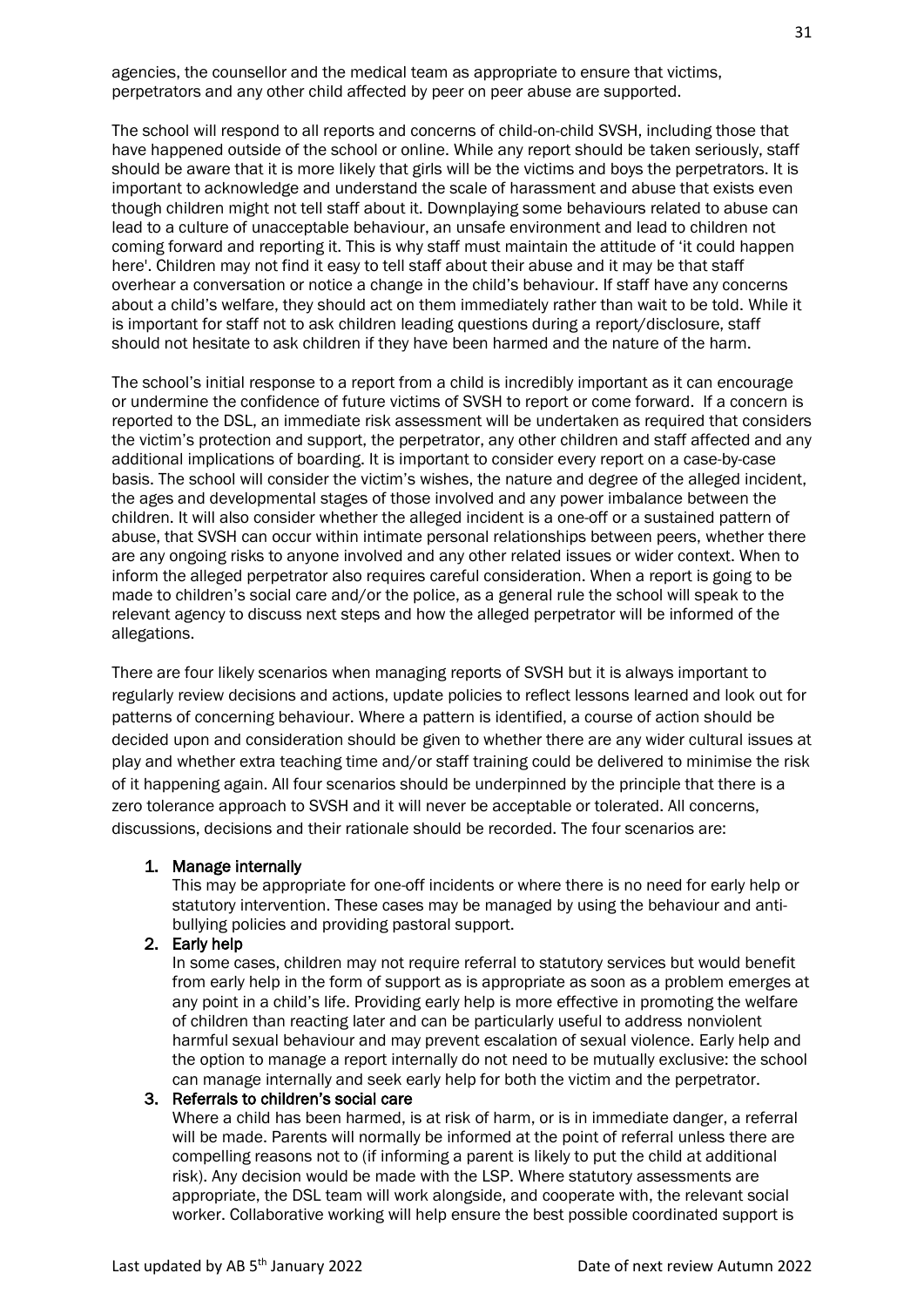agencies, the counsellor and the medical team as appropriate to ensure that victims, perpetrators and any other child affected by peer on peer abuse are supported.

The school will respond to all reports and concerns of child-on-child SVSH, including those that have happened outside of the school or online. While any report should be taken seriously, staff should be aware that it is more likely that girls will be the victims and boys the perpetrators. It is important to acknowledge and understand the scale of harassment and abuse that exists even though children might not tell staff about it. Downplaying some behaviours related to abuse can lead to a culture of unacceptable behaviour, an unsafe environment and lead to children not coming forward and reporting it. This is why staff must maintain the attitude of 'it could happen here'. Children may not find it easy to tell staff about their abuse and it may be that staff overhear a conversation or notice a change in the child's behaviour. If staff have any concerns about a child's welfare, they should act on them immediately rather than wait to be told. While it is important for staff not to ask children leading questions during a report/disclosure, staff should not hesitate to ask children if they have been harmed and the nature of the harm.

The school's initial response to a report from a child is incredibly important as it can encourage or undermine the confidence of future victims of SVSH to report or come forward. If a concern is reported to the DSL, an immediate risk assessment will be undertaken as required that considers the victim's protection and support, the perpetrator, any other children and staff affected and any additional implications of boarding. It is important to consider every report on a case-by-case basis. The school will consider the victim's wishes, the nature and degree of the alleged incident, the ages and developmental stages of those involved and any power imbalance between the children. It will also consider whether the alleged incident is a one-off or a sustained pattern of abuse, that SVSH can occur within intimate personal relationships between peers, whether there are any ongoing risks to anyone involved and any other related issues or wider context. When to inform the alleged perpetrator also requires careful consideration. When a report is going to be made to children's social care and/or the police, as a general rule the school will speak to the relevant agency to discuss next steps and how the alleged perpetrator will be informed of the allegations.

There are four likely scenarios when managing reports of SVSH but it is always important to regularly review decisions and actions, update policies to reflect lessons learned and look out for patterns of concerning behaviour. Where a pattern is identified, a course of action should be decided upon and consideration should be given to whether there are any wider cultural issues at play and whether extra teaching time and/or staff training could be delivered to minimise the risk of it happening again. All four scenarios should be underpinned by the principle that there is a zero tolerance approach to SVSH and it will never be acceptable or tolerated. All concerns, discussions, decisions and their rationale should be recorded. The four scenarios are:

1. **Manage internally**
   This may be appropriate for one-off incidents or where there is no need for early help or statutory intervention. These cases may be managed by using the behaviour and anti-bullying policies and providing pastoral support.
2. **Early help**
   In some cases, children may not require referral to statutory services but would benefit from early help in the form of support as is appropriate as soon as a problem emerges at any point in a child's life. Providing early help is more effective in promoting the welfare of children than reacting later and can be particularly useful to address nonviolent harmful sexual behaviour and may prevent escalation of sexual violence. Early help and the option to manage a report internally do not need to be mutually exclusive: the school can manage internally and seek early help for both the victim and the perpetrator.
3. **Referrals to children's social care**
   Where a child has been harmed, is at risk of harm, or is in immediate danger, a referral will be made. Parents will normally be informed at the point of referral unless there are compelling reasons not to (if informing a parent is likely to put the child at additional risk). Any decision would be made with the LSP. Where statutory assessments are appropriate, the DSL team will work alongside, and cooperate with, the relevant social worker. Collaborative working will help ensure the best possible coordinated support is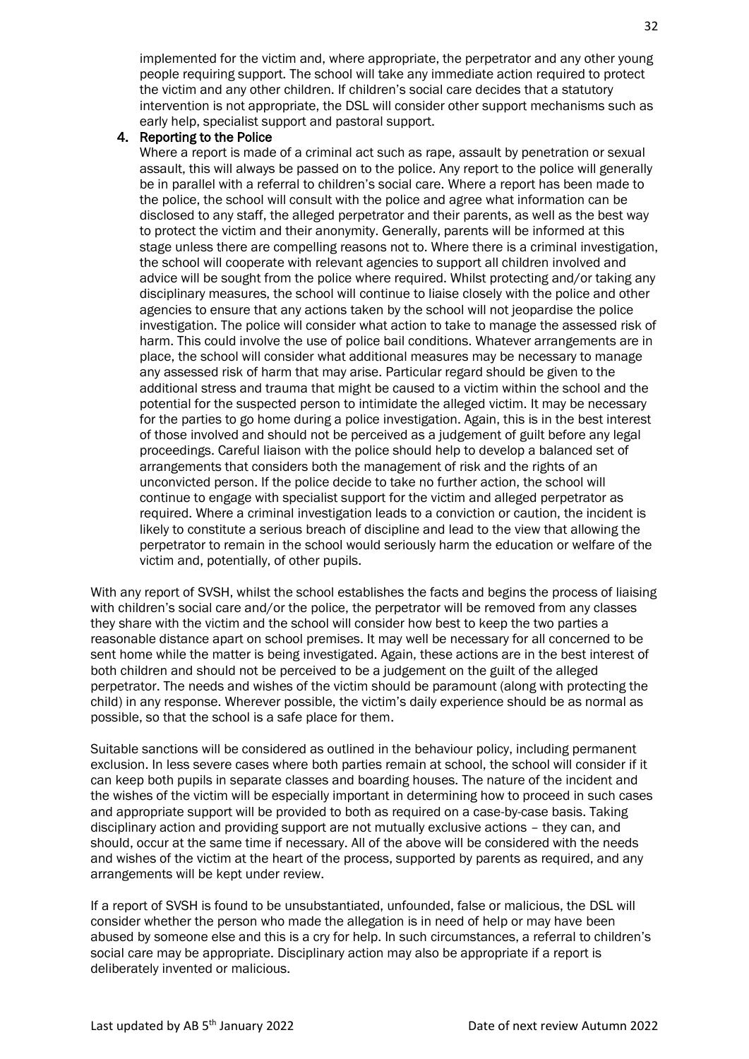implemented for the victim and, where appropriate, the perpetrator and any other young people requiring support. The school will take any immediate action required to protect the victim and any other children. If children's social care decides that a statutory intervention is not appropriate, the DSL will consider other support mechanisms such as early help, specialist support and pastoral support.

4. **Reporting to the Police**

   Where a report is made of a criminal act such as rape, assault by penetration or sexual assault, this will always be passed on to the police. Any report to the police will generally be in parallel with a referral to children's social care. Where a report has been made to the police, the school will consult with the police and agree what information can be disclosed to any staff, the alleged perpetrator and their parents, as well as the best way to protect the victim and their anonymity. Generally, parents will be informed at this stage unless there are compelling reasons not to. Where there is a criminal investigation, the school will cooperate with relevant agencies to support all children involved and advice will be sought from the police where required. Whilst protecting and/or taking any disciplinary measures, the school will continue to liaise closely with the police and other agencies to ensure that any actions taken by the school will not jeopardise the police investigation. The police will consider what action to take to manage the assessed risk of harm. This could involve the use of police bail conditions. Whatever arrangements are in place, the school will consider what additional measures may be necessary to manage any assessed risk of harm that may arise. Particular regard should be given to the additional stress and trauma that might be caused to a victim within the school and the potential for the suspected person to intimidate the alleged victim. It may be necessary for the parties to go home during a police investigation. Again, this is in the best interest of those involved and should not be perceived as a judgement of guilt before any legal proceedings. Careful liaison with the police should help to develop a balanced set of arrangements that considers both the management of risk and the rights of an unconvicted person. If the police decide to take no further action, the school will continue to engage with specialist support for the victim and alleged perpetrator as required. Where a criminal investigation leads to a conviction or caution, the incident is likely to constitute a serious breach of discipline and lead to the view that allowing the perpetrator to remain in the school would seriously harm the education or welfare of the victim and, potentially, of other pupils.

With any report of SVSH, whilst the school establishes the facts and begins the process of liaising with children's social care and/or the police, the perpetrator will be removed from any classes they share with the victim and the school will consider how best to keep the two parties a reasonable distance apart on school premises. It may well be necessary for all concerned to be sent home while the matter is being investigated. Again, these actions are in the best interest of both children and should not be perceived to be a judgement on the guilt of the alleged perpetrator. The needs and wishes of the victim should be paramount (along with protecting the child) in any response. Wherever possible, the victim's daily experience should be as normal as possible, so that the school is a safe place for them.

Suitable sanctions will be considered as outlined in the behaviour policy, including permanent exclusion. In less severe cases where both parties remain at school, the school will consider if it can keep both pupils in separate classes and boarding houses. The nature of the incident and the wishes of the victim will be especially important in determining how to proceed in such cases and appropriate support will be provided to both as required on a case-by-case basis. Taking disciplinary action and providing support are not mutually exclusive actions – they can, and should, occur at the same time if necessary. All of the above will be considered with the needs and wishes of the victim at the heart of the process, supported by parents as required, and any arrangements will be kept under review.

If a report of SVSH is found to be unsubstantiated, unfounded, false or malicious, the DSL will consider whether the person who made the allegation is in need of help or may have been abused by someone else and this is a cry for help. In such circumstances, a referral to children's social care may be appropriate. Disciplinary action may also be appropriate if a report is deliberately invented or malicious.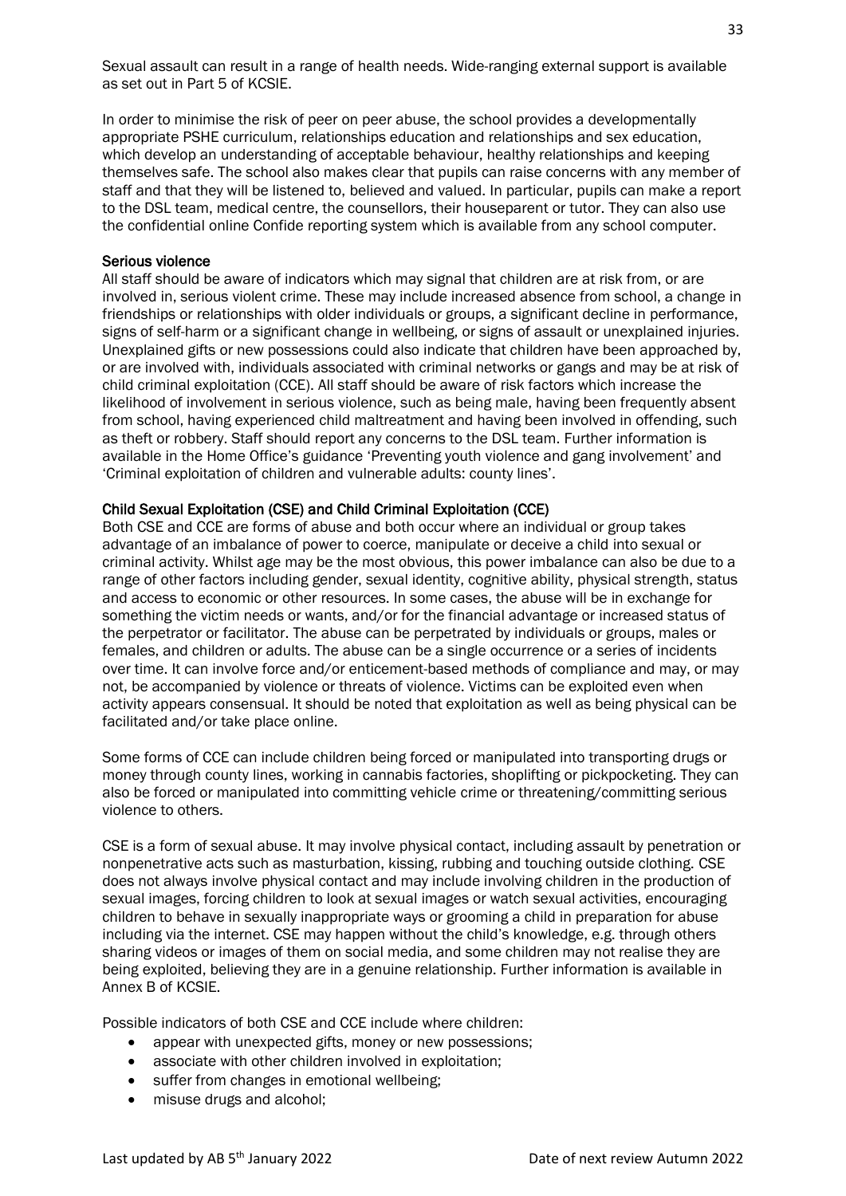Sexual assault can result in a range of health needs. Wide-ranging external support is available as set out in Part 5 of KCSIE.

In order to minimise the risk of peer on peer abuse, the school provides a developmentally appropriate PSHE curriculum, relationships education and relationships and sex education, which develop an understanding of acceptable behaviour, healthy relationships and keeping themselves safe. The school also makes clear that pupils can raise concerns with any member of staff and that they will be listened to, believed and valued. In particular, pupils can make a report to the DSL team, medical centre, the counsellors, their houseparent or tutor. They can also use the confidential online Confide reporting system which is available from any school computer.

**Serious violence**

All staff should be aware of indicators which may signal that children are at risk from, or are involved in, serious violent crime. These may include increased absence from school, a change in friendships or relationships with older individuals or groups, a significant decline in performance, signs of self-harm or a significant change in wellbeing, or signs of assault or unexplained injuries. Unexplained gifts or new possessions could also indicate that children have been approached by, or are involved with, individuals associated with criminal networks or gangs and may be at risk of child criminal exploitation (CCE). All staff should be aware of risk factors which increase the likelihood of involvement in serious violence, such as being male, having been frequently absent from school, having experienced child maltreatment and having been involved in offending, such as theft or robbery. Staff should report any concerns to the DSL team. Further information is available in the Home Office's guidance 'Preventing youth violence and gang involvement' and 'Criminal exploitation of children and vulnerable adults: county lines'.

**Child Sexual Exploitation (CSE) and Child Criminal Exploitation (CCE)**

Both CSE and CCE are forms of abuse and both occur where an individual or group takes advantage of an imbalance of power to coerce, manipulate or deceive a child into sexual or criminal activity. Whilst age may be the most obvious, this power imbalance can also be due to a range of other factors including gender, sexual identity, cognitive ability, physical strength, status and access to economic or other resources. In some cases, the abuse will be in exchange for something the victim needs or wants, and/or for the financial advantage or increased status of the perpetrator or facilitator. The abuse can be perpetrated by individuals or groups, males or females, and children or adults. The abuse can be a single occurrence or a series of incidents over time. It can involve force and/or enticement-based methods of compliance and may, or may not, be accompanied by violence or threats of violence. Victims can be exploited even when activity appears consensual. It should be noted that exploitation as well as being physical can be facilitated and/or take place online.

Some forms of CCE can include children being forced or manipulated into transporting drugs or money through county lines, working in cannabis factories, shoplifting or pickpocketing. They can also be forced or manipulated into committing vehicle crime or threatening/committing serious violence to others.

CSE is a form of sexual abuse. It may involve physical contact, including assault by penetration or nonpenetrative acts such as masturbation, kissing, rubbing and touching outside clothing. CSE does not always involve physical contact and may include involving children in the production of sexual images, forcing children to look at sexual images or watch sexual activities, encouraging children to behave in sexually inappropriate ways or grooming a child in preparation for abuse including via the internet. CSE may happen without the child's knowledge, e.g. through others sharing videos or images of them on social media, and some children may not realise they are being exploited, believing they are in a genuine relationship. Further information is available in Annex B of KCSIE.

Possible indicators of both CSE and CCE include where children:

- appear with unexpected gifts, money or new possessions;
- associate with other children involved in exploitation;
- suffer from changes in emotional wellbeing;
- misuse drugs and alcohol;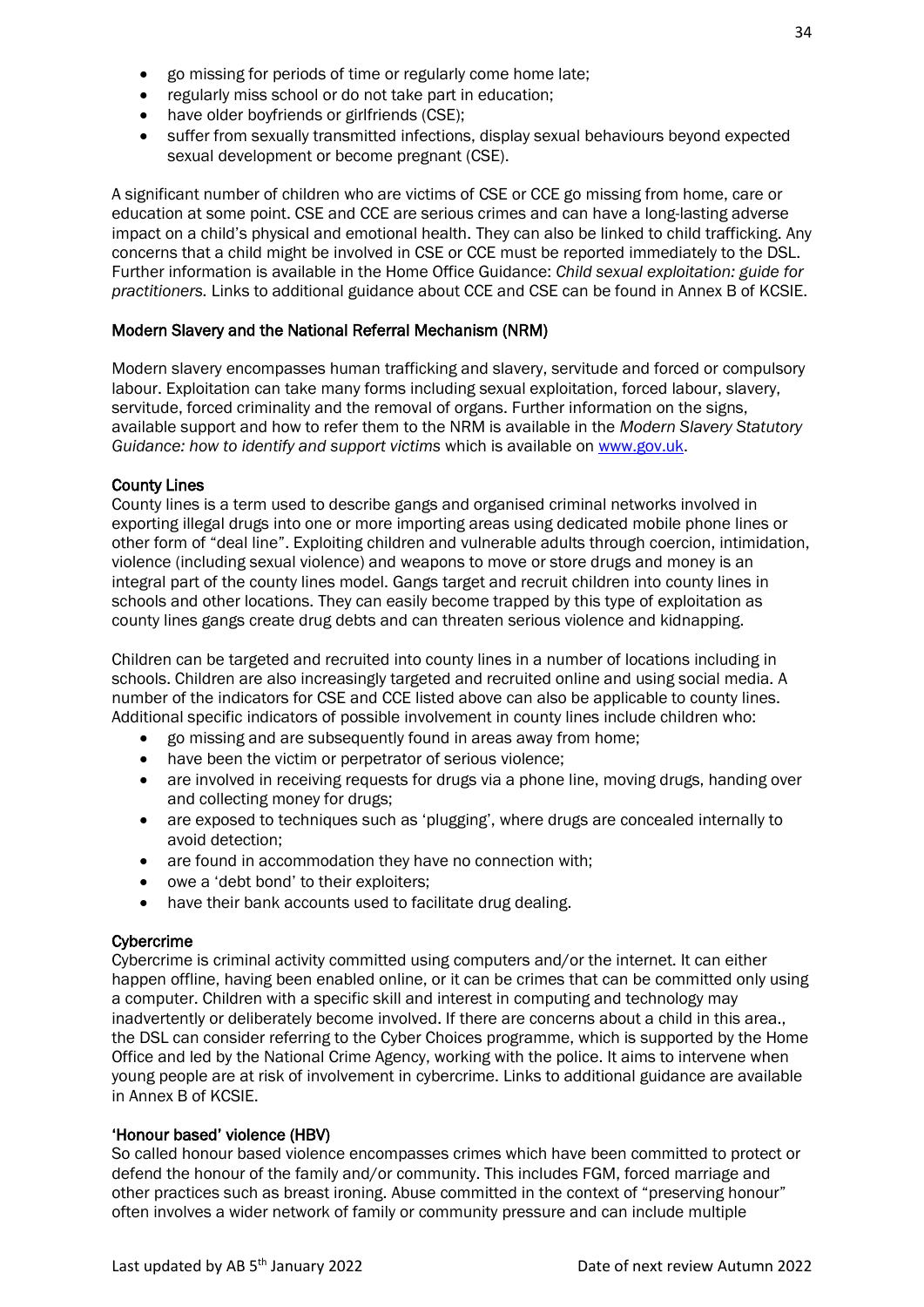- go missing for periods of time or regularly come home late;
- regularly miss school or do not take part in education;
- have older boyfriends or girlfriends (CSE);
- suffer from sexually transmitted infections, display sexual behaviours beyond expected sexual development or become pregnant (CSE).

A significant number of children who are victims of CSE or CCE go missing from home, care or education at some point. CSE and CCE are serious crimes and can have a long-lasting adverse impact on a child's physical and emotional health. They can also be linked to child trafficking. Any concerns that a child might be involved in CSE or CCE must be reported immediately to the DSL. Further information is available in the Home Office Guidance: *Child sexual exploitation: guide for practitioners.* Links to additional guidance about CCE and CSE can be found in Annex B of KCSIE.

### Modern Slavery and the National Referral Mechanism (NRM)

Modern slavery encompasses human trafficking and slavery, servitude and forced or compulsory labour. Exploitation can take many forms including sexual exploitation, forced labour, slavery, servitude, forced criminality and the removal of organs. Further information on the signs, available support and how to refer them to the NRM is available in the *Modern Slavery Statutory Guidance: how to identify and support victims* which is available on www.gov.uk.

### County Lines

County lines is a term used to describe gangs and organised criminal networks involved in exporting illegal drugs into one or more importing areas using dedicated mobile phone lines or other form of "deal line". Exploiting children and vulnerable adults through coercion, intimidation, violence (including sexual violence) and weapons to move or store drugs and money is an integral part of the county lines model. Gangs target and recruit children into county lines in schools and other locations. They can easily become trapped by this type of exploitation as county lines gangs create drug debts and can threaten serious violence and kidnapping.

Children can be targeted and recruited into county lines in a number of locations including in schools. Children are also increasingly targeted and recruited online and using social media. A number of the indicators for CSE and CCE listed above can also be applicable to county lines. Additional specific indicators of possible involvement in county lines include children who:

- go missing and are subsequently found in areas away from home;
- have been the victim or perpetrator of serious violence;
- are involved in receiving requests for drugs via a phone line, moving drugs, handing over and collecting money for drugs;
- are exposed to techniques such as 'plugging', where drugs are concealed internally to avoid detection;
- are found in accommodation they have no connection with;
- owe a 'debt bond' to their exploiters;
- have their bank accounts used to facilitate drug dealing.

### Cybercrime

Cybercrime is criminal activity committed using computers and/or the internet. It can either happen offline, having been enabled online, or it can be crimes that can be committed only using a computer. Children with a specific skill and interest in computing and technology may inadvertently or deliberately become involved. If there are concerns about a child in this area., the DSL can consider referring to the Cyber Choices programme, which is supported by the Home Office and led by the National Crime Agency, working with the police. It aims to intervene when young people are at risk of involvement in cybercrime. Links to additional guidance are available in Annex B of KCSIE.

### 'Honour based' violence (HBV)

So called honour based violence encompasses crimes which have been committed to protect or defend the honour of the family and/or community. This includes FGM, forced marriage and other practices such as breast ironing. Abuse committed in the context of "preserving honour" often involves a wider network of family or community pressure and can include multiple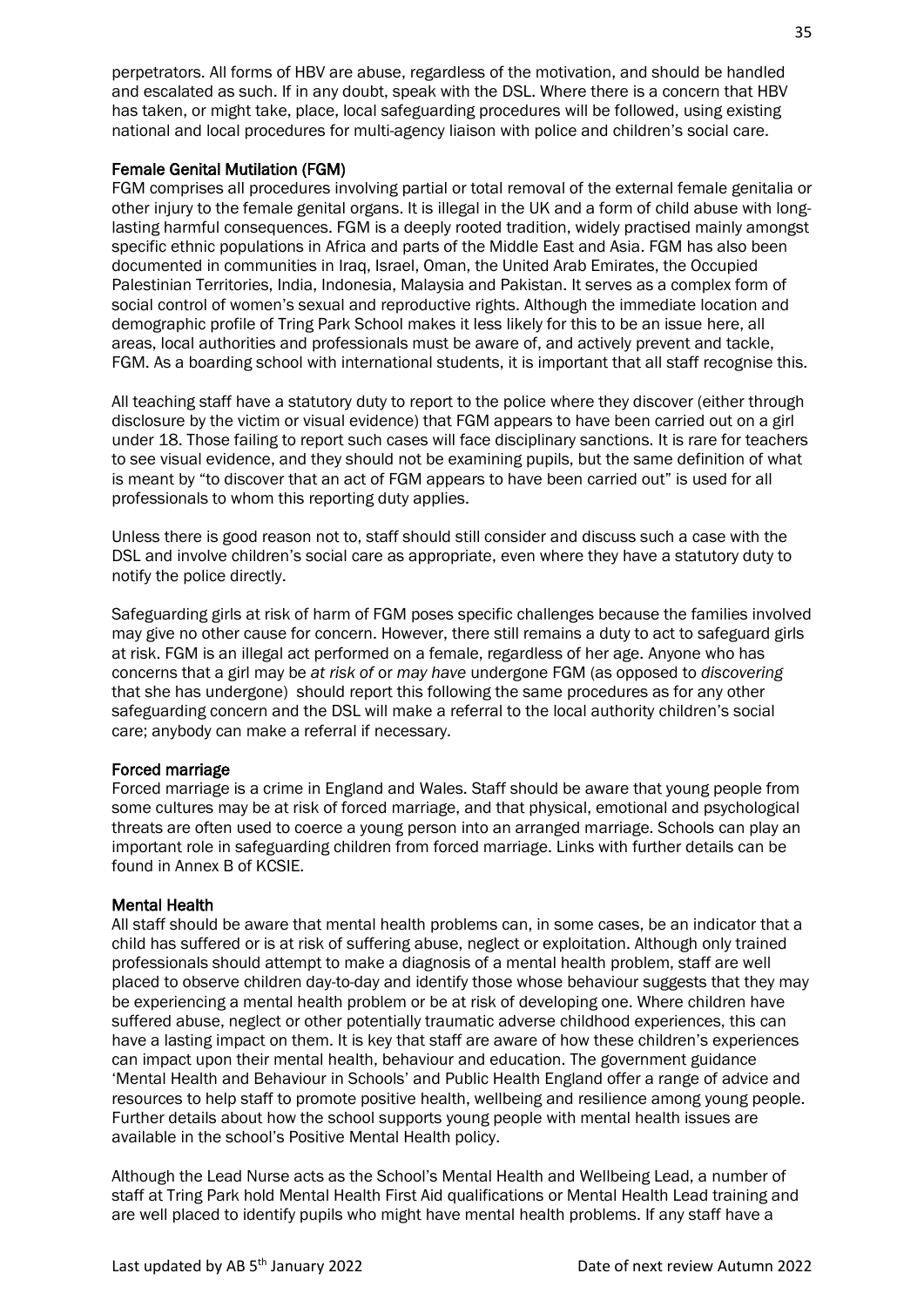perpetrators. All forms of HBV are abuse, regardless of the motivation, and should be handled and escalated as such. If in any doubt, speak with the DSL. Where there is a concern that HBV has taken, or might take, place, local safeguarding procedures will be followed, using existing national and local procedures for multi-agency liaison with police and children's social care.

### Female Genital Mutilation (FGM)

FGM comprises all procedures involving partial or total removal of the external female genitalia or other injury to the female genital organs. It is illegal in the UK and a form of child abuse with long-lasting harmful consequences. FGM is a deeply rooted tradition, widely practised mainly amongst specific ethnic populations in Africa and parts of the Middle East and Asia. FGM has also been documented in communities in Iraq, Israel, Oman, the United Arab Emirates, the Occupied Palestinian Territories, India, Indonesia, Malaysia and Pakistan. It serves as a complex form of social control of women's sexual and reproductive rights. Although the immediate location and demographic profile of Tring Park School makes it less likely for this to be an issue here, all areas, local authorities and professionals must be aware of, and actively prevent and tackle, FGM. As a boarding school with international students, it is important that all staff recognise this.

All teaching staff have a statutory duty to report to the police where they discover (either through disclosure by the victim or visual evidence) that FGM appears to have been carried out on a girl under 18. Those failing to report such cases will face disciplinary sanctions. It is rare for teachers to see visual evidence, and they should not be examining pupils, but the same definition of what is meant by "to discover that an act of FGM appears to have been carried out" is used for all professionals to whom this reporting duty applies.

Unless there is good reason not to, staff should still consider and discuss such a case with the DSL and involve children's social care as appropriate, even where they have a statutory duty to notify the police directly.

Safeguarding girls at risk of harm of FGM poses specific challenges because the families involved may give no other cause for concern. However, there still remains a duty to act to safeguard girls at risk. FGM is an illegal act performed on a female, regardless of her age. Anyone who has concerns that a girl may be *at risk of* or *may have* undergone FGM (as opposed to *discovering* that she has undergone) should report this following the same procedures as for any other safeguarding concern and the DSL will make a referral to the local authority children's social care; anybody can make a referral if necessary.

### Forced marriage

Forced marriage is a crime in England and Wales. Staff should be aware that young people from some cultures may be at risk of forced marriage, and that physical, emotional and psychological threats are often used to coerce a young person into an arranged marriage. Schools can play an important role in safeguarding children from forced marriage. Links with further details can be found in Annex B of KCSIE.

### Mental Health

All staff should be aware that mental health problems can, in some cases, be an indicator that a child has suffered or is at risk of suffering abuse, neglect or exploitation. Although only trained professionals should attempt to make a diagnosis of a mental health problem, staff are well placed to observe children day-to-day and identify those whose behaviour suggests that they may be experiencing a mental health problem or be at risk of developing one. Where children have suffered abuse, neglect or other potentially traumatic adverse childhood experiences, this can have a lasting impact on them. It is key that staff are aware of how these children's experiences can impact upon their mental health, behaviour and education. The government guidance 'Mental Health and Behaviour in Schools' and Public Health England offer a range of advice and resources to help staff to promote positive health, wellbeing and resilience among young people. Further details about how the school supports young people with mental health issues are available in the school's Positive Mental Health policy.

Although the Lead Nurse acts as the School's Mental Health and Wellbeing Lead, a number of staff at Tring Park hold Mental Health First Aid qualifications or Mental Health Lead training and are well placed to identify pupils who might have mental health problems. If any staff have a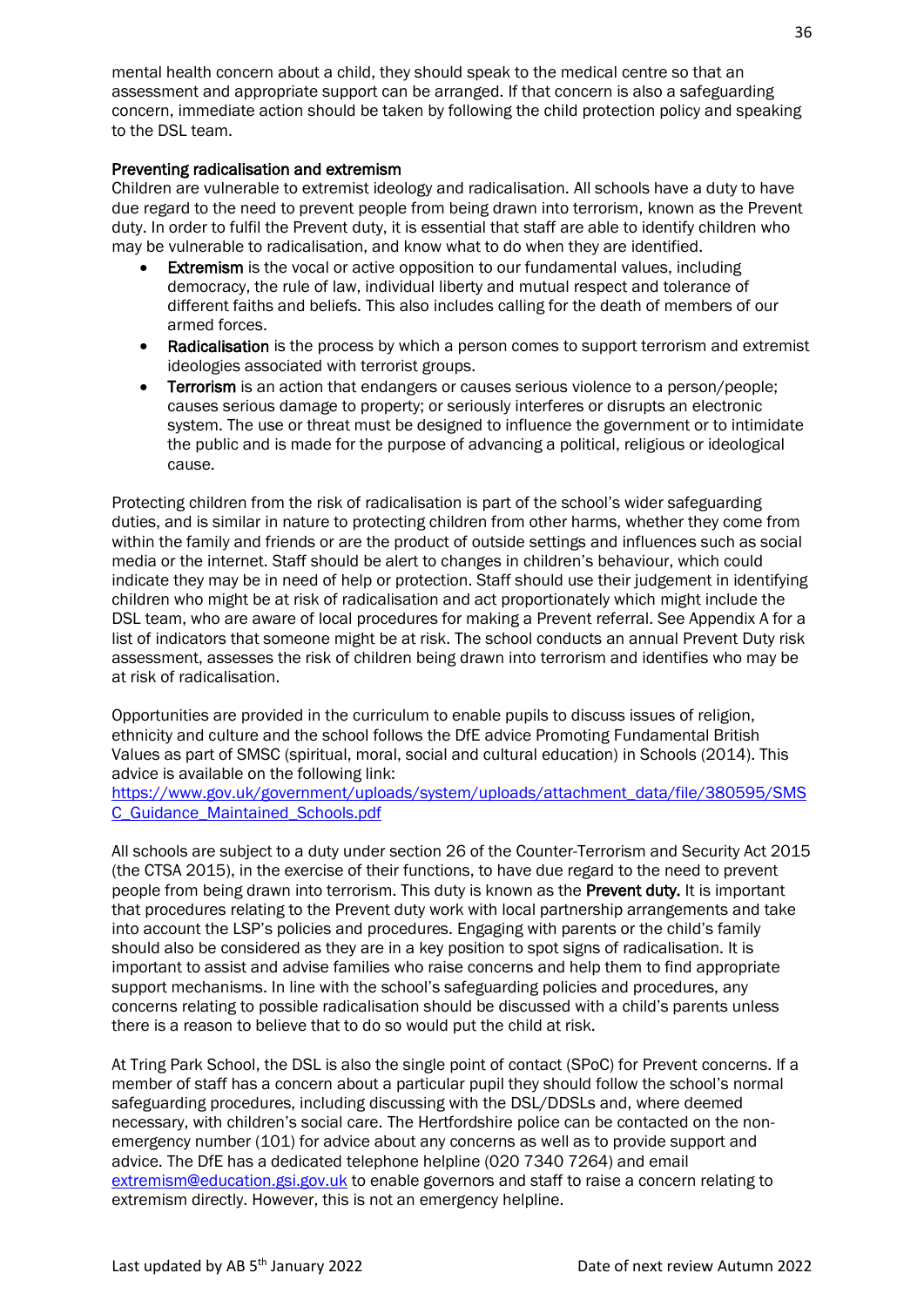mental health concern about a child, they should speak to the medical centre so that an assessment and appropriate support can be arranged. If that concern is also a safeguarding concern, immediate action should be taken by following the child protection policy and speaking to the DSL team.

**Preventing radicalisation and extremism**

Children are vulnerable to extremist ideology and radicalisation. All schools have a duty to have due regard to the need to prevent people from being drawn into terrorism, known as the Prevent duty. In order to fulfil the Prevent duty, it is essential that staff are able to identify children who may be vulnerable to radicalisation, and know what to do when they are identified.

- **Extremism** is the vocal or active opposition to our fundamental values, including democracy, the rule of law, individual liberty and mutual respect and tolerance of different faiths and beliefs. This also includes calling for the death of members of our armed forces.
- **Radicalisation** is the process by which a person comes to support terrorism and extremist ideologies associated with terrorist groups.
- **Terrorism** is an action that endangers or causes serious violence to a person/people; causes serious damage to property; or seriously interferes or disrupts an electronic system. The use or threat must be designed to influence the government or to intimidate the public and is made for the purpose of advancing a political, religious or ideological cause.

Protecting children from the risk of radicalisation is part of the school's wider safeguarding duties, and is similar in nature to protecting children from other harms, whether they come from within the family and friends or are the product of outside settings and influences such as social media or the internet. Staff should be alert to changes in children's behaviour, which could indicate they may be in need of help or protection. Staff should use their judgement in identifying children who might be at risk of radicalisation and act proportionately which might include the DSL team, who are aware of local procedures for making a Prevent referral. See Appendix A for a list of indicators that someone might be at risk. The school conducts an annual Prevent Duty risk assessment, assesses the risk of children being drawn into terrorism and identifies who may be at risk of radicalisation.

Opportunities are provided in the curriculum to enable pupils to discuss issues of religion, ethnicity and culture and the school follows the DfE advice Promoting Fundamental British Values as part of SMSC (spiritual, moral, social and cultural education) in Schools (2014). This advice is available on the following link:
[https://www.gov.uk/government/uploads/system/uploads/attachment_data/file/380595/SMSC_Guidance_Maintained_Schools.pdf](https://www.gov.uk/government/uploads/system/uploads/attachment_data/file/380595/SMSC_Guidance_Maintained_Schools.pdf)

All schools are subject to a duty under section 26 of the Counter-Terrorism and Security Act 2015 (the CTSA 2015), in the exercise of their functions, to have due regard to the need to prevent people from being drawn into terrorism. This duty is known as the **Prevent duty.** It is important that procedures relating to the Prevent duty work with local partnership arrangements and take into account the LSP's policies and procedures. Engaging with parents or the child's family should also be considered as they are in a key position to spot signs of radicalisation. It is important to assist and advise families who raise concerns and help them to find appropriate support mechanisms. In line with the school's safeguarding policies and procedures, any concerns relating to possible radicalisation should be discussed with a child's parents unless there is a reason to believe that to do so would put the child at risk.

At Tring Park School, the DSL is also the single point of contact (SPoC) for Prevent concerns. If a member of staff has a concern about a particular pupil they should follow the school's normal safeguarding procedures, including discussing with the DSL/DDSLs and, where deemed necessary, with children's social care. The Hertfordshire police can be contacted on the non-emergency number (101) for advice about any concerns as well as to provide support and advice. The DfE has a dedicated telephone helpline (020 7340 7264) and email [extremism@education.gsi.gov.uk](mailto:extremism@education.gsi.gov.uk) to enable governors and staff to raise a concern relating to extremism directly. However, this is not an emergency helpline.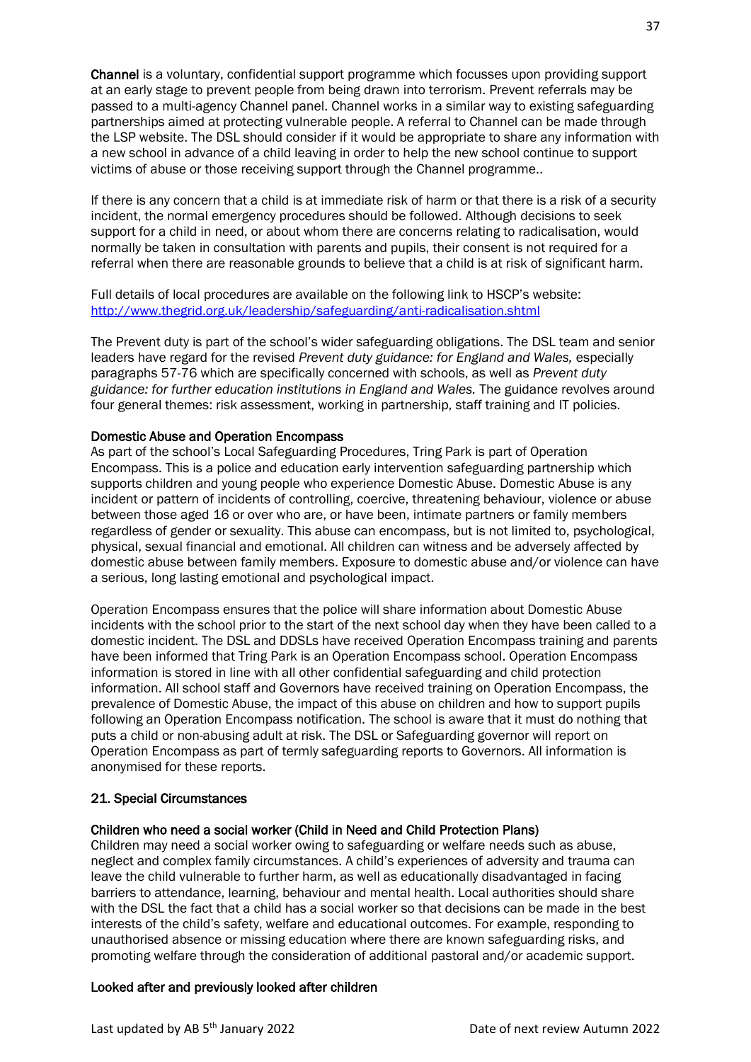**Channel** is a voluntary, confidential support programme which focusses upon providing support at an early stage to prevent people from being drawn into terrorism. Prevent referrals may be passed to a multi-agency Channel panel. Channel works in a similar way to existing safeguarding partnerships aimed at protecting vulnerable people. A referral to Channel can be made through the LSP website. The DSL should consider if it would be appropriate to share any information with a new school in advance of a child leaving in order to help the new school continue to support victims of abuse or those receiving support through the Channel programme..

If there is any concern that a child is at immediate risk of harm or that there is a risk of a security incident, the normal emergency procedures should be followed. Although decisions to seek support for a child in need, or about whom there are concerns relating to radicalisation, would normally be taken in consultation with parents and pupils, their consent is not required for a referral when there are reasonable grounds to believe that a child is at risk of significant harm.

Full details of local procedures are available on the following link to HSCP's website: [http://www.thegrid.org.uk/leadership/safeguarding/anti-radicalisation.shtml](http://www.thegrid.org.uk/leadership/safeguarding/anti-radicalisation.shtml)

The Prevent duty is part of the school's wider safeguarding obligations. The DSL team and senior leaders have regard for the revised *Prevent duty guidance: for England and Wales,* especially paragraphs 57-76 which are specifically concerned with schools, as well as *Prevent duty guidance: for further education institutions in England and Wales.* The guidance revolves around four general themes: risk assessment, working in partnership, staff training and IT policies.

**Domestic Abuse and Operation Encompass**

As part of the school's Local Safeguarding Procedures, Tring Park is part of Operation Encompass. This is a police and education early intervention safeguarding partnership which supports children and young people who experience Domestic Abuse. Domestic Abuse is any incident or pattern of incidents of controlling, coercive, threatening behaviour, violence or abuse between those aged 16 or over who are, or have been, intimate partners or family members regardless of gender or sexuality. This abuse can encompass, but is not limited to, psychological, physical, sexual financial and emotional. All children can witness and be adversely affected by domestic abuse between family members. Exposure to domestic abuse and/or violence can have a serious, long lasting emotional and psychological impact.

Operation Encompass ensures that the police will share information about Domestic Abuse incidents with the school prior to the start of the next school day when they have been called to a domestic incident. The DSL and DDSLs have received Operation Encompass training and parents have been informed that Tring Park is an Operation Encompass school. Operation Encompass information is stored in line with all other confidential safeguarding and child protection information. All school staff and Governors have received training on Operation Encompass, the prevalence of Domestic Abuse, the impact of this abuse on children and how to support pupils following an Operation Encompass notification. The school is aware that it must do nothing that puts a child or non-abusing adult at risk. The DSL or Safeguarding governor will report on Operation Encompass as part of termly safeguarding reports to Governors. All information is anonymised for these reports.

## 21. Special Circumstances

**Children who need a social worker (Child in Need and Child Protection Plans)**

Children may need a social worker owing to safeguarding or welfare needs such as abuse, neglect and complex family circumstances. A child's experiences of adversity and trauma can leave the child vulnerable to further harm, as well as educationally disadvantaged in facing barriers to attendance, learning, behaviour and mental health. Local authorities should share with the DSL the fact that a child has a social worker so that decisions can be made in the best interests of the child's safety, welfare and educational outcomes. For example, responding to unauthorised absence or missing education where there are known safeguarding risks, and promoting welfare through the consideration of additional pastoral and/or academic support.

**Looked after and previously looked after children**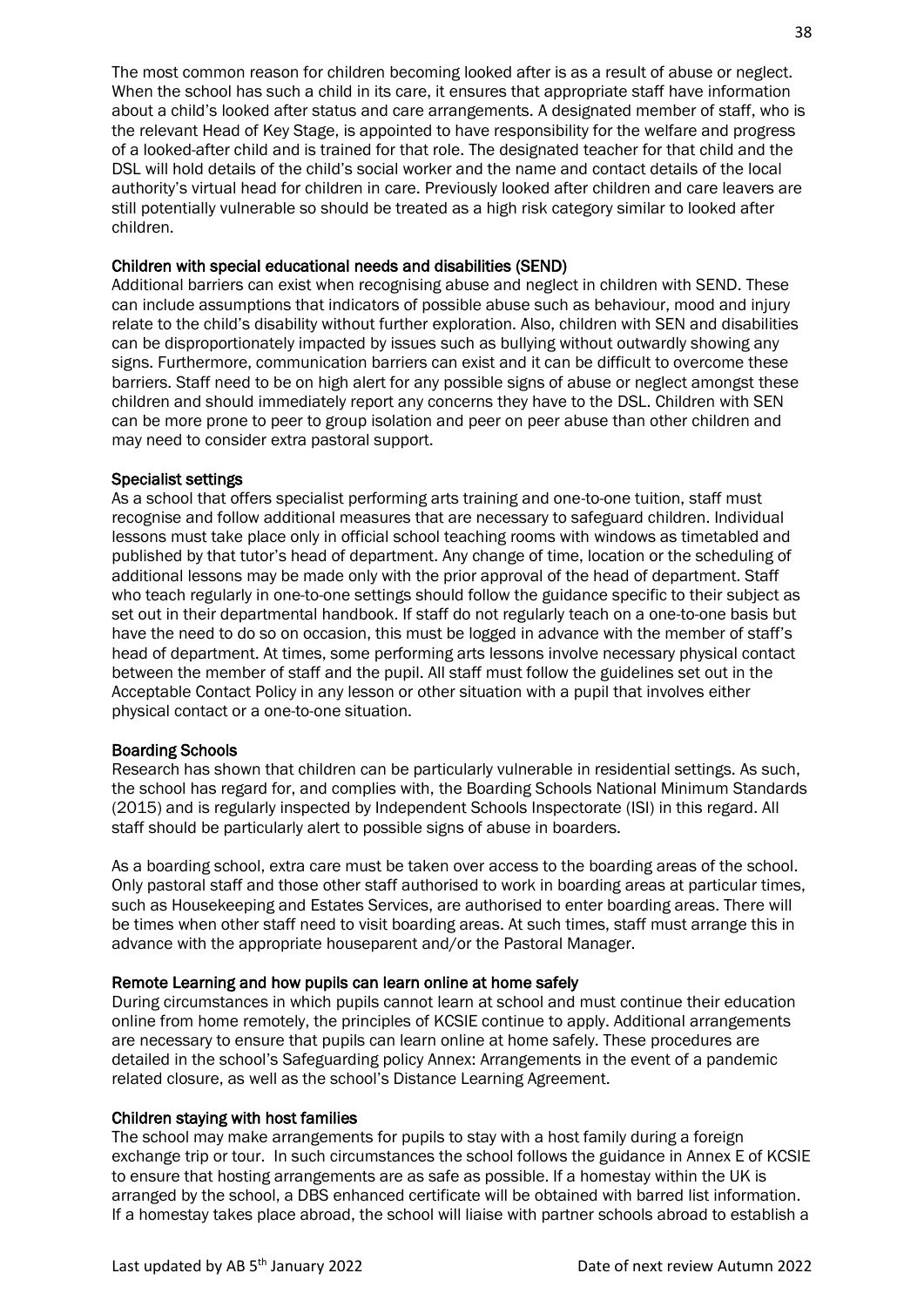The most common reason for children becoming looked after is as a result of abuse or neglect. When the school has such a child in its care, it ensures that appropriate staff have information about a child's looked after status and care arrangements. A designated member of staff, who is the relevant Head of Key Stage, is appointed to have responsibility for the welfare and progress of a looked-after child and is trained for that role. The designated teacher for that child and the DSL will hold details of the child's social worker and the name and contact details of the local authority's virtual head for children in care. Previously looked after children and care leavers are still potentially vulnerable so should be treated as a high risk category similar to looked after children.

### Children with special educational needs and disabilities (SEND)

Additional barriers can exist when recognising abuse and neglect in children with SEND. These can include assumptions that indicators of possible abuse such as behaviour, mood and injury relate to the child's disability without further exploration. Also, children with SEN and disabilities can be disproportionately impacted by issues such as bullying without outwardly showing any signs. Furthermore, communication barriers can exist and it can be difficult to overcome these barriers. Staff need to be on high alert for any possible signs of abuse or neglect amongst these children and should immediately report any concerns they have to the DSL. Children with SEN can be more prone to peer to group isolation and peer on peer abuse than other children and may need to consider extra pastoral support.

### Specialist settings

As a school that offers specialist performing arts training and one-to-one tuition, staff must recognise and follow additional measures that are necessary to safeguard children. Individual lessons must take place only in official school teaching rooms with windows as timetabled and published by that tutor's head of department. Any change of time, location or the scheduling of additional lessons may be made only with the prior approval of the head of department. Staff who teach regularly in one-to-one settings should follow the guidance specific to their subject as set out in their departmental handbook. If staff do not regularly teach on a one-to-one basis but have the need to do so on occasion, this must be logged in advance with the member of staff's head of department. At times, some performing arts lessons involve necessary physical contact between the member of staff and the pupil. All staff must follow the guidelines set out in the Acceptable Contact Policy in any lesson or other situation with a pupil that involves either physical contact or a one-to-one situation.

### Boarding Schools

Research has shown that children can be particularly vulnerable in residential settings. As such, the school has regard for, and complies with, the Boarding Schools National Minimum Standards (2015) and is regularly inspected by Independent Schools Inspectorate (ISI) in this regard. All staff should be particularly alert to possible signs of abuse in boarders.

As a boarding school, extra care must be taken over access to the boarding areas of the school. Only pastoral staff and those other staff authorised to work in boarding areas at particular times, such as Housekeeping and Estates Services, are authorised to enter boarding areas. There will be times when other staff need to visit boarding areas. At such times, staff must arrange this in advance with the appropriate houseparent and/or the Pastoral Manager.

### Remote Learning and how pupils can learn online at home safely

During circumstances in which pupils cannot learn at school and must continue their education online from home remotely, the principles of KCSIE continue to apply. Additional arrangements are necessary to ensure that pupils can learn online at home safely. These procedures are detailed in the school's Safeguarding policy Annex: Arrangements in the event of a pandemic related closure, as well as the school's Distance Learning Agreement.

### Children staying with host families

The school may make arrangements for pupils to stay with a host family during a foreign exchange trip or tour. In such circumstances the school follows the guidance in Annex E of KCSIE to ensure that hosting arrangements are as safe as possible. If a homestay within the UK is arranged by the school, a DBS enhanced certificate will be obtained with barred list information. If a homestay takes place abroad, the school will liaise with partner schools abroad to establish a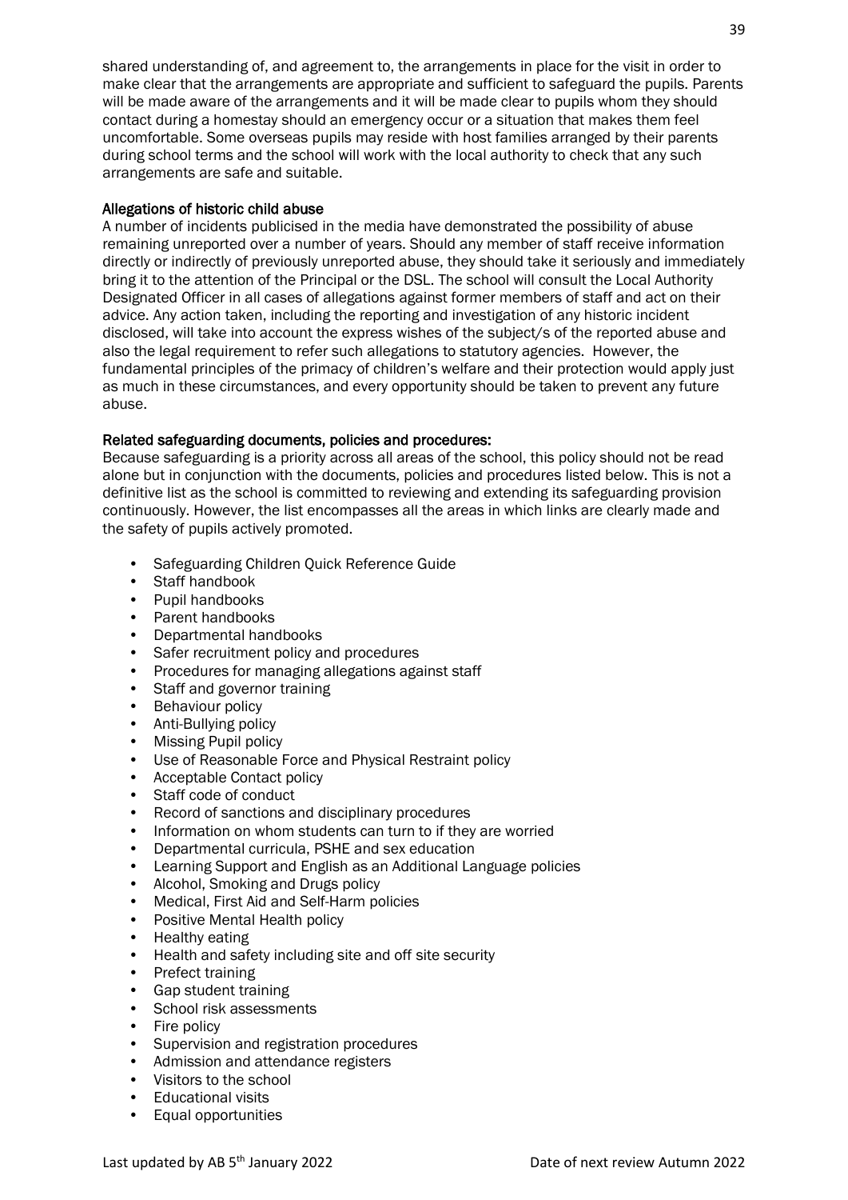shared understanding of, and agreement to, the arrangements in place for the visit in order to make clear that the arrangements are appropriate and sufficient to safeguard the pupils. Parents will be made aware of the arrangements and it will be made clear to pupils whom they should contact during a homestay should an emergency occur or a situation that makes them feel uncomfortable. Some overseas pupils may reside with host families arranged by their parents during school terms and the school will work with the local authority to check that any such arrangements are safe and suitable.

**Allegations of historic child abuse**

A number of incidents publicised in the media have demonstrated the possibility of abuse remaining unreported over a number of years. Should any member of staff receive information directly or indirectly of previously unreported abuse, they should take it seriously and immediately bring it to the attention of the Principal or the DSL. The school will consult the Local Authority Designated Officer in all cases of allegations against former members of staff and act on their advice. Any action taken, including the reporting and investigation of any historic incident disclosed, will take into account the express wishes of the subject/s of the reported abuse and also the legal requirement to refer such allegations to statutory agencies. However, the fundamental principles of the primacy of children's welfare and their protection would apply just as much in these circumstances, and every opportunity should be taken to prevent any future abuse.

**Related safeguarding documents, policies and procedures:**

Because safeguarding is a priority across all areas of the school, this policy should not be read alone but in conjunction with the documents, policies and procedures listed below. This is not a definitive list as the school is committed to reviewing and extending its safeguarding provision continuously. However, the list encompasses all the areas in which links are clearly made and the safety of pupils actively promoted.

- Safeguarding Children Quick Reference Guide
- Staff handbook
- Pupil handbooks
- Parent handbooks
- Departmental handbooks
- Safer recruitment policy and procedures
- Procedures for managing allegations against staff
- Staff and governor training
- Behaviour policy
- Anti-Bullying policy
- Missing Pupil policy
- Use of Reasonable Force and Physical Restraint policy
- Acceptable Contact policy
- Staff code of conduct
- Record of sanctions and disciplinary procedures
- Information on whom students can turn to if they are worried
- Departmental curricula, PSHE and sex education
- Learning Support and English as an Additional Language policies
- Alcohol, Smoking and Drugs policy
- Medical, First Aid and Self-Harm policies
- Positive Mental Health policy
- Healthy eating
- Health and safety including site and off site security
- Prefect training
- Gap student training
- School risk assessments
- Fire policy
- Supervision and registration procedures
- Admission and attendance registers
- Visitors to the school
- Educational visits
- Equal opportunities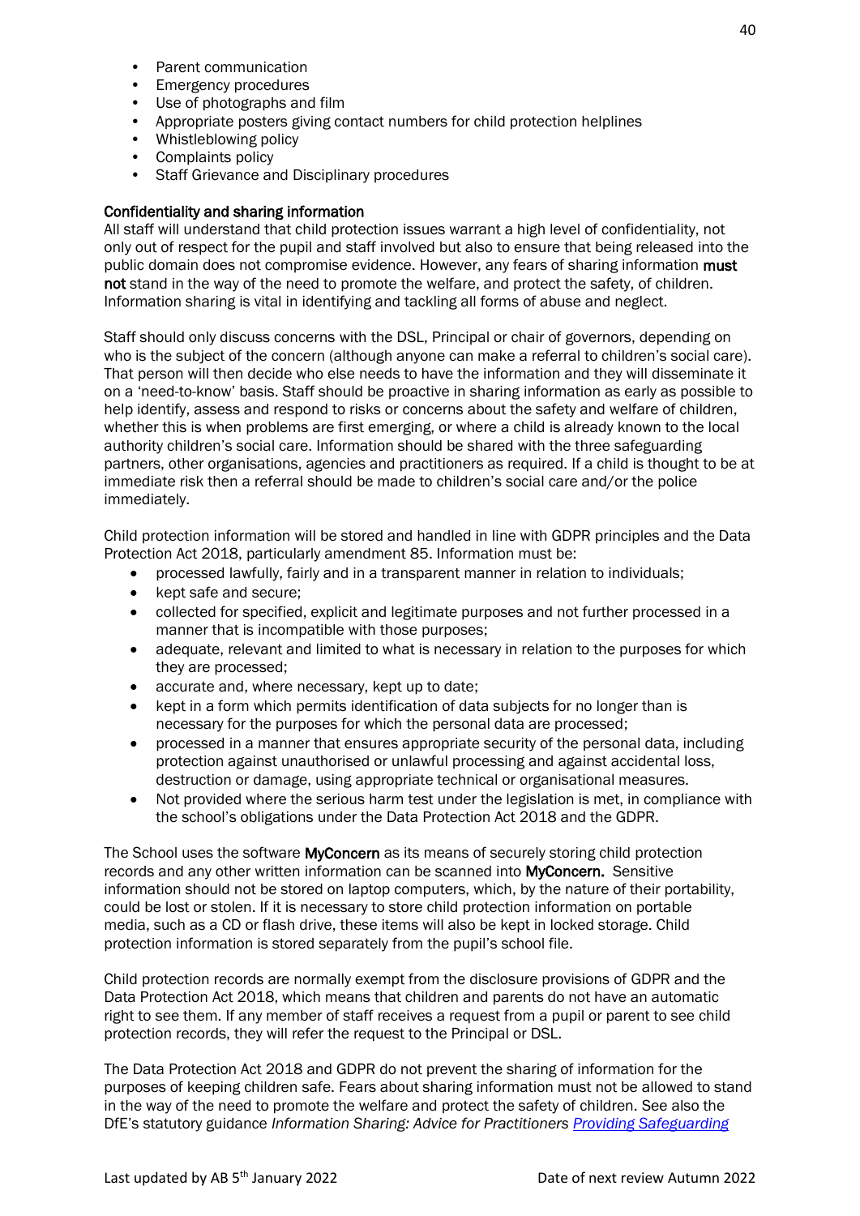- Parent communication
- Emergency procedures
- Use of photographs and film
- Appropriate posters giving contact numbers for child protection helplines
- Whistleblowing policy
- Complaints policy
- Staff Grievance and Disciplinary procedures

### Confidentiality and sharing information

All staff will understand that child protection issues warrant a high level of confidentiality, not only out of respect for the pupil and staff involved but also to ensure that being released into the public domain does not compromise evidence. However, any fears of sharing information **must not** stand in the way of the need to promote the welfare, and protect the safety, of children. Information sharing is vital in identifying and tackling all forms of abuse and neglect.

Staff should only discuss concerns with the DSL, Principal or chair of governors, depending on who is the subject of the concern (although anyone can make a referral to children's social care). That person will then decide who else needs to have the information and they will disseminate it on a 'need-to-know' basis. Staff should be proactive in sharing information as early as possible to help identify, assess and respond to risks or concerns about the safety and welfare of children, whether this is when problems are first emerging, or where a child is already known to the local authority children's social care. Information should be shared with the three safeguarding partners, other organisations, agencies and practitioners as required. If a child is thought to be at immediate risk then a referral should be made to children's social care and/or the police immediately.

Child protection information will be stored and handled in line with GDPR principles and the Data Protection Act 2018, particularly amendment 85. Information must be:

- processed lawfully, fairly and in a transparent manner in relation to individuals;
- kept safe and secure;
- collected for specified, explicit and legitimate purposes and not further processed in a manner that is incompatible with those purposes;
- adequate, relevant and limited to what is necessary in relation to the purposes for which they are processed;
- accurate and, where necessary, kept up to date;
- kept in a form which permits identification of data subjects for no longer than is necessary for the purposes for which the personal data are processed;
- processed in a manner that ensures appropriate security of the personal data, including protection against unauthorised or unlawful processing and against accidental loss, destruction or damage, using appropriate technical or organisational measures.
- Not provided where the serious harm test under the legislation is met, in compliance with the school's obligations under the Data Protection Act 2018 and the GDPR.

The School uses the software **MyConcern** as its means of securely storing child protection records and any other written information can be scanned into **MyConcern.** Sensitive information should not be stored on laptop computers, which, by the nature of their portability, could be lost or stolen. If it is necessary to store child protection information on portable media, such as a CD or flash drive, these items will also be kept in locked storage. Child protection information is stored separately from the pupil's school file.

Child protection records are normally exempt from the disclosure provisions of GDPR and the Data Protection Act 2018, which means that children and parents do not have an automatic right to see them. If any member of staff receives a request from a pupil or parent to see child protection records, they will refer the request to the Principal or DSL.

The Data Protection Act 2018 and GDPR do not prevent the sharing of information for the purposes of keeping children safe. Fears about sharing information must not be allowed to stand in the way of the need to promote the welfare and protect the safety of children. See also the DfE's statutory guidance *Information Sharing: Advice for Practitioners* [Providing Safeguarding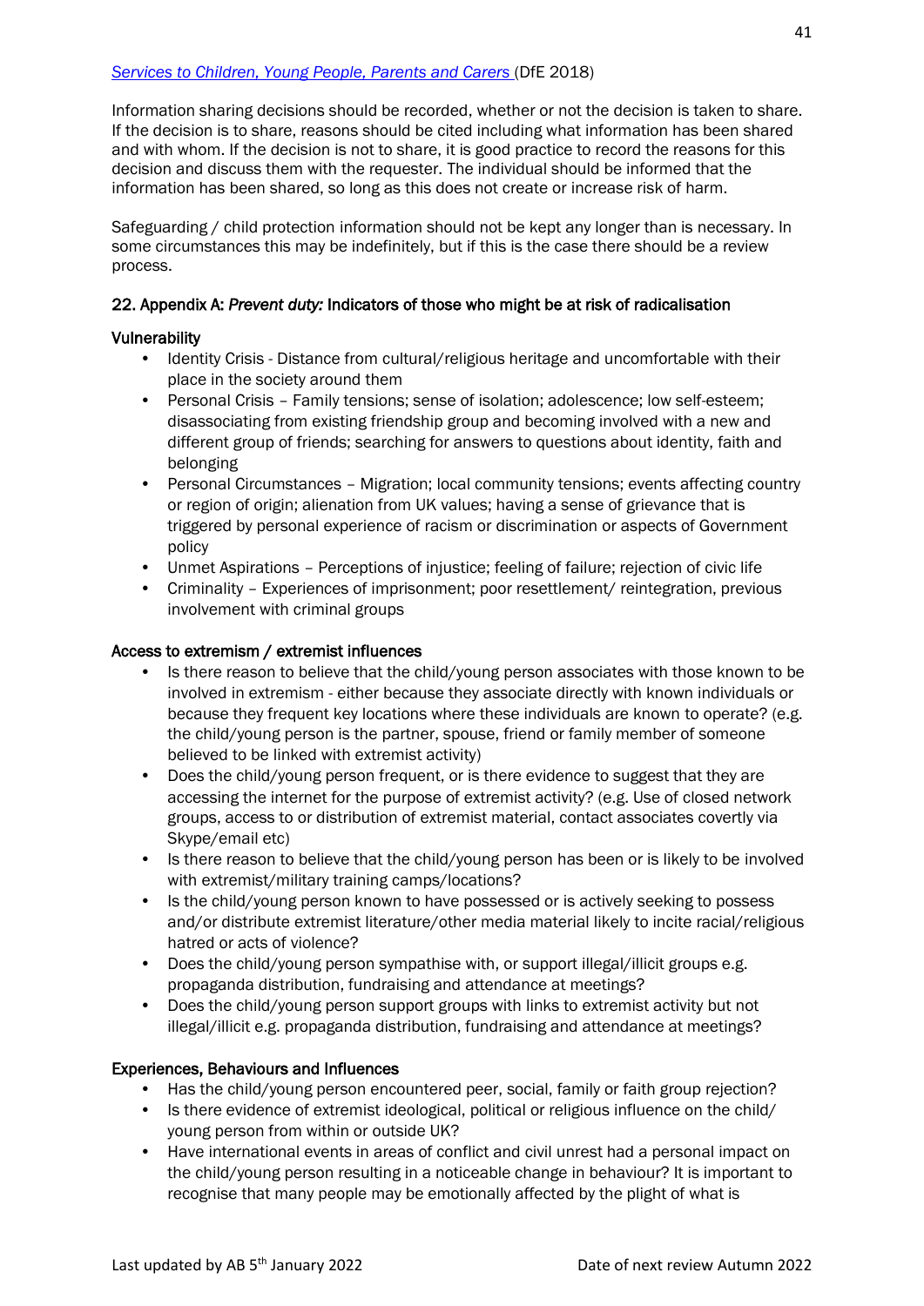*Services to Children, Young People, Parents and Carers* (DfE 2018)

Information sharing decisions should be recorded, whether or not the decision is taken to share. If the decision is to share, reasons should be cited including what information has been shared and with whom. If the decision is not to share, it is good practice to record the reasons for this decision and discuss them with the requester. The individual should be informed that the information has been shared, so long as this does not create or increase risk of harm.

Safeguarding / child protection information should not be kept any longer than is necessary. In some circumstances this may be indefinitely, but if this is the case there should be a review process.

## 22. Appendix A: *Prevent duty:* Indicators of those who might be at risk of radicalisation

### Vulnerability

- Identity Crisis - Distance from cultural/religious heritage and uncomfortable with their place in the society around them
- Personal Crisis – Family tensions; sense of isolation; adolescence; low self-esteem; disassociating from existing friendship group and becoming involved with a new and different group of friends; searching for answers to questions about identity, faith and belonging
- Personal Circumstances – Migration; local community tensions; events affecting country or region of origin; alienation from UK values; having a sense of grievance that is triggered by personal experience of racism or discrimination or aspects of Government policy
- Unmet Aspirations – Perceptions of injustice; feeling of failure; rejection of civic life
- Criminality – Experiences of imprisonment; poor resettlement/ reintegration, previous involvement with criminal groups

### Access to extremism / extremist influences

- Is there reason to believe that the child/young person associates with those known to be involved in extremism - either because they associate directly with known individuals or because they frequent key locations where these individuals are known to operate? (e.g. the child/young person is the partner, spouse, friend or family member of someone believed to be linked with extremist activity)
- Does the child/young person frequent, or is there evidence to suggest that they are accessing the internet for the purpose of extremist activity? (e.g. Use of closed network groups, access to or distribution of extremist material, contact associates covertly via Skype/email etc)
- Is there reason to believe that the child/young person has been or is likely to be involved with extremist/military training camps/locations?
- Is the child/young person known to have possessed or is actively seeking to possess and/or distribute extremist literature/other media material likely to incite racial/religious hatred or acts of violence?
- Does the child/young person sympathise with, or support illegal/illicit groups e.g. propaganda distribution, fundraising and attendance at meetings?
- Does the child/young person support groups with links to extremist activity but not illegal/illicit e.g. propaganda distribution, fundraising and attendance at meetings?

### Experiences, Behaviours and Influences

- Has the child/young person encountered peer, social, family or faith group rejection?
- Is there evidence of extremist ideological, political or religious influence on the child/ young person from within or outside UK?
- Have international events in areas of conflict and civil unrest had a personal impact on the child/young person resulting in a noticeable change in behaviour? It is important to recognise that many people may be emotionally affected by the plight of what is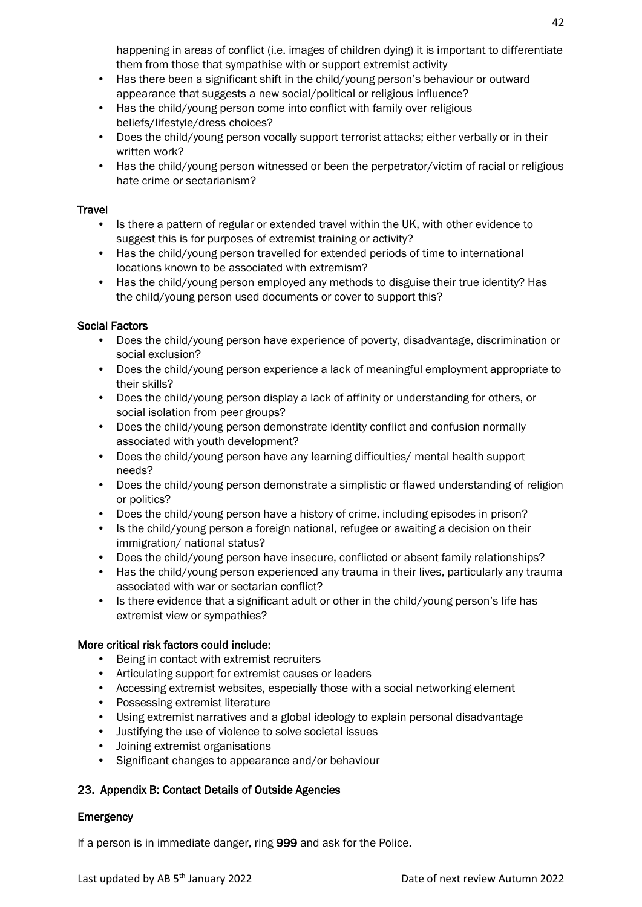happening in areas of conflict (i.e. images of children dying) it is important to differentiate them from those that sympathise with or support extremist activity

- Has there been a significant shift in the child/young person's behaviour or outward appearance that suggests a new social/political or religious influence?
- Has the child/young person come into conflict with family over religious beliefs/lifestyle/dress choices?
- Does the child/young person vocally support terrorist attacks; either verbally or in their written work?
- Has the child/young person witnessed or been the perpetrator/victim of racial or religious hate crime or sectarianism?

**Travel**

- Is there a pattern of regular or extended travel within the UK, with other evidence to suggest this is for purposes of extremist training or activity?
- Has the child/young person travelled for extended periods of time to international locations known to be associated with extremism?
- Has the child/young person employed any methods to disguise their true identity? Has the child/young person used documents or cover to support this?

**Social Factors**

- Does the child/young person have experience of poverty, disadvantage, discrimination or social exclusion?
- Does the child/young person experience a lack of meaningful employment appropriate to their skills?
- Does the child/young person display a lack of affinity or understanding for others, or social isolation from peer groups?
- Does the child/young person demonstrate identity conflict and confusion normally associated with youth development?
- Does the child/young person have any learning difficulties/ mental health support needs?
- Does the child/young person demonstrate a simplistic or flawed understanding of religion or politics?
- Does the child/young person have a history of crime, including episodes in prison?
- Is the child/young person a foreign national, refugee or awaiting a decision on their immigration/ national status?
- Does the child/young person have insecure, conflicted or absent family relationships?
- Has the child/young person experienced any trauma in their lives, particularly any trauma associated with war or sectarian conflict?
- Is there evidence that a significant adult or other in the child/young person's life has extremist view or sympathies?

**More critical risk factors could include:**

- Being in contact with extremist recruiters
- Articulating support for extremist causes or leaders
- Accessing extremist websites, especially those with a social networking element
- Possessing extremist literature
- Using extremist narratives and a global ideology to explain personal disadvantage
- Justifying the use of violence to solve societal issues
- Joining extremist organisations
- Significant changes to appearance and/or behaviour

## 23. Appendix B: Contact Details of Outside Agencies

### Emergency

If a person is in immediate danger, ring **999** and ask for the Police.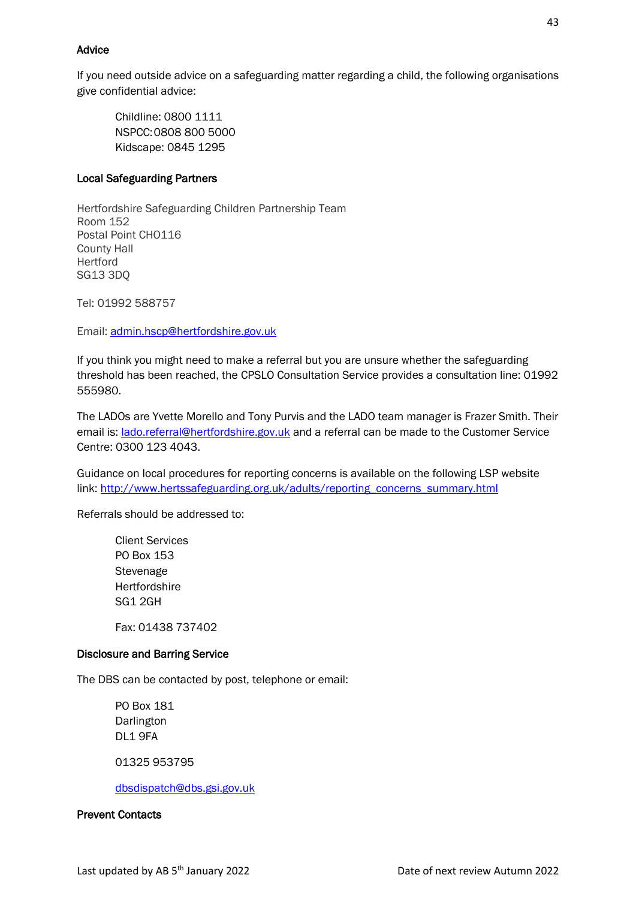### Advice

If you need outside advice on a safeguarding matter regarding a child, the following organisations give confidential advice:

> Childline: 0800 1111
> NSPCC: 0808 800 5000
> Kidscape: 0845 1295

### Local Safeguarding Partners

Hertfordshire Safeguarding Children Partnership Team
Room 152
Postal Point CHO116
County Hall
Hertford
SG13 3DQ

Tel: 01992 588757

Email: admin.hscp@hertfordshire.gov.uk

If you think you might need to make a referral but you are unsure whether the safeguarding threshold has been reached, the CPSLO Consultation Service provides a consultation line: 01992 555980.

The LADOs are Yvette Morello and Tony Purvis and the LADO team manager is Frazer Smith. Their email is: lado.referral@hertfordshire.gov.uk and a referral can be made to the Customer Service Centre: 0300 123 4043.

Guidance on local procedures for reporting concerns is available on the following LSP website link: http://www.hertssafeguarding.org.uk/adults/reporting_concerns_summary.html

Referrals should be addressed to:

> Client Services
> PO Box 153
> Stevenage
> Hertfordshire
> SG1 2GH
>
> Fax: 01438 737402

### Disclosure and Barring Service

The DBS can be contacted by post, telephone or email:

> PO Box 181
> Darlington
> DL1 9FA
>
> 01325 953795
>
> dbsdispatch@dbs.gsi.gov.uk

### Prevent Contacts

Last updated by AB 5th January 2022 | Date of next review Autumn 2022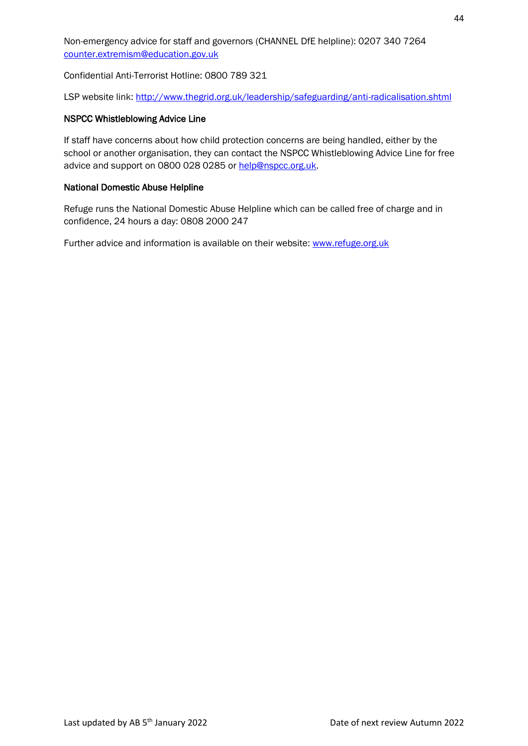Non-emergency advice for staff and governors (CHANNEL DfE helpline): 0207 340 7264
counter.extremism@education.gov.uk

Confidential Anti-Terrorist Hotline: 0800 789 321

LSP website link: http://www.thegrid.org.uk/leadership/safeguarding/anti-radicalisation.shtml

### NSPCC Whistleblowing Advice Line

If staff have concerns about how child protection concerns are being handled, either by the school or another organisation, they can contact the NSPCC Whistleblowing Advice Line for free advice and support on 0800 028 0285 or help@nspcc.org.uk.

### National Domestic Abuse Helpline

Refuge runs the National Domestic Abuse Helpline which can be called free of charge and in confidence, 24 hours a day: 0808 2000 247

Further advice and information is available on their website: www.refuge.org.uk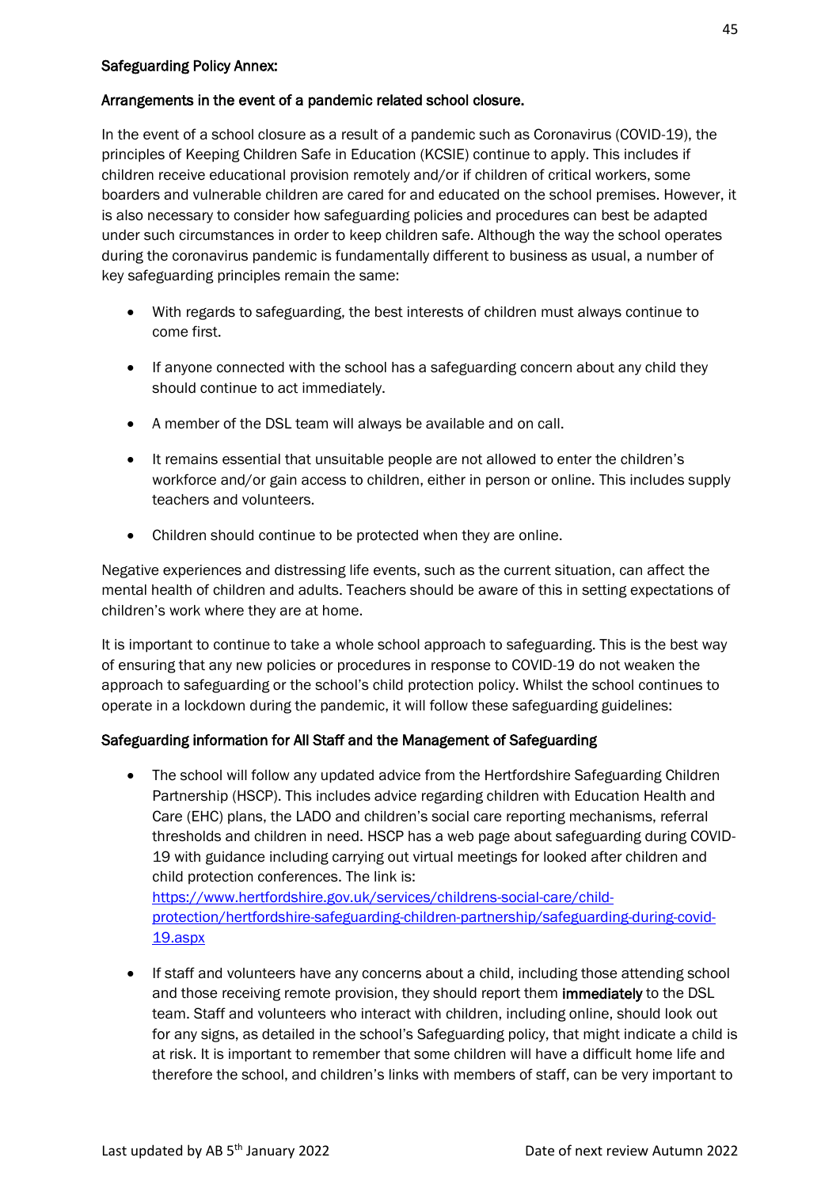**Safeguarding Policy Annex:**

**Arrangements in the event of a pandemic related school closure.**

In the event of a school closure as a result of a pandemic such as Coronavirus (COVID-19), the principles of Keeping Children Safe in Education (KCSIE) continue to apply. This includes if children receive educational provision remotely and/or if children of critical workers, some boarders and vulnerable children are cared for and educated on the school premises. However, it is also necessary to consider how safeguarding policies and procedures can best be adapted under such circumstances in order to keep children safe. Although the way the school operates during the coronavirus pandemic is fundamentally different to business as usual, a number of key safeguarding principles remain the same:

- With regards to safeguarding, the best interests of children must always continue to come first.
- If anyone connected with the school has a safeguarding concern about any child they should continue to act immediately.
- A member of the DSL team will always be available and on call.
- It remains essential that unsuitable people are not allowed to enter the children's workforce and/or gain access to children, either in person or online. This includes supply teachers and volunteers.
- Children should continue to be protected when they are online.

Negative experiences and distressing life events, such as the current situation, can affect the mental health of children and adults. Teachers should be aware of this in setting expectations of children's work where they are at home.

It is important to continue to take a whole school approach to safeguarding. This is the best way of ensuring that any new policies or procedures in response to COVID-19 do not weaken the approach to safeguarding or the school's child protection policy. Whilst the school continues to operate in a lockdown during the pandemic, it will follow these safeguarding guidelines:

**Safeguarding information for All Staff and the Management of Safeguarding**

- The school will follow any updated advice from the Hertfordshire Safeguarding Children Partnership (HSCP). This includes advice regarding children with Education Health and Care (EHC) plans, the LADO and children's social care reporting mechanisms, referral thresholds and children in need. HSCP has a web page about safeguarding during COVID-19 with guidance including carrying out virtual meetings for looked after children and child protection conferences. The link is: [https://www.hertfordshire.gov.uk/services/childrens-social-care/child-protection/hertfordshire-safeguarding-children-partnership/safeguarding-during-covid-19.aspx](https://www.hertfordshire.gov.uk/services/childrens-social-care/child-protection/hertfordshire-safeguarding-children-partnership/safeguarding-during-covid-19.aspx)
- If staff and volunteers have any concerns about a child, including those attending school and those receiving remote provision, they should report them **immediately** to the DSL team. Staff and volunteers who interact with children, including online, should look out for any signs, as detailed in the school's Safeguarding policy, that might indicate a child is at risk. It is important to remember that some children will have a difficult home life and therefore the school, and children's links with members of staff, can be very important to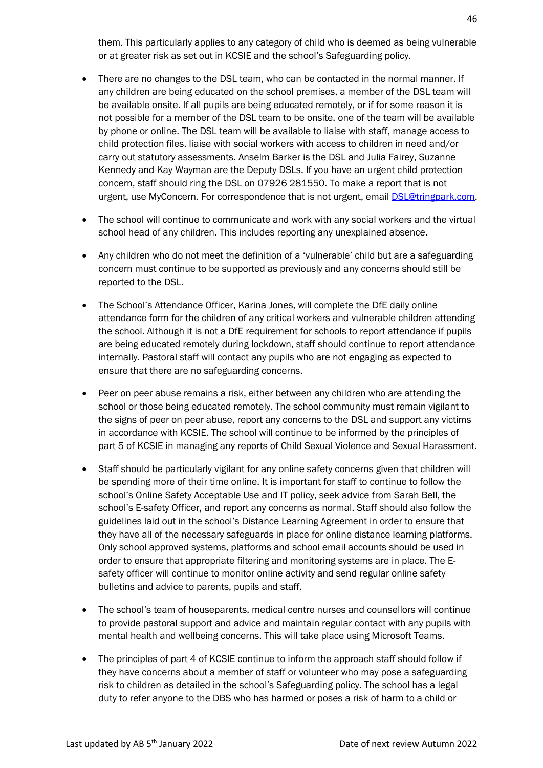them. This particularly applies to any category of child who is deemed as being vulnerable or at greater risk as set out in KCSIE and the school's Safeguarding policy.

- There are no changes to the DSL team, who can be contacted in the normal manner. If any children are being educated on the school premises, a member of the DSL team will be available onsite. If all pupils are being educated remotely, or if for some reason it is not possible for a member of the DSL team to be onsite, one of the team will be available by phone or online. The DSL team will be available to liaise with staff, manage access to child protection files, liaise with social workers with access to children in need and/or carry out statutory assessments. Anselm Barker is the DSL and Julia Fairey, Suzanne Kennedy and Kay Wayman are the Deputy DSLs. If you have an urgent child protection concern, staff should ring the DSL on 07926 281550. To make a report that is not urgent, use MyConcern. For correspondence that is not urgent, email [DSL@tringpark.com](mailto:DSL@tringpark.com).

- The school will continue to communicate and work with any social workers and the virtual school head of any children. This includes reporting any unexplained absence.

- Any children who do not meet the definition of a 'vulnerable' child but are a safeguarding concern must continue to be supported as previously and any concerns should still be reported to the DSL.

- The School's Attendance Officer, Karina Jones, will complete the DfE daily online attendance form for the children of any critical workers and vulnerable children attending the school. Although it is not a DfE requirement for schools to report attendance if pupils are being educated remotely during lockdown, staff should continue to report attendance internally. Pastoral staff will contact any pupils who are not engaging as expected to ensure that there are no safeguarding concerns.

- Peer on peer abuse remains a risk, either between any children who are attending the school or those being educated remotely. The school community must remain vigilant to the signs of peer on peer abuse, report any concerns to the DSL and support any victims in accordance with KCSIE. The school will continue to be informed by the principles of part 5 of KCSIE in managing any reports of Child Sexual Violence and Sexual Harassment.

- Staff should be particularly vigilant for any online safety concerns given that children will be spending more of their time online. It is important for staff to continue to follow the school's Online Safety Acceptable Use and IT policy, seek advice from Sarah Bell, the school's E-safety Officer, and report any concerns as normal. Staff should also follow the guidelines laid out in the school's Distance Learning Agreement in order to ensure that they have all of the necessary safeguards in place for online distance learning platforms. Only school approved systems, platforms and school email accounts should be used in order to ensure that appropriate filtering and monitoring systems are in place. The E-safety officer will continue to monitor online activity and send regular online safety bulletins and advice to parents, pupils and staff.

- The school's team of houseparents, medical centre nurses and counsellors will continue to provide pastoral support and advice and maintain regular contact with any pupils with mental health and wellbeing concerns. This will take place using Microsoft Teams.

- The principles of part 4 of KCSIE continue to inform the approach staff should follow if they have concerns about a member of staff or volunteer who may pose a safeguarding risk to children as detailed in the school's Safeguarding policy. The school has a legal duty to refer anyone to the DBS who has harmed or poses a risk of harm to a child or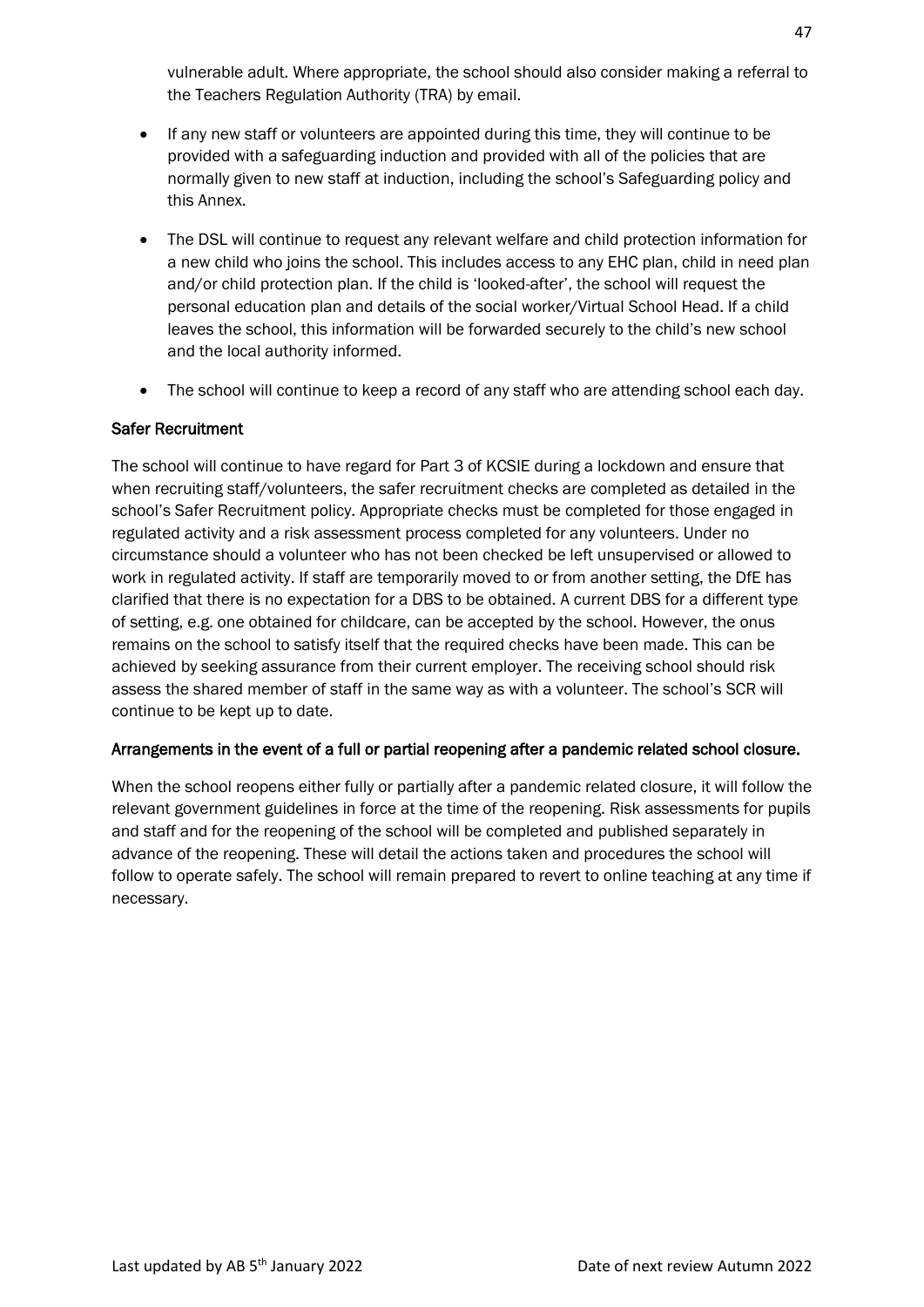vulnerable adult. Where appropriate, the school should also consider making a referral to the Teachers Regulation Authority (TRA) by email.

- If any new staff or volunteers are appointed during this time, they will continue to be provided with a safeguarding induction and provided with all of the policies that are normally given to new staff at induction, including the school's Safeguarding policy and this Annex.
- The DSL will continue to request any relevant welfare and child protection information for a new child who joins the school. This includes access to any EHC plan, child in need plan and/or child protection plan. If the child is 'looked-after', the school will request the personal education plan and details of the social worker/Virtual School Head. If a child leaves the school, this information will be forwarded securely to the child's new school and the local authority informed.
- The school will continue to keep a record of any staff who are attending school each day.

## Safer Recruitment

The school will continue to have regard for Part 3 of KCSIE during a lockdown and ensure that when recruiting staff/volunteers, the safer recruitment checks are completed as detailed in the school's Safer Recruitment policy. Appropriate checks must be completed for those engaged in regulated activity and a risk assessment process completed for any volunteers. Under no circumstance should a volunteer who has not been checked be left unsupervised or allowed to work in regulated activity. If staff are temporarily moved to or from another setting, the DfE has clarified that there is no expectation for a DBS to be obtained. A current DBS for a different type of setting, e.g. one obtained for childcare, can be accepted by the school. However, the onus remains on the school to satisfy itself that the required checks have been made. This can be achieved by seeking assurance from their current employer. The receiving school should risk assess the shared member of staff in the same way as with a volunteer. The school's SCR will continue to be kept up to date.

## Arrangements in the event of a full or partial reopening after a pandemic related school closure.

When the school reopens either fully or partially after a pandemic related closure, it will follow the relevant government guidelines in force at the time of the reopening. Risk assessments for pupils and staff and for the reopening of the school will be completed and published separately in advance of the reopening. These will detail the actions taken and procedures the school will follow to operate safely. The school will remain prepared to revert to online teaching at any time if necessary.